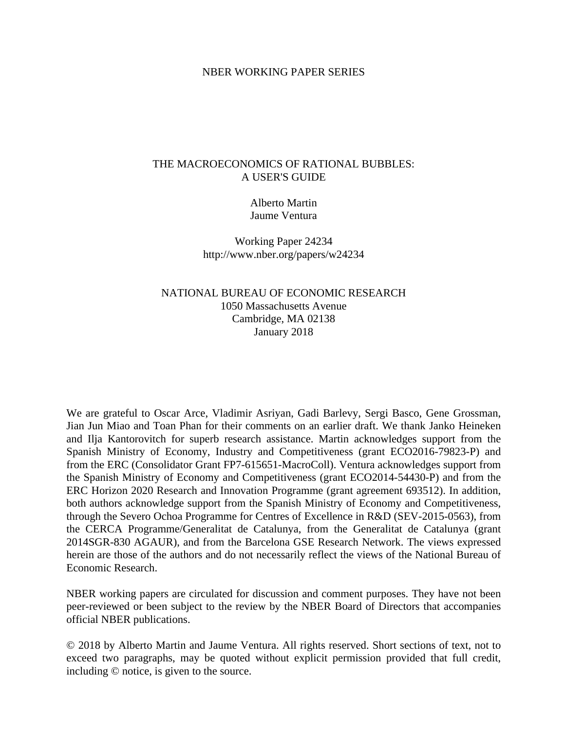NBER WORKING PAPER SERIES

# THE MACROECONOMICS OF RATIONAL BUBBLES: A USER'S GUIDE

Alberto Martin
Jaume Ventura

Working Paper 24234
http://www.nber.org/papers/w24234

NATIONAL BUREAU OF ECONOMIC RESEARCH
1050 Massachusetts Avenue
Cambridge, MA 02138
January 2018

We are grateful to Oscar Arce, Vladimir Asriyan, Gadi Barlevy, Sergi Basco, Gene Grossman, Jian Jun Miao and Toan Phan for their comments on an earlier draft. We thank Janko Heineken and Ilja Kantorovitch for superb research assistance. Martin acknowledges support from the Spanish Ministry of Economy, Industry and Competitiveness (grant ECO2016-79823-P) and from the ERC (Consolidator Grant FP7-615651-MacroColl). Ventura acknowledges support from the Spanish Ministry of Economy and Competitiveness (grant ECO2014-54430-P) and from the ERC Horizon 2020 Research and Innovation Programme (grant agreement 693512). In addition, both authors acknowledge support from the Spanish Ministry of Economy and Competitiveness, through the Severo Ochoa Programme for Centres of Excellence in R&D (SEV-2015-0563), from the CERCA Programme/Generalitat de Catalunya, from the Generalitat de Catalunya (grant 2014SGR-830 AGAUR), and from the Barcelona GSE Research Network. The views expressed herein are those of the authors and do not necessarily reflect the views of the National Bureau of Economic Research.

NBER working papers are circulated for discussion and comment purposes. They have not been peer-reviewed or been subject to the review by the NBER Board of Directors that accompanies official NBER publications.

© 2018 by Alberto Martin and Jaume Ventura. All rights reserved. Short sections of text, not to exceed two paragraphs, may be quoted without explicit permission provided that full credit, including © notice, is given to the source.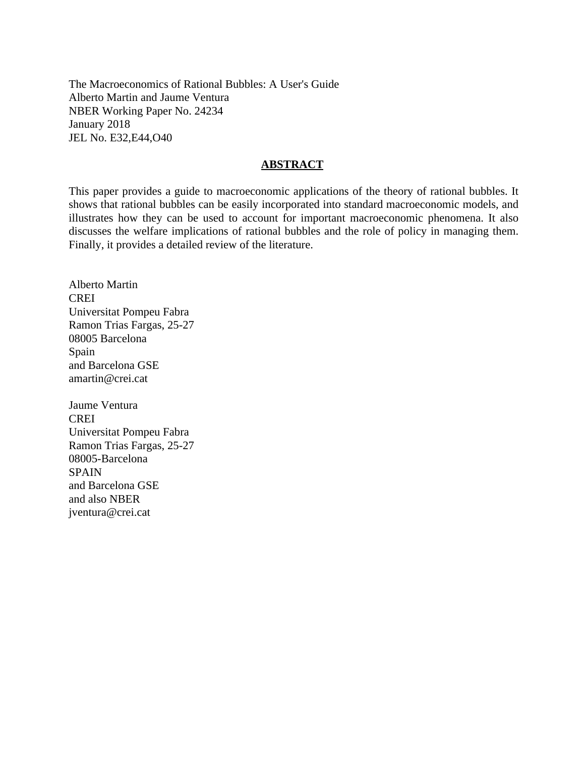The Macroeconomics of Rational Bubbles: A User's Guide
Alberto Martin and Jaume Ventura
NBER Working Paper No. 24234
January 2018
JEL No. E32,E44,O40

## ABSTRACT

This paper provides a guide to macroeconomic applications of the theory of rational bubbles. It shows that rational bubbles can be easily incorporated into standard macroeconomic models, and illustrates how they can be used to account for important macroeconomic phenomena. It also discusses the welfare implications of rational bubbles and the role of policy in managing them. Finally, it provides a detailed review of the literature.

Alberto Martin
CREI
Universitat Pompeu Fabra
Ramon Trias Fargas, 25-27
08005 Barcelona
Spain
and Barcelona GSE
amartin@crei.cat

Jaume Ventura
CREI
Universitat Pompeu Fabra
Ramon Trias Fargas, 25-27
08005-Barcelona
SPAIN
and Barcelona GSE
and also NBER
jventura@crei.cat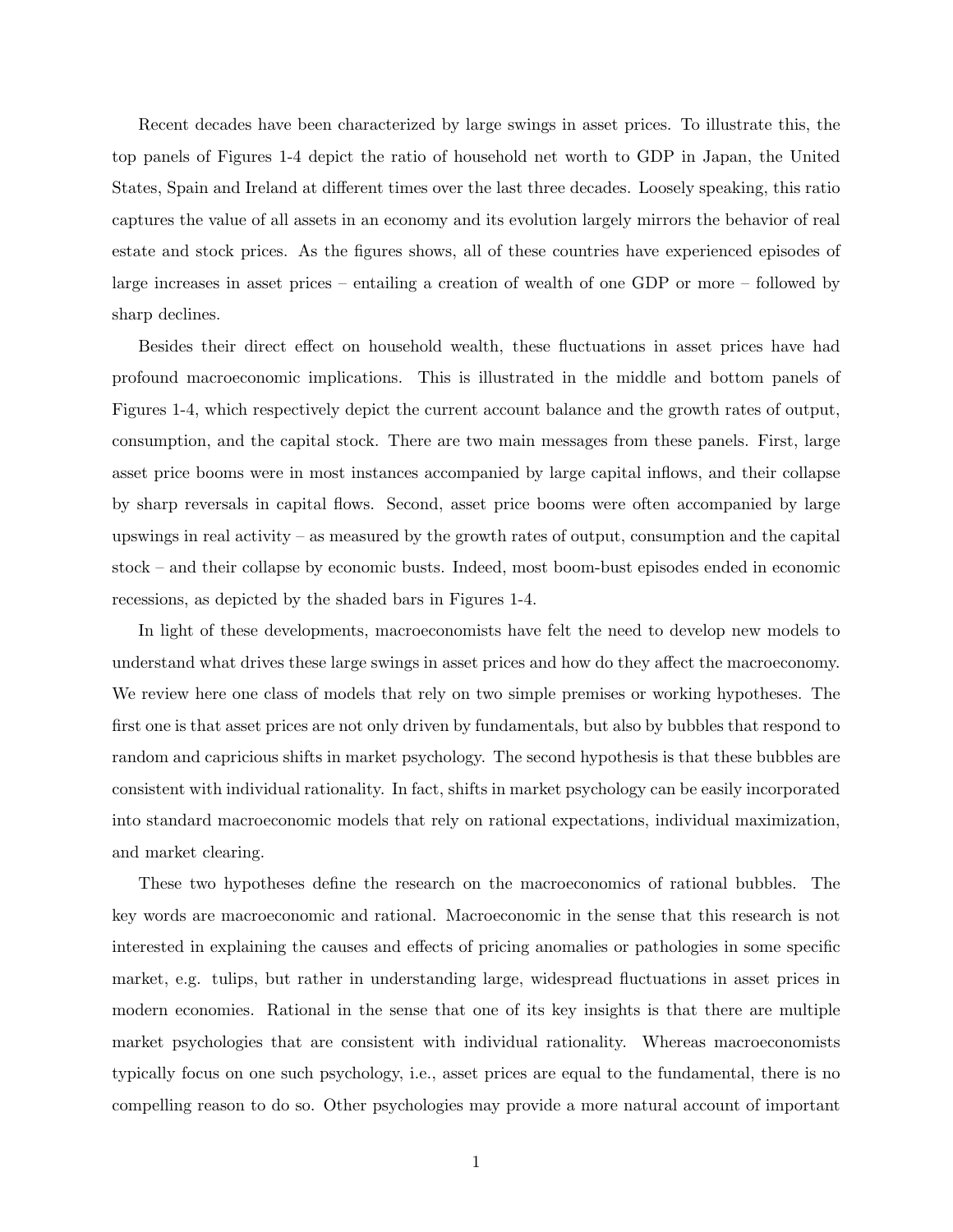Recent decades have been characterized by large swings in asset prices. To illustrate this, the top panels of Figures 1-4 depict the ratio of household net worth to GDP in Japan, the United States, Spain and Ireland at different times over the last three decades. Loosely speaking, this ratio captures the value of all assets in an economy and its evolution largely mirrors the behavior of real estate and stock prices. As the figures shows, all of these countries have experienced episodes of large increases in asset prices – entailing a creation of wealth of one GDP or more – followed by sharp declines.

Besides their direct effect on household wealth, these fluctuations in asset prices have had profound macroeconomic implications. This is illustrated in the middle and bottom panels of Figures 1-4, which respectively depict the current account balance and the growth rates of output, consumption, and the capital stock. There are two main messages from these panels. First, large asset price booms were in most instances accompanied by large capital inflows, and their collapse by sharp reversals in capital flows. Second, asset price booms were often accompanied by large upswings in real activity – as measured by the growth rates of output, consumption and the capital stock – and their collapse by economic busts. Indeed, most boom-bust episodes ended in economic recessions, as depicted by the shaded bars in Figures 1-4.

In light of these developments, macroeconomists have felt the need to develop new models to understand what drives these large swings in asset prices and how do they affect the macroeconomy. We review here one class of models that rely on two simple premises or working hypotheses. The first one is that asset prices are not only driven by fundamentals, but also by bubbles that respond to random and capricious shifts in market psychology. The second hypothesis is that these bubbles are consistent with individual rationality. In fact, shifts in market psychology can be easily incorporated into standard macroeconomic models that rely on rational expectations, individual maximization, and market clearing.

These two hypotheses define the research on the macroeconomics of rational bubbles. The key words are macroeconomic and rational. Macroeconomic in the sense that this research is not interested in explaining the causes and effects of pricing anomalies or pathologies in some specific market, e.g. tulips, but rather in understanding large, widespread fluctuations in asset prices in modern economies. Rational in the sense that one of its key insights is that there are multiple market psychologies that are consistent with individual rationality. Whereas macroeconomists typically focus on one such psychology, i.e., asset prices are equal to the fundamental, there is no compelling reason to do so. Other psychologies may provide a more natural account of important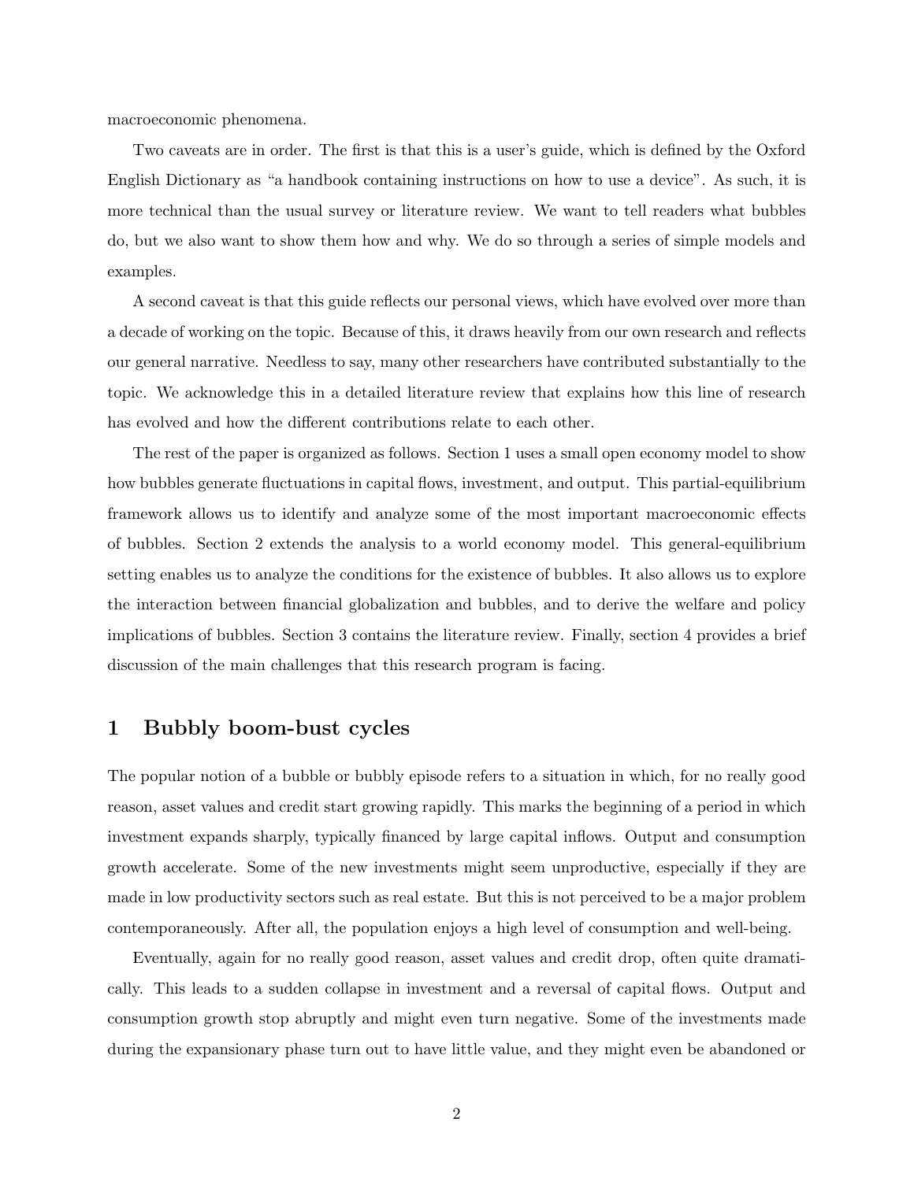macroeconomic phenomena.

Two caveats are in order. The first is that this is a user's guide, which is defined by the Oxford English Dictionary as "a handbook containing instructions on how to use a device". As such, it is more technical than the usual survey or literature review. We want to tell readers what bubbles do, but we also want to show them how and why. We do so through a series of simple models and examples.

A second caveat is that this guide reflects our personal views, which have evolved over more than a decade of working on the topic. Because of this, it draws heavily from our own research and reflects our general narrative. Needless to say, many other researchers have contributed substantially to the topic. We acknowledge this in a detailed literature review that explains how this line of research has evolved and how the different contributions relate to each other.

The rest of the paper is organized as follows. Section 1 uses a small open economy model to show how bubbles generate fluctuations in capital flows, investment, and output. This partial-equilibrium framework allows us to identify and analyze some of the most important macroeconomic effects of bubbles. Section 2 extends the analysis to a world economy model. This general-equilibrium setting enables us to analyze the conditions for the existence of bubbles. It also allows us to explore the interaction between financial globalization and bubbles, and to derive the welfare and policy implications of bubbles. Section 3 contains the literature review. Finally, section 4 provides a brief discussion of the main challenges that this research program is facing.

# 1 Bubbly boom-bust cycles

The popular notion of a bubble or bubbly episode refers to a situation in which, for no really good reason, asset values and credit start growing rapidly. This marks the beginning of a period in which investment expands sharply, typically financed by large capital inflows. Output and consumption growth accelerate. Some of the new investments might seem unproductive, especially if they are made in low productivity sectors such as real estate. But this is not perceived to be a major problem contemporaneously. After all, the population enjoys a high level of consumption and well-being.

Eventually, again for no really good reason, asset values and credit drop, often quite dramatically. This leads to a sudden collapse in investment and a reversal of capital flows. Output and consumption growth stop abruptly and might even turn negative. Some of the investments made during the expansionary phase turn out to have little value, and they might even be abandoned or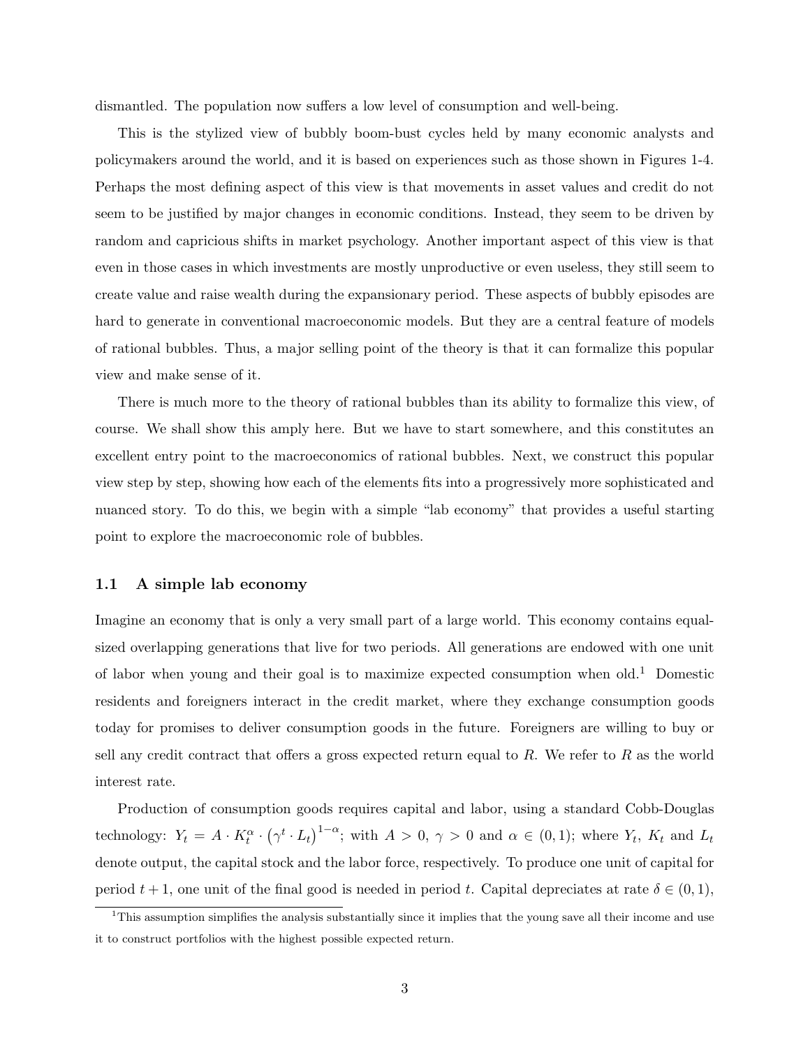dismantled. The population now suffers a low level of consumption and well-being.

This is the stylized view of bubbly boom-bust cycles held by many economic analysts and policymakers around the world, and it is based on experiences such as those shown in Figures 1-4. Perhaps the most defining aspect of this view is that movements in asset values and credit do not seem to be justified by major changes in economic conditions. Instead, they seem to be driven by random and capricious shifts in market psychology. Another important aspect of this view is that even in those cases in which investments are mostly unproductive or even useless, they still seem to create value and raise wealth during the expansionary period. These aspects of bubbly episodes are hard to generate in conventional macroeconomic models. But they are a central feature of models of rational bubbles. Thus, a major selling point of the theory is that it can formalize this popular view and make sense of it.

There is much more to the theory of rational bubbles than its ability to formalize this view, of course. We shall show this amply here. But we have to start somewhere, and this constitutes an excellent entry point to the macroeconomics of rational bubbles. Next, we construct this popular view step by step, showing how each of the elements fits into a progressively more sophisticated and nuanced story. To do this, we begin with a simple "lab economy" that provides a useful starting point to explore the macroeconomic role of bubbles.

### 1.1 A simple lab economy

Imagine an economy that is only a very small part of a large world. This economy contains equal-sized overlapping generations that live for two periods. All generations are endowed with one unit of labor when young and their goal is to maximize expected consumption when old.[1] Domestic residents and foreigners interact in the credit market, where they exchange consumption goods today for promises to deliver consumption goods in the future. Foreigners are willing to buy or sell any credit contract that offers a gross expected return equal to $R$. We refer to $R$ as the world interest rate.

Production of consumption goods requires capital and labor, using a standard Cobb-Douglas technology: $Y_t = A \cdot K_t^{\alpha} \cdot \left(\gamma^t \cdot L_t\right)^{1-\alpha}$; with $A > 0$, $\gamma > 0$ and $\alpha \in (0,1)$; where $Y_t$, $K_t$ and $L_t$ denote output, the capital stock and the labor force, respectively. To produce one unit of capital for period $t+1$, one unit of the final good is needed in period $t$. Capital depreciates at rate $\delta \in (0,1)$,

[1] This assumption simplifies the analysis substantially since it implies that the young save all their income and use it to construct portfolios with the highest possible expected return.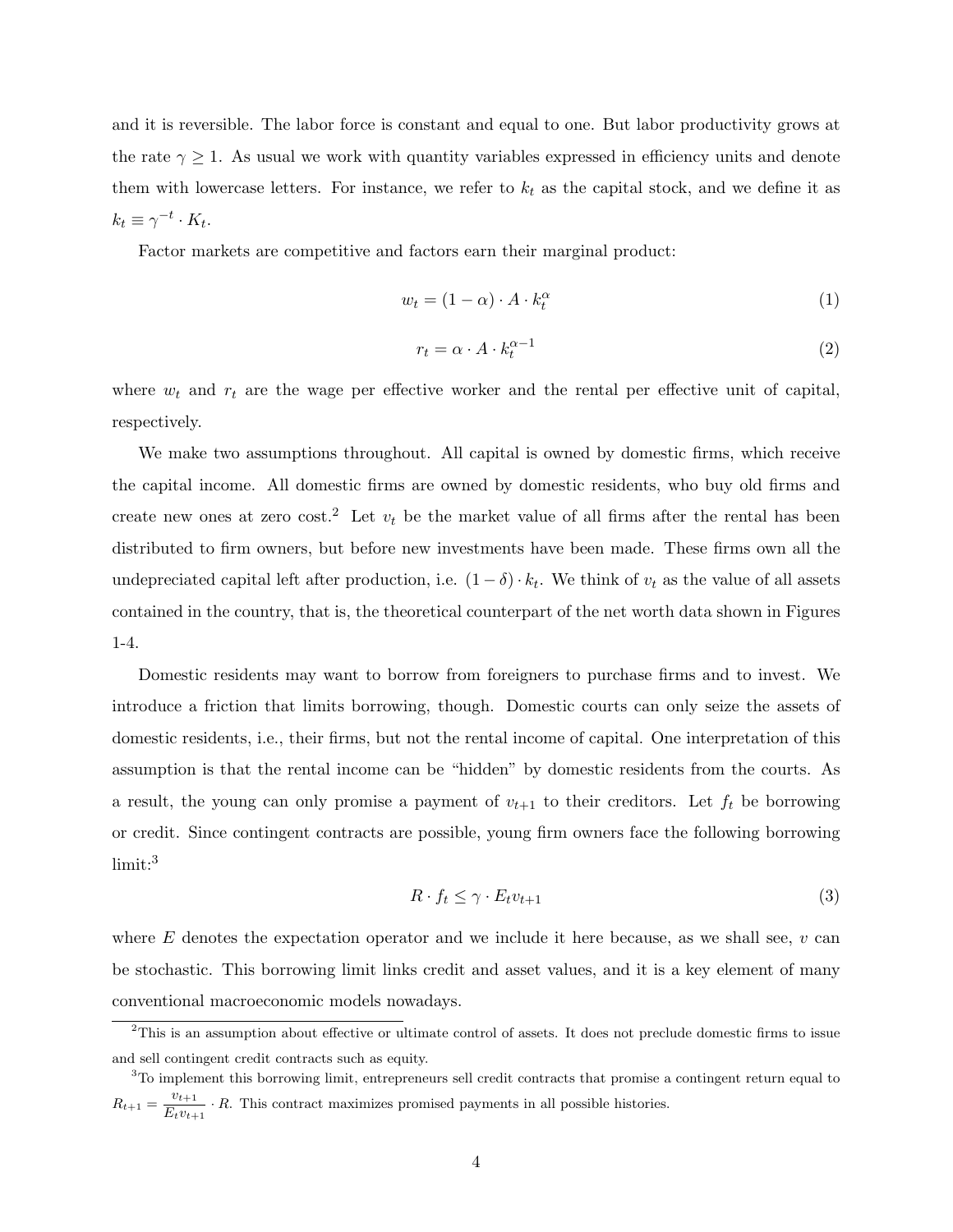and it is reversible. The labor force is constant and equal to one. But labor productivity grows at the rate $\gamma \geq 1$. As usual we work with quantity variables expressed in efficiency units and denote them with lowercase letters. For instance, we refer to $k_t$ as the capital stock, and we define it as $k_t \equiv \gamma^{-t} \cdot K_t$.

Factor markets are competitive and factors earn their marginal product:

$$w_t = (1 - \alpha) \cdot A \cdot k_t^{\alpha} \tag{1}$$

$$r_t = \alpha \cdot A \cdot k_t^{\alpha - 1} \tag{2}$$

where $w_t$ and $r_t$ are the wage per effective worker and the rental per effective unit of capital, respectively.

We make two assumptions throughout. All capital is owned by domestic firms, which receive the capital income. All domestic firms are owned by domestic residents, who buy old firms and create new ones at zero cost.[2] Let $v_t$ be the market value of all firms after the rental has been distributed to firm owners, but before new investments have been made. These firms own all the undepreciated capital left after production, i.e. $(1 - \delta) \cdot k_t$. We think of $v_t$ as the value of all assets contained in the country, that is, the theoretical counterpart of the net worth data shown in Figures 1-4.

Domestic residents may want to borrow from foreigners to purchase firms and to invest. We introduce a friction that limits borrowing, though. Domestic courts can only seize the assets of domestic residents, i.e., their firms, but not the rental income of capital. One interpretation of this assumption is that the rental income can be "hidden" by domestic residents from the courts. As a result, the young can only promise a payment of $v_{t+1}$ to their creditors. Let $f_t$ be borrowing or credit. Since contingent contracts are possible, young firm owners face the following borrowing limit:[3]

$$R \cdot f_t \leq \gamma \cdot E_t v_{t+1} \tag{3}$$

where $E$ denotes the expectation operator and we include it here because, as we shall see, $v$ can be stochastic. This borrowing limit links credit and asset values, and it is a key element of many conventional macroeconomic models nowadays.

---

[2] This is an assumption about effective or ultimate control of assets. It does not preclude domestic firms to issue and sell contingent credit contracts such as equity.

[3] To implement this borrowing limit, entrepreneurs sell credit contracts that promise a contingent return equal to $R_{t+1} = \frac{v_{t+1}}{E_t v_{t+1}} \cdot R$. This contract maximizes promised payments in all possible histories.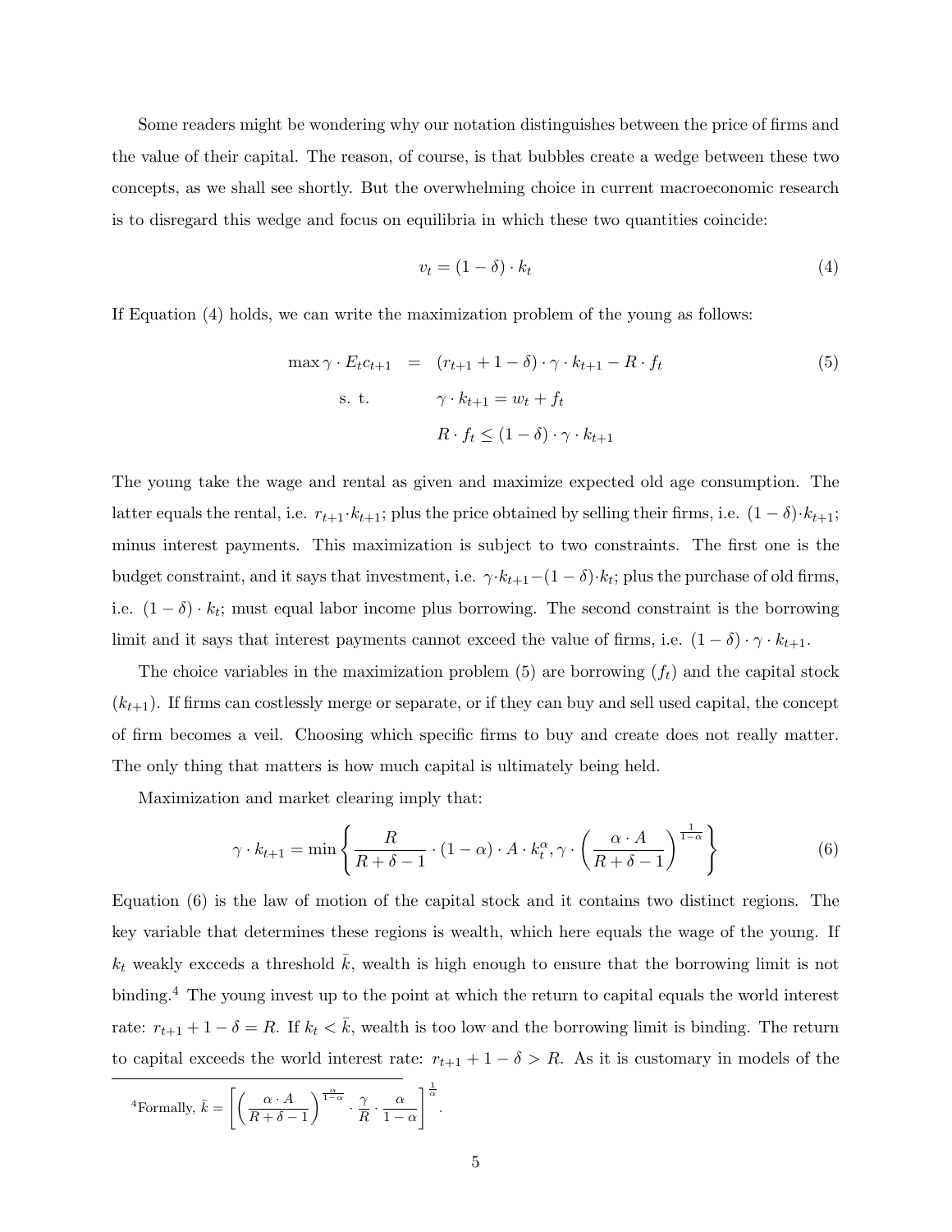Some readers might be wondering why our notation distinguishes between the price of firms and the value of their capital. The reason, of course, is that bubbles create a wedge between these two concepts, as we shall see shortly. But the overwhelming choice in current macroeconomic research is to disregard this wedge and focus on equilibria in which these two quantities coincide:

$$v_t = (1-\delta)\cdot k_t \tag{4}$$

If Equation (4) holds, we can write the maximization problem of the young as follows:

$$\begin{aligned}
\max \gamma \cdot E_t c_{t+1} &= (r_{t+1} + 1 - \delta)\cdot \gamma \cdot k_{t+1} - R\cdot f_t \qquad (5)\\
\text{s. t.} \qquad & \gamma \cdot k_{t+1} = w_t + f_t \\
& R\cdot f_t \leq (1-\delta)\cdot\gamma\cdot k_{t+1}
\end{aligned}$$

The young take the wage and rental as given and maximize expected old age consumption. The latter equals the rental, i.e. $r_{t+1}\cdot k_{t+1}$; plus the price obtained by selling their firms, i.e. $(1-\delta)\cdot k_{t+1}$; minus interest payments. This maximization is subject to two constraints. The first one is the budget constraint, and it says that investment, i.e. $\gamma\cdot k_{t+1}-(1-\delta)\cdot k_t$; plus the purchase of old firms, i.e. $(1-\delta)\cdot k_t$; must equal labor income plus borrowing. The second constraint is the borrowing limit and it says that interest payments cannot exceed the value of firms, i.e. $(1-\delta)\cdot\gamma\cdot k_{t+1}$.

The choice variables in the maximization problem (5) are borrowing ($f_t$) and the capital stock ($k_{t+1}$). If firms can costlessly merge or separate, or if they can buy and sell used capital, the concept of firm becomes a veil. Choosing which specific firms to buy and create does not really matter. The only thing that matters is how much capital is ultimately being held.

Maximization and market clearing imply that:

$$\gamma\cdot k_{t+1} = \min\left\{\frac{R}{R+\delta-1}\cdot(1-\alpha)\cdot A\cdot k_t^{\alpha}, \gamma\cdot\left(\frac{\alpha\cdot A}{R+\delta-1}\right)^{\frac{1}{1-\alpha}}\right\} \tag{6}$$

Equation (6) is the law of motion of the capital stock and it contains two distinct regions. The key variable that determines these regions is wealth, which here equals the wage of the young. If $k_t$ weakly exceeds a threshold $\bar{k}$, wealth is high enough to ensure that the borrowing limit is not binding.[4] The young invest up to the point at which the return to capital equals the world interest rate: $r_{t+1}+1-\delta = R$. If $k_t < \bar{k}$, wealth is too low and the borrowing limit is binding. The return to capital exceeds the world interest rate: $r_{t+1}+1-\delta > R$. As it is customary in models of the

[4]Formally, $\bar{k} = \left[\left(\frac{\alpha\cdot A}{R+\delta-1}\right)^{\frac{\alpha}{1-\alpha}}\cdot\frac{\gamma}{R}\cdot\frac{\alpha}{1-\alpha}\right]^{\frac{1}{\alpha}}$.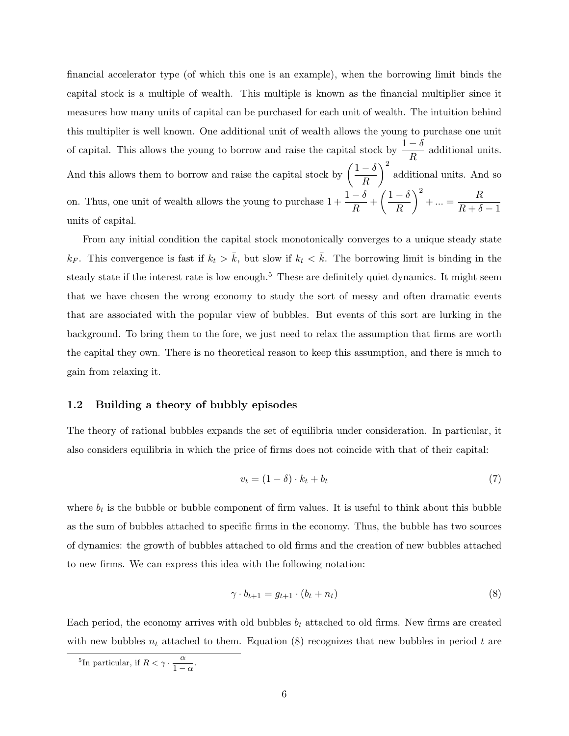financial accelerator type (of which this one is an example), when the borrowing limit binds the capital stock is a multiple of wealth. This multiple is known as the financial multiplier since it measures how many units of capital can be purchased for each unit of wealth. The intuition behind this multiplier is well known. One additional unit of wealth allows the young to purchase one unit of capital. This allows the young to borrow and raise the capital stock by $\frac{1-\delta}{R}$ additional units. And this allows them to borrow and raise the capital stock by $\left(\frac{1-\delta}{R}\right)^2$ additional units. And so on. Thus, one unit of wealth allows the young to purchase $1 + \frac{1-\delta}{R} + \left(\frac{1-\delta}{R}\right)^2 + ... = \frac{R}{R+\delta-1}$ units of capital.

From any initial condition the capital stock monotonically converges to a unique steady state $k_F$. This convergence is fast if $k_t > \bar{k}$, but slow if $k_t < \bar{k}$. The borrowing limit is binding in the steady state if the interest rate is low enough.[5] These are definitely quiet dynamics. It might seem that we have chosen the wrong economy to study the sort of messy and often dramatic events that are associated with the popular view of bubbles. But events of this sort are lurking in the background. To bring them to the fore, we just need to relax the assumption that firms are worth the capital they own. There is no theoretical reason to keep this assumption, and there is much to gain from relaxing it.

## 1.2 Building a theory of bubbly episodes

The theory of rational bubbles expands the set of equilibria under consideration. In particular, it also considers equilibria in which the price of firms does not coincide with that of their capital:

$$v_t = (1-\delta) \cdot k_t + b_t \tag{7}$$

where $b_t$ is the bubble or bubble component of firm values. It is useful to think about this bubble as the sum of bubbles attached to specific firms in the economy. Thus, the bubble has two sources of dynamics: the growth of bubbles attached to old firms and the creation of new bubbles attached to new firms. We can express this idea with the following notation:

$$\gamma \cdot b_{t+1} = g_{t+1} \cdot (b_t + n_t) \tag{8}$$

Each period, the economy arrives with old bubbles $b_t$ attached to old firms. New firms are created with new bubbles $n_t$ attached to them. Equation (8) recognizes that new bubbles in period $t$ are

[5] In particular, if $R < \gamma \cdot \frac{\alpha}{1-\alpha}$.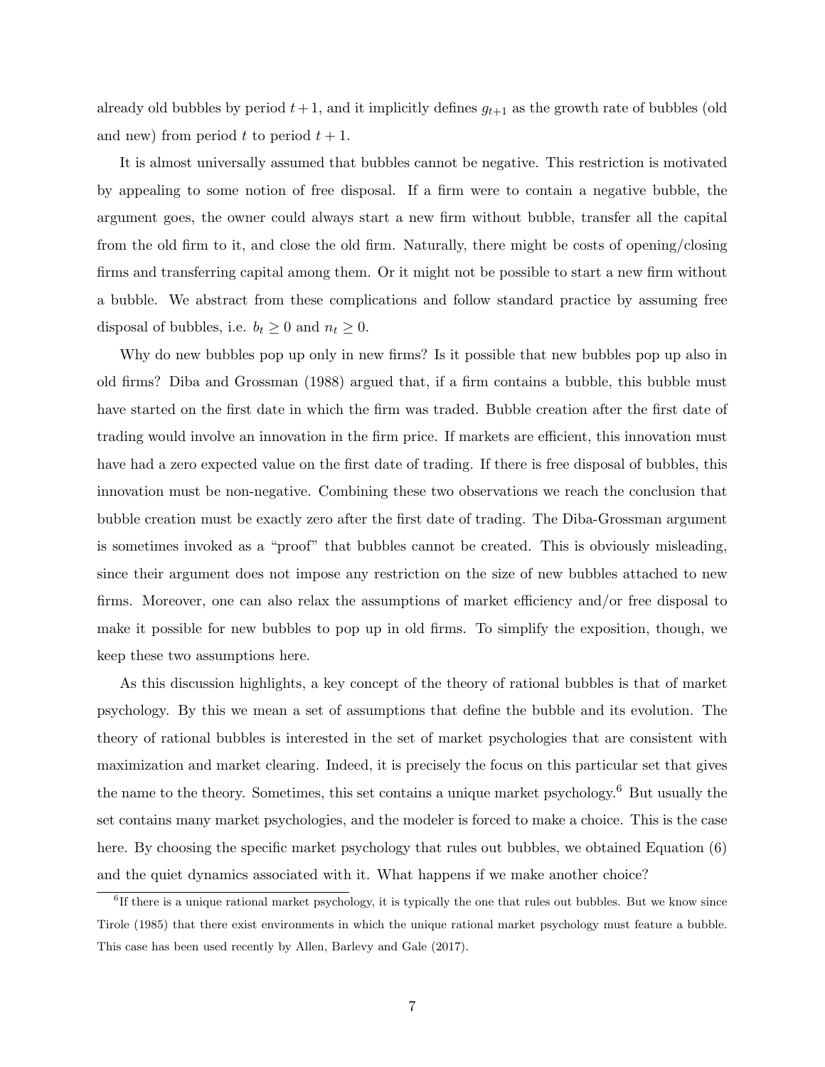already old bubbles by period $t+1$, and it implicitly defines $g_{t+1}$ as the growth rate of bubbles (old and new) from period $t$ to period $t+1$.

It is almost universally assumed that bubbles cannot be negative. This restriction is motivated by appealing to some notion of free disposal. If a firm were to contain a negative bubble, the argument goes, the owner could always start a new firm without bubble, transfer all the capital from the old firm to it, and close the old firm. Naturally, there might be costs of opening/closing firms and transferring capital among them. Or it might not be possible to start a new firm without a bubble. We abstract from these complications and follow standard practice by assuming free disposal of bubbles, i.e. $b_t \geq 0$ and $n_t \geq 0$.

Why do new bubbles pop up only in new firms? Is it possible that new bubbles pop up also in old firms? Diba and Grossman (1988) argued that, if a firm contains a bubble, this bubble must have started on the first date in which the firm was traded. Bubble creation after the first date of trading would involve an innovation in the firm price. If markets are efficient, this innovation must have had a zero expected value on the first date of trading. If there is free disposal of bubbles, this innovation must be non-negative. Combining these two observations we reach the conclusion that bubble creation must be exactly zero after the first date of trading. The Diba-Grossman argument is sometimes invoked as a "proof" that bubbles cannot be created. This is obviously misleading, since their argument does not impose any restriction on the size of new bubbles attached to new firms. Moreover, one can also relax the assumptions of market efficiency and/or free disposal to make it possible for new bubbles to pop up in old firms. To simplify the exposition, though, we keep these two assumptions here.

As this discussion highlights, a key concept of the theory of rational bubbles is that of market psychology. By this we mean a set of assumptions that define the bubble and its evolution. The theory of rational bubbles is interested in the set of market psychologies that are consistent with maximization and market clearing. Indeed, it is precisely the focus on this particular set that gives the name to the theory. Sometimes, this set contains a unique market psychology.[6] But usually the set contains many market psychologies, and the modeler is forced to make a choice. This is the case here. By choosing the specific market psychology that rules out bubbles, we obtained Equation (6) and the quiet dynamics associated with it. What happens if we make another choice?

[6] If there is a unique rational market psychology, it is typically the one that rules out bubbles. But we know since Tirole (1985) that there exist environments in which the unique rational market psychology must feature a bubble. This case has been used recently by Allen, Barlevy and Gale (2017).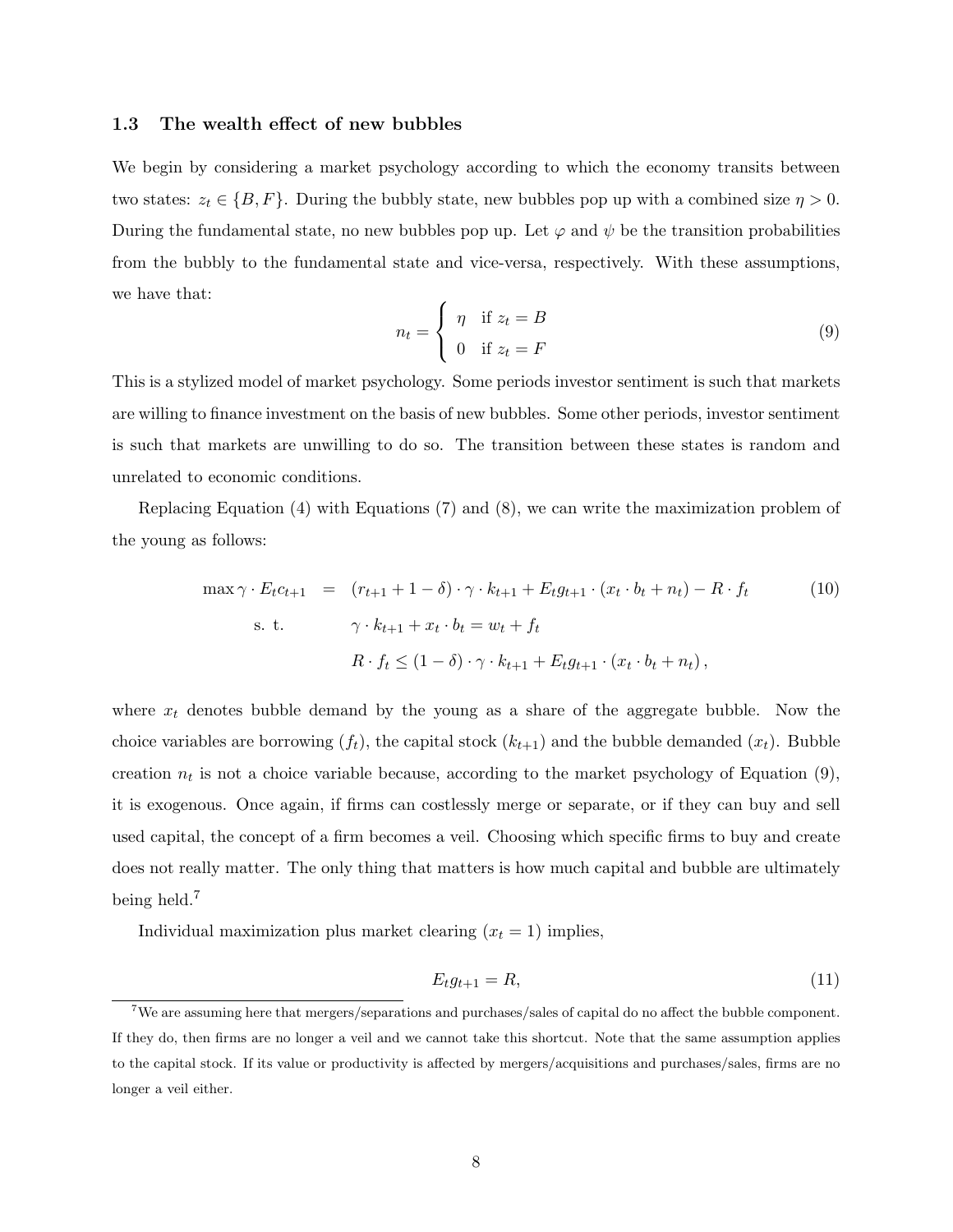### 1.3 The wealth effect of new bubbles

We begin by considering a market psychology according to which the economy transits between two states: $z_t \in \{B, F\}$. During the bubbly state, new bubbles pop up with a combined size $\eta > 0$. During the fundamental state, no new bubbles pop up. Let $\varphi$ and $\psi$ be the transition probabilities from the bubbly to the fundamental state and vice-versa, respectively. With these assumptions, we have that:

$$
n_t = \begin{cases} \eta & \text{if } z_t = B \\ 0 & \text{if } z_t = F \end{cases} \tag{9}
$$

This is a stylized model of market psychology. Some periods investor sentiment is such that markets are willing to finance investment on the basis of new bubbles. Some other periods, investor sentiment is such that markets are unwilling to do so. The transition between these states is random and unrelated to economic conditions.

Replacing Equation (4) with Equations (7) and (8), we can write the maximization problem of the young as follows:

$$
\begin{aligned}
\max \gamma \cdot E_t c_{t+1} \quad &= \quad (r_{t+1} + 1 - \delta) \cdot \gamma \cdot k_{t+1} + E_t g_{t+1} \cdot (x_t \cdot b_t + n_t) - R \cdot f_t \qquad (10) \\
\text{s. t.} \qquad &\qquad \gamma \cdot k_{t+1} + x_t \cdot b_t = w_t + f_t \\
&\qquad R \cdot f_t \leq (1 - \delta) \cdot \gamma \cdot k_{t+1} + E_t g_{t+1} \cdot (x_t \cdot b_t + n_t),
\end{aligned}
$$

where $x_t$ denotes bubble demand by the young as a share of the aggregate bubble. Now the choice variables are borrowing ($f_t$), the capital stock ($k_{t+1}$) and the bubble demanded ($x_t$). Bubble creation $n_t$ is not a choice variable because, according to the market psychology of Equation (9), it is exogenous. Once again, if firms can costlessly merge or separate, or if they can buy and sell used capital, the concept of a firm becomes a veil. Choosing which specific firms to buy and create does not really matter. The only thing that matters is how much capital and bubble are ultimately being held.[7]

Individual maximization plus market clearing ($x_t = 1$) implies,

$$
E_t g_{t+1} = R, \tag{11}
$$

[7] We are assuming here that mergers/separations and purchases/sales of capital do no affect the bubble component. If they do, then firms are no longer a veil and we cannot take this shortcut. Note that the same assumption applies to the capital stock. If its value or productivity is affected by mergers/acquisitions and purchases/sales, firms are no longer a veil either.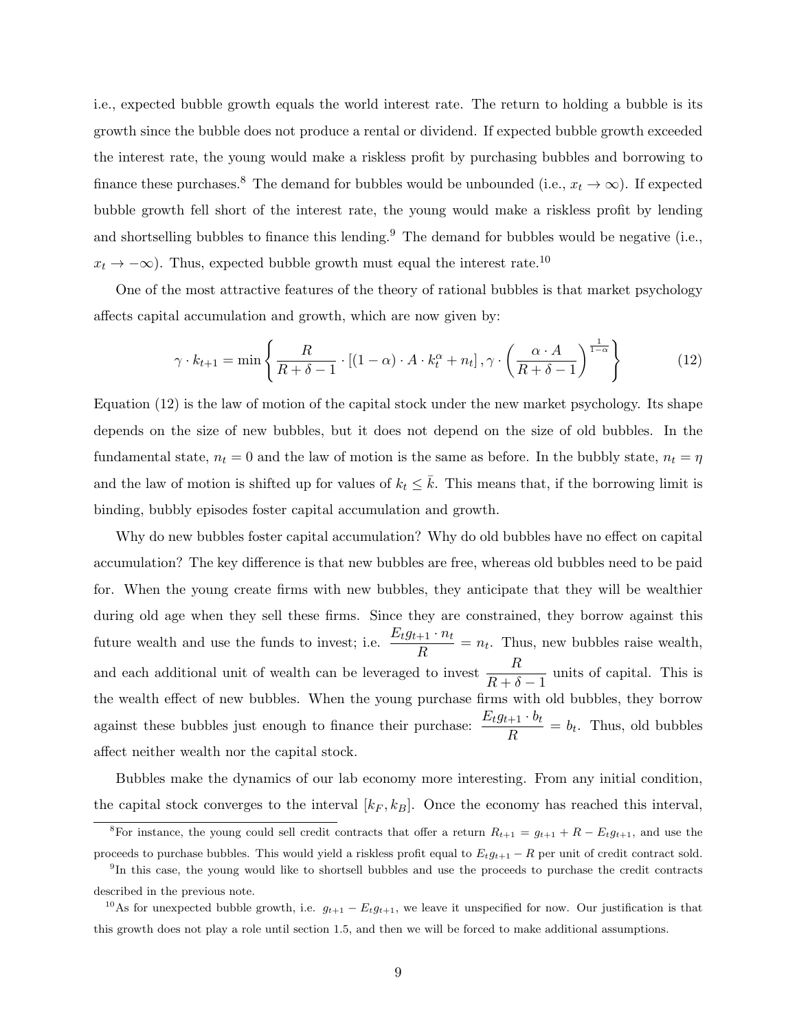i.e., expected bubble growth equals the world interest rate. The return to holding a bubble is its growth since the bubble does not produce a rental or dividend. If expected bubble growth exceeded the interest rate, the young would make a riskless profit by purchasing bubbles and borrowing to finance these purchases.[8] The demand for bubbles would be unbounded (i.e., $x_t \to \infty$). If expected bubble growth fell short of the interest rate, the young would make a riskless profit by lending and shortselling bubbles to finance this lending.[9] The demand for bubbles would be negative (i.e., $x_t \to -\infty$). Thus, expected bubble growth must equal the interest rate.[10]

One of the most attractive features of the theory of rational bubbles is that market psychology affects capital accumulation and growth, which are now given by:

$$\gamma \cdot k_{t+1} = \min \left\{ \frac{R}{R+\delta-1} \cdot \left[ (1-\alpha) \cdot A \cdot k_t^{\alpha} + n_t \right], \gamma \cdot \left( \frac{\alpha \cdot A}{R+\delta-1} \right)^{\frac{1}{1-\alpha}} \right\} \tag{12}$$

Equation (12) is the law of motion of the capital stock under the new market psychology. Its shape depends on the size of new bubbles, but it does not depend on the size of old bubbles. In the fundamental state, $n_t = 0$ and the law of motion is the same as before. In the bubbly state, $n_t = \eta$ and the law of motion is shifted up for values of $k_t \leq \bar{k}$. This means that, if the borrowing limit is binding, bubbly episodes foster capital accumulation and growth.

Why do new bubbles foster capital accumulation? Why do old bubbles have no effect on capital accumulation? The key difference is that new bubbles are free, whereas old bubbles need to be paid for. When the young create firms with new bubbles, they anticipate that they will be wealthier during old age when they sell these firms. Since they are constrained, they borrow against this future wealth and use the funds to invest; i.e. $\frac{E_t g_{t+1} \cdot n_t}{R} = n_t$. Thus, new bubbles raise wealth, and each additional unit of wealth can be leveraged to invest $\frac{R}{R+\delta-1}$ units of capital. This is the wealth effect of new bubbles. When the young purchase firms with old bubbles, they borrow against these bubbles just enough to finance their purchase: $\frac{E_t g_{t+1} \cdot b_t}{R} = b_t$. Thus, old bubbles affect neither wealth nor the capital stock.

Bubbles make the dynamics of our lab economy more interesting. From any initial condition, the capital stock converges to the interval $[k_F, k_B]$. Once the economy has reached this interval,

[8] For instance, the young could sell credit contracts that offer a return $R_{t+1} = g_{t+1} + R - E_t g_{t+1}$, and use the proceeds to purchase bubbles. This would yield a riskless profit equal to $E_t g_{t+1} - R$ per unit of credit contract sold.

[9] In this case, the young would like to shortsell bubbles and use the proceeds to purchase the credit contracts described in the previous note.

[10] As for unexpected bubble growth, i.e. $g_{t+1} - E_t g_{t+1}$, we leave it unspecified for now. Our justification is that this growth does not play a role until section 1.5, and then we will be forced to make additional assumptions.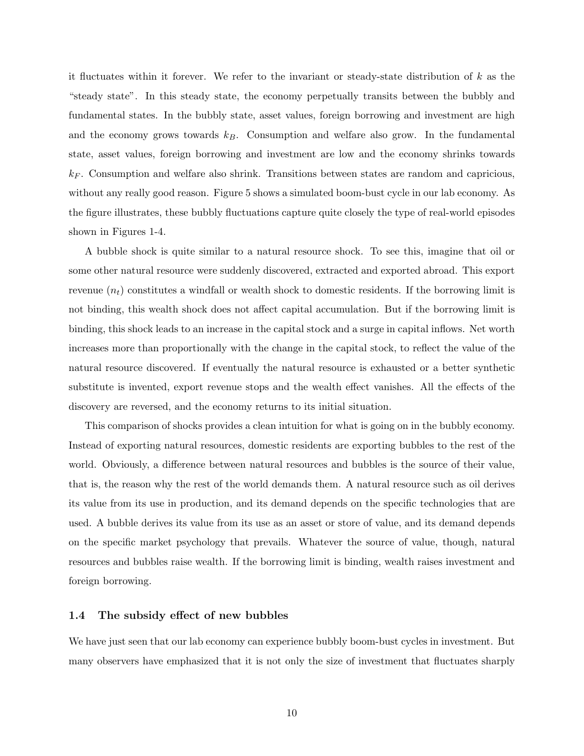it fluctuates within it forever. We refer to the invariant or steady-state distribution of $k$ as the "steady state". In this steady state, the economy perpetually transits between the bubbly and fundamental states. In the bubbly state, asset values, foreign borrowing and investment are high and the economy grows towards $k_B$. Consumption and welfare also grow. In the fundamental state, asset values, foreign borrowing and investment are low and the economy shrinks towards $k_F$. Consumption and welfare also shrink. Transitions between states are random and capricious, without any really good reason. Figure 5 shows a simulated boom-bust cycle in our lab economy. As the figure illustrates, these bubbly fluctuations capture quite closely the type of real-world episodes shown in Figures 1-4.

A bubble shock is quite similar to a natural resource shock. To see this, imagine that oil or some other natural resource were suddenly discovered, extracted and exported abroad. This export revenue ($n_t$) constitutes a windfall or wealth shock to domestic residents. If the borrowing limit is not binding, this wealth shock does not affect capital accumulation. But if the borrowing limit is binding, this shock leads to an increase in the capital stock and a surge in capital inflows. Net worth increases more than proportionally with the change in the capital stock, to reflect the value of the natural resource discovered. If eventually the natural resource is exhausted or a better synthetic substitute is invented, export revenue stops and the wealth effect vanishes. All the effects of the discovery are reversed, and the economy returns to its initial situation.

This comparison of shocks provides a clean intuition for what is going on in the bubbly economy. Instead of exporting natural resources, domestic residents are exporting bubbles to the rest of the world. Obviously, a difference between natural resources and bubbles is the source of their value, that is, the reason why the rest of the world demands them. A natural resource such as oil derives its value from its use in production, and its demand depends on the specific technologies that are used. A bubble derives its value from its use as an asset or store of value, and its demand depends on the specific market psychology that prevails. Whatever the source of value, though, natural resources and bubbles raise wealth. If the borrowing limit is binding, wealth raises investment and foreign borrowing.

### 1.4 The subsidy effect of new bubbles

We have just seen that our lab economy can experience bubbly boom-bust cycles in investment. But many observers have emphasized that it is not only the size of investment that fluctuates sharply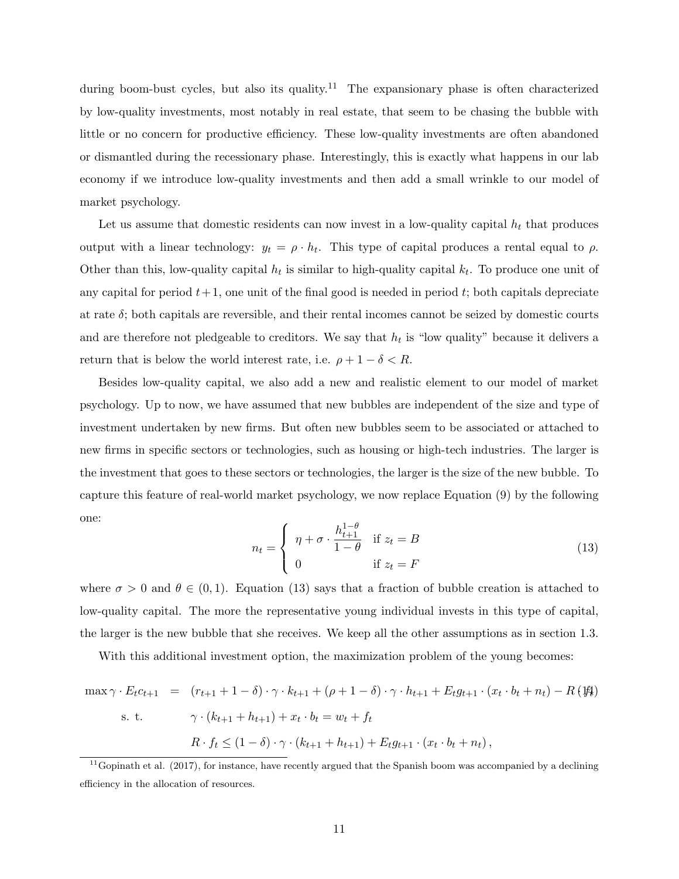during boom-bust cycles, but also its quality.[11] The expansionary phase is often characterized by low-quality investments, most notably in real estate, that seem to be chasing the bubble with little or no concern for productive efficiency. These low-quality investments are often abandoned or dismantled during the recessionary phase. Interestingly, this is exactly what happens in our lab economy if we introduce low-quality investments and then add a small wrinkle to our model of market psychology.

Let us assume that domestic residents can now invest in a low-quality capital $h_t$ that produces output with a linear technology: $y_t = \rho \cdot h_t$. This type of capital produces a rental equal to $\rho$. Other than this, low-quality capital $h_t$ is similar to high-quality capital $k_t$. To produce one unit of any capital for period $t+1$, one unit of the final good is needed in period $t$; both capitals depreciate at rate $\delta$; both capitals are reversible, and their rental incomes cannot be seized by domestic courts and are therefore not pledgeable to creditors. We say that $h_t$ is "low quality" because it delivers a return that is below the world interest rate, i.e. $\rho + 1 - \delta < R$.

Besides low-quality capital, we also add a new and realistic element to our model of market psychology. Up to now, we have assumed that new bubbles are independent of the size and type of investment undertaken by new firms. But often new bubbles seem to be associated or attached to new firms in specific sectors or technologies, such as housing or high-tech industries. The larger is the investment that goes to these sectors or technologies, the larger is the size of the new bubble. To capture this feature of real-world market psychology, we now replace Equation (9) by the following one:

$$
n_t = \begin{cases} \eta + \sigma \cdot \dfrac{h_{t+1}^{1-\theta}}{1-\theta} & \text{if } z_t = B \\ 0 & \text{if } z_t = F \end{cases} \tag{13}
$$

where $\sigma > 0$ and $\theta \in (0,1)$. Equation (13) says that a fraction of bubble creation is attached to low-quality capital. The more the representative young individual invests in this type of capital, the larger is the new bubble that she receives. We keep all the other assumptions as in section 1.3.

With this additional investment option, the maximization problem of the young becomes:

$$
\begin{aligned}
\max \gamma \cdot E_t c_{t+1} &= (r_{t+1} + 1 - \delta) \cdot \gamma \cdot k_{t+1} + (\rho + 1 - \delta) \cdot \gamma \cdot h_{t+1} + E_t g_{t+1} \cdot (x_t \cdot b_t + n_t) - R \cdot f_t \qquad (14) \\
\text{s. t.} \quad & \gamma \cdot (k_{t+1} + h_{t+1}) + x_t \cdot b_t = w_t + f_t \\
& R \cdot f_t \leq (1 - \delta) \cdot \gamma \cdot (k_{t+1} + h_{t+1}) + E_t g_{t+1} \cdot (x_t \cdot b_t + n_t),
\end{aligned}
$$

[11] Gopinath et al. (2017), for instance, have recently argued that the Spanish boom was accompanied by a declining efficiency in the allocation of resources.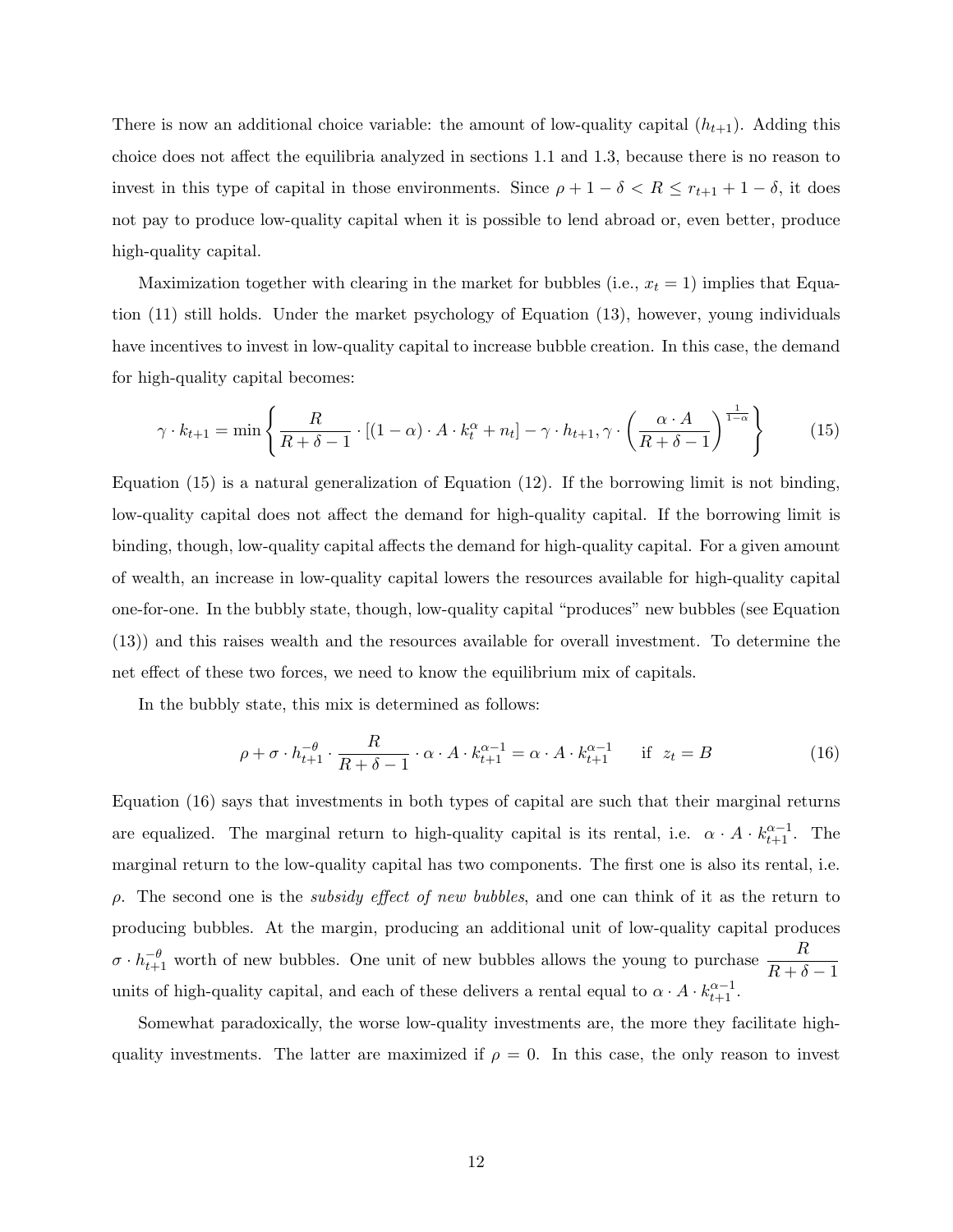There is now an additional choice variable: the amount of low-quality capital ($h_{t+1}$). Adding this choice does not affect the equilibria analyzed in sections 1.1 and 1.3, because there is no reason to invest in this type of capital in those environments. Since $\rho + 1 - \delta < R \leq r_{t+1} + 1 - \delta$, it does not pay to produce low-quality capital when it is possible to lend abroad or, even better, produce high-quality capital.

Maximization together with clearing in the market for bubbles (i.e., $x_t = 1$) implies that Equation (11) still holds. Under the market psychology of Equation (13), however, young individuals have incentives to invest in low-quality capital to increase bubble creation. In this case, the demand for high-quality capital becomes:

$$\gamma \cdot k_{t+1} = \min \left\{ \frac{R}{R + \delta - 1} \cdot [(1 - \alpha) \cdot A \cdot k_t^{\alpha} + n_t] - \gamma \cdot h_{t+1}, \gamma \cdot \left( \frac{\alpha \cdot A}{R + \delta - 1} \right)^{\frac{1}{1-\alpha}} \right\} \tag{15}$$

Equation (15) is a natural generalization of Equation (12). If the borrowing limit is not binding, low-quality capital does not affect the demand for high-quality capital. If the borrowing limit is binding, though, low-quality capital affects the demand for high-quality capital. For a given amount of wealth, an increase in low-quality capital lowers the resources available for high-quality capital one-for-one. In the bubbly state, though, low-quality capital "produces" new bubbles (see Equation (13)) and this raises wealth and the resources available for overall investment. To determine the net effect of these two forces, we need to know the equilibrium mix of capitals.

In the bubbly state, this mix is determined as follows:

$$\rho + \sigma \cdot h_{t+1}^{-\theta} \cdot \frac{R}{R + \delta - 1} \cdot \alpha \cdot A \cdot k_{t+1}^{\alpha - 1} = \alpha \cdot A \cdot k_{t+1}^{\alpha - 1} \quad \text{ if } \; z_t = B \tag{16}$$

Equation (16) says that investments in both types of capital are such that their marginal returns are equalized. The marginal return to high-quality capital is its rental, i.e. $\alpha \cdot A \cdot k_{t+1}^{\alpha-1}$. The marginal return to the low-quality capital has two components. The first one is also its rental, i.e. $\rho$. The second one is the *subsidy effect of new bubbles*, and one can think of it as the return to producing bubbles. At the margin, producing an additional unit of low-quality capital produces $\sigma \cdot h_{t+1}^{-\theta}$ worth of new bubbles. One unit of new bubbles allows the young to purchase $\frac{R}{R + \delta - 1}$ units of high-quality capital, and each of these delivers a rental equal to $\alpha \cdot A \cdot k_{t+1}^{\alpha-1}$.

Somewhat paradoxically, the worse low-quality investments are, the more they facilitate high-quality investments. The latter are maximized if $\rho = 0$. In this case, the only reason to invest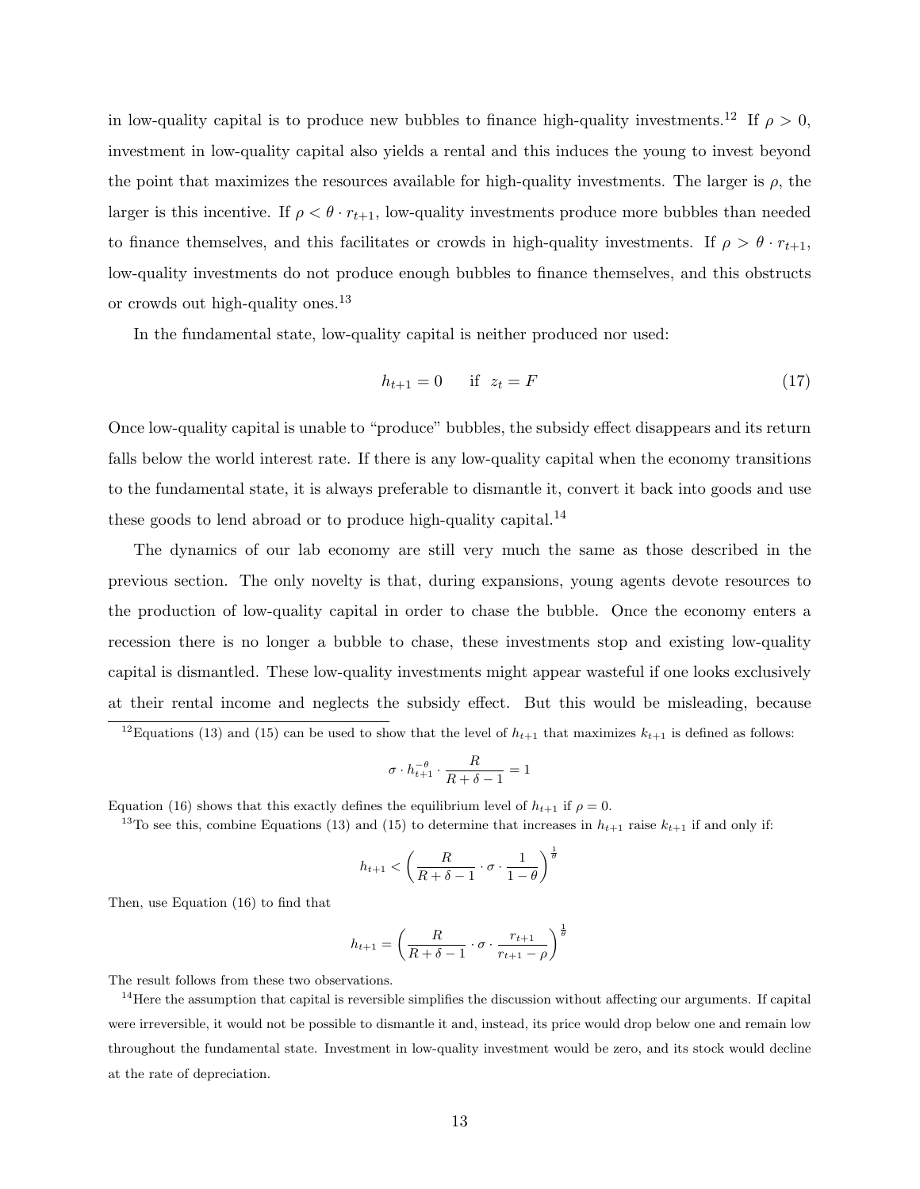in low-quality capital is to produce new bubbles to finance high-quality investments.[12] If $\rho > 0$, investment in low-quality capital also yields a rental and this induces the young to invest beyond the point that maximizes the resources available for high-quality investments. The larger is $\rho$, the larger is this incentive. If $\rho < \theta \cdot r_{t+1}$, low-quality investments produce more bubbles than needed to finance themselves, and this facilitates or crowds in high-quality investments. If $\rho > \theta \cdot r_{t+1}$, low-quality investments do not produce enough bubbles to finance themselves, and this obstructs or crowds out high-quality ones.[13]

In the fundamental state, low-quality capital is neither produced nor used:

$$h_{t+1} = 0 \quad \text{if} \;\; z_t = F \tag{17}$$

Once low-quality capital is unable to "produce" bubbles, the subsidy effect disappears and its return falls below the world interest rate. If there is any low-quality capital when the economy transitions to the fundamental state, it is always preferable to dismantle it, convert it back into goods and use these goods to lend abroad or to produce high-quality capital.[14]

The dynamics of our lab economy are still very much the same as those described in the previous section. The only novelty is that, during expansions, young agents devote resources to the production of low-quality capital in order to chase the bubble. Once the economy enters a recession there is no longer a bubble to chase, these investments stop and existing low-quality capital is dismantled. These low-quality investments might appear wasteful if one looks exclusively at their rental income and neglects the subsidy effect. But this would be misleading, because

[12] Equations (13) and (15) can be used to show that the level of $h_{t+1}$ that maximizes $k_{t+1}$ is defined as follows:

$$\sigma \cdot h_{t+1}^{-\theta} \cdot \frac{R}{R + \delta - 1} = 1$$

Equation (16) shows that this exactly defines the equilibrium level of $h_{t+1}$ if $\rho = 0$.

[13] To see this, combine Equations (13) and (15) to determine that increases in $h_{t+1}$ raise $k_{t+1}$ if and only if:

$$h_{t+1} < \left( \frac{R}{R + \delta - 1} \cdot \sigma \cdot \frac{1}{1 - \theta} \right)^{\frac{1}{\theta}}$$

Then, use Equation (16) to find that

$$h_{t+1} = \left( \frac{R}{R + \delta - 1} \cdot \sigma \cdot \frac{r_{t+1}}{r_{t+1} - \rho} \right)^{\frac{1}{\theta}}$$

The result follows from these two observations.

[14] Here the assumption that capital is reversible simplifies the discussion without affecting our arguments. If capital were irreversible, it would not be possible to dismantle it and, instead, its price would drop below one and remain low throughout the fundamental state. Investment in low-quality investment would be zero, and its stock would decline at the rate of depreciation.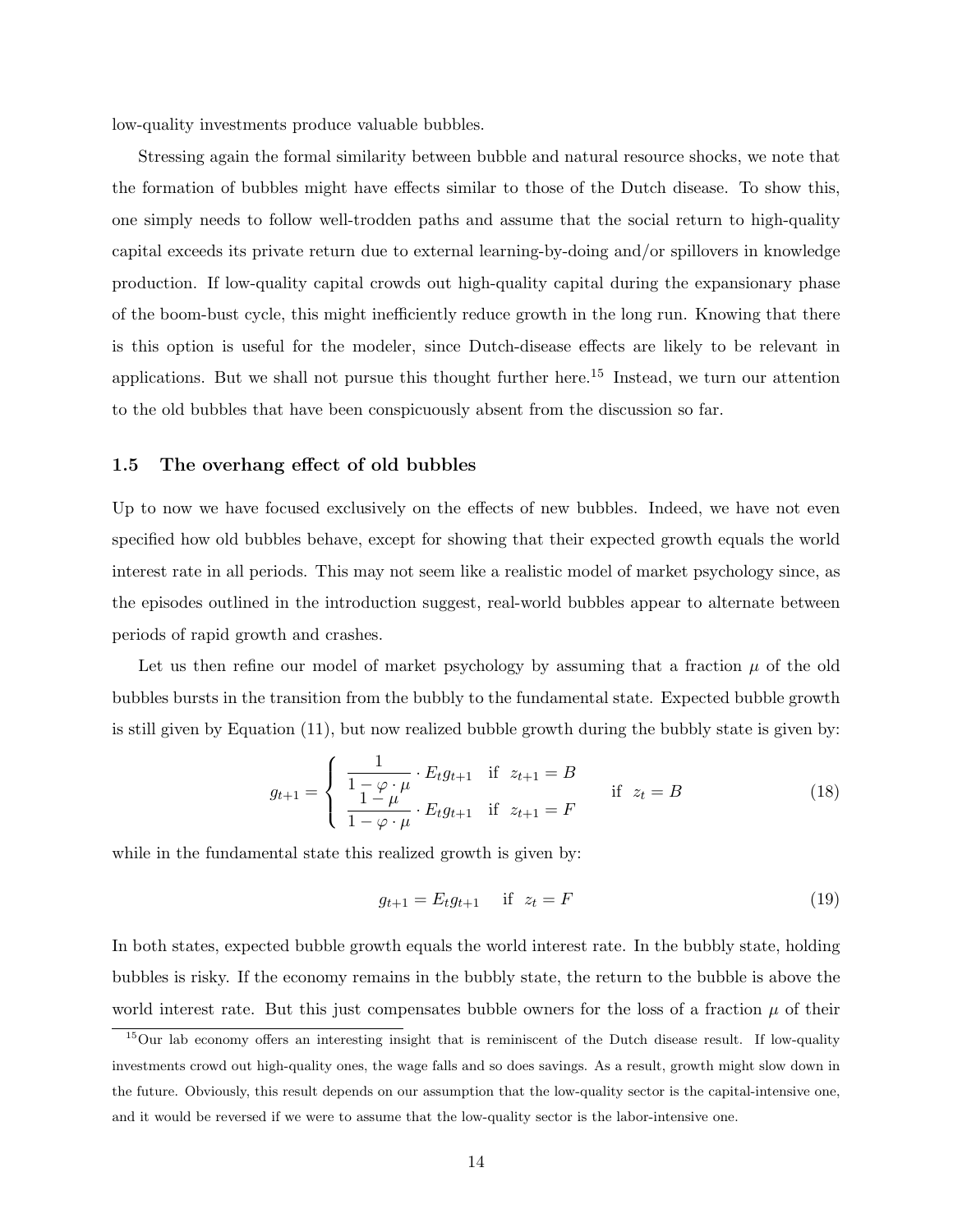low-quality investments produce valuable bubbles.

Stressing again the formal similarity between bubble and natural resource shocks, we note that the formation of bubbles might have effects similar to those of the Dutch disease. To show this, one simply needs to follow well-trodden paths and assume that the social return to high-quality capital exceeds its private return due to external learning-by-doing and/or spillovers in knowledge production. If low-quality capital crowds out high-quality capital during the expansionary phase of the boom-bust cycle, this might inefficiently reduce growth in the long run. Knowing that there is this option is useful for the modeler, since Dutch-disease effects are likely to be relevant in applications. But we shall not pursue this thought further here.[15] Instead, we turn our attention to the old bubbles that have been conspicuously absent from the discussion so far.

## 1.5 The overhang effect of old bubbles

Up to now we have focused exclusively on the effects of new bubbles. Indeed, we have not even specified how old bubbles behave, except for showing that their expected growth equals the world interest rate in all periods. This may not seem like a realistic model of market psychology since, as the episodes outlined in the introduction suggest, real-world bubbles appear to alternate between periods of rapid growth and crashes.

Let us then refine our model of market psychology by assuming that a fraction $\mu$ of the old bubbles bursts in the transition from the bubbly to the fundamental state. Expected bubble growth is still given by Equation (11), but now realized bubble growth during the bubbly state is given by:

$$g_{t+1} = \begin{cases} \dfrac{1}{1-\varphi\cdot\mu}\cdot E_t g_{t+1} & \text{if } \ z_{t+1}=B \\ \dfrac{1-\mu}{1-\varphi\cdot\mu}\cdot E_t g_{t+1} & \text{if } \ z_{t+1}=F \end{cases} \qquad \text{if } \ z_t = B \tag{18}$$

while in the fundamental state this realized growth is given by:

$$g_{t+1} = E_t g_{t+1} \quad \text{ if } \ z_t = F \tag{19}$$

In both states, expected bubble growth equals the world interest rate. In the bubbly state, holding bubbles is risky. If the economy remains in the bubbly state, the return to the bubble is above the world interest rate. But this just compensates bubble owners for the loss of a fraction $\mu$ of their

[15] Our lab economy offers an interesting insight that is reminiscent of the Dutch disease result. If low-quality investments crowd out high-quality ones, the wage falls and so does savings. As a result, growth might slow down in the future. Obviously, this result depends on our assumption that the low-quality sector is the capital-intensive one, and it would be reversed if we were to assume that the low-quality sector is the labor-intensive one.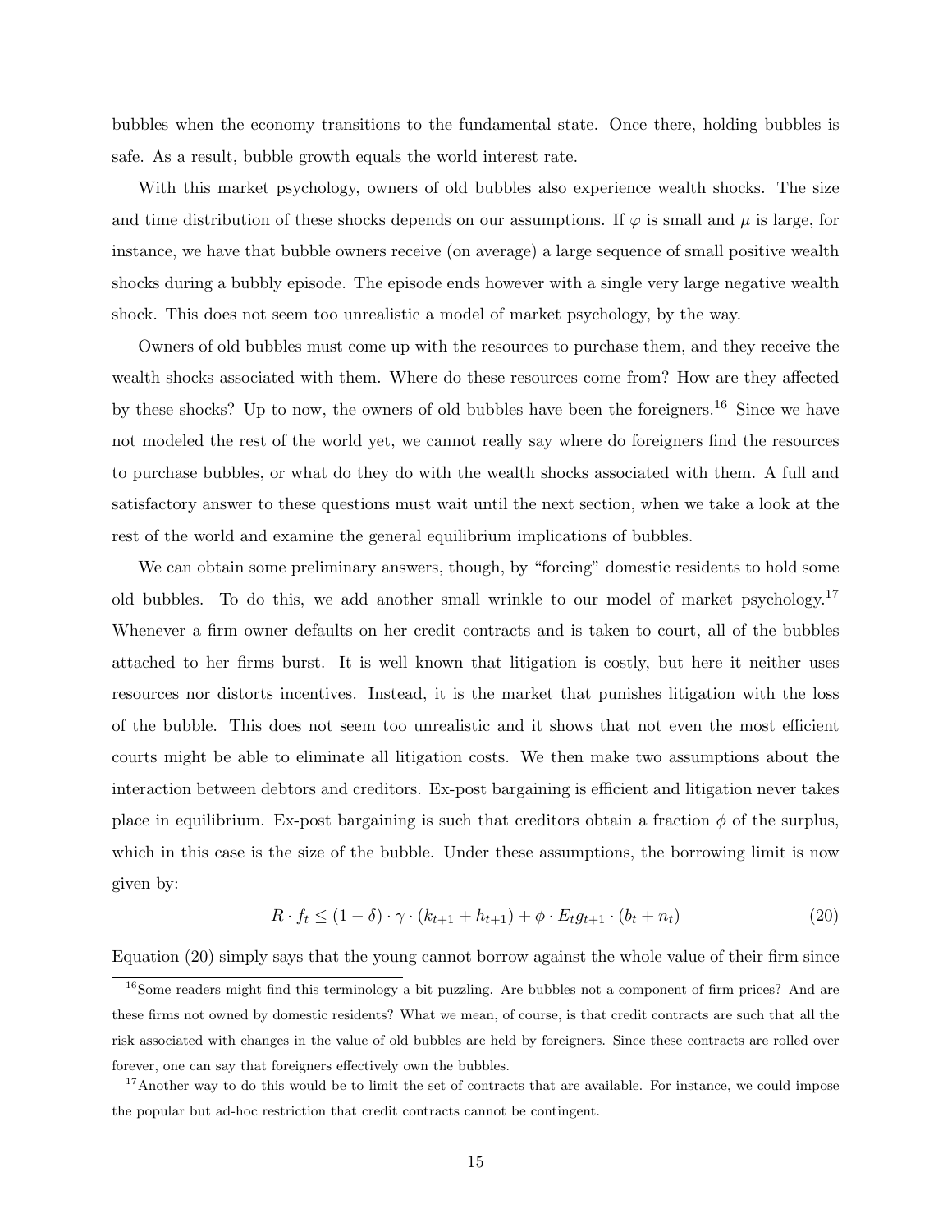bubbles when the economy transitions to the fundamental state. Once there, holding bubbles is safe. As a result, bubble growth equals the world interest rate.

With this market psychology, owners of old bubbles also experience wealth shocks. The size and time distribution of these shocks depends on our assumptions. If $\varphi$ is small and $\mu$ is large, for instance, we have that bubble owners receive (on average) a large sequence of small positive wealth shocks during a bubbly episode. The episode ends however with a single very large negative wealth shock. This does not seem too unrealistic a model of market psychology, by the way.

Owners of old bubbles must come up with the resources to purchase them, and they receive the wealth shocks associated with them. Where do these resources come from? How are they affected by these shocks? Up to now, the owners of old bubbles have been the foreigners.[16] Since we have not modeled the rest of the world yet, we cannot really say where do foreigners find the resources to purchase bubbles, or what do they do with the wealth shocks associated with them. A full and satisfactory answer to these questions must wait until the next section, when we take a look at the rest of the world and examine the general equilibrium implications of bubbles.

We can obtain some preliminary answers, though, by "forcing" domestic residents to hold some old bubbles. To do this, we add another small wrinkle to our model of market psychology.[17] Whenever a firm owner defaults on her credit contracts and is taken to court, all of the bubbles attached to her firms burst. It is well known that litigation is costly, but here it neither uses resources nor distorts incentives. Instead, it is the market that punishes litigation with the loss of the bubble. This does not seem too unrealistic and it shows that not even the most efficient courts might be able to eliminate all litigation costs. We then make two assumptions about the interaction between debtors and creditors. Ex-post bargaining is efficient and litigation never takes place in equilibrium. Ex-post bargaining is such that creditors obtain a fraction $\phi$ of the surplus, which in this case is the size of the bubble. Under these assumptions, the borrowing limit is now given by:

$$R \cdot f_t \leq (1-\delta) \cdot \gamma \cdot (k_{t+1} + h_{t+1}) + \phi \cdot E_t g_{t+1} \cdot (b_t + n_t) \tag{20}$$

Equation (20) simply says that the young cannot borrow against the whole value of their firm since

---

[16] Some readers might find this terminology a bit puzzling. Are bubbles not a component of firm prices? And are these firms not owned by domestic residents? What we mean, of course, is that credit contracts are such that all the risk associated with changes in the value of old bubbles are held by foreigners. Since these contracts are rolled over forever, one can say that foreigners effectively own the bubbles.

[17] Another way to do this would be to limit the set of contracts that are available. For instance, we could impose the popular but ad-hoc restriction that credit contracts cannot be contingent.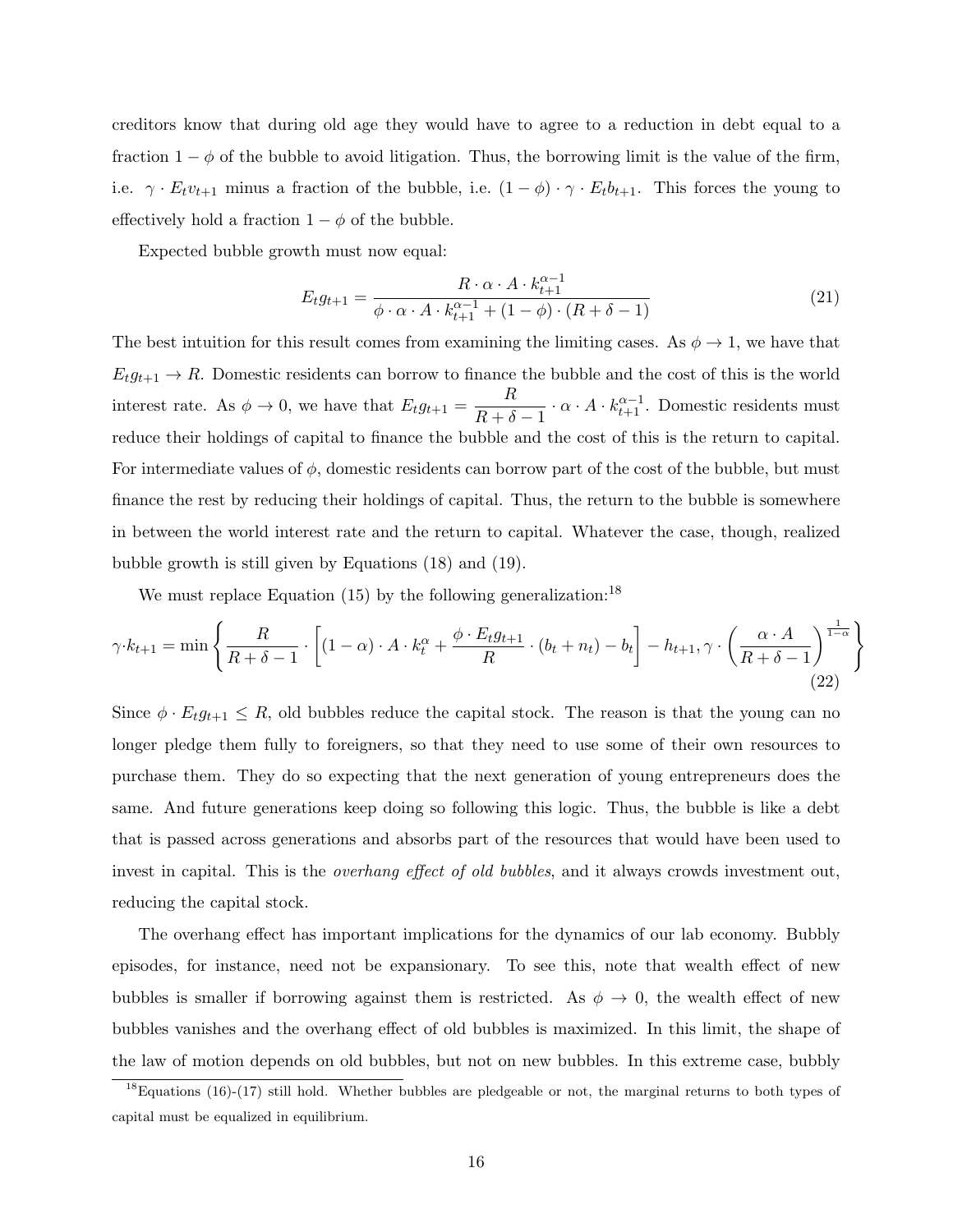creditors know that during old age they would have to agree to a reduction in debt equal to a fraction $1 - \phi$ of the bubble to avoid litigation. Thus, the borrowing limit is the value of the firm, i.e. $\gamma \cdot E_t v_{t+1}$ minus a fraction of the bubble, i.e. $(1-\phi) \cdot \gamma \cdot E_t b_{t+1}$. This forces the young to effectively hold a fraction $1 - \phi$ of the bubble.

Expected bubble growth must now equal:

$$E_t g_{t+1} = \frac{R \cdot \alpha \cdot A \cdot k_{t+1}^{\alpha-1}}{\phi \cdot \alpha \cdot A \cdot k_{t+1}^{\alpha-1} + (1-\phi) \cdot (R + \delta - 1)} \tag{21}$$

The best intuition for this result comes from examining the limiting cases. As $\phi \to 1$, we have that $E_t g_{t+1} \to R$. Domestic residents can borrow to finance the bubble and the cost of this is the world interest rate. As $\phi \to 0$, we have that $E_t g_{t+1} = \frac{R}{R+\delta-1} \cdot \alpha \cdot A \cdot k_{t+1}^{\alpha-1}$. Domestic residents must reduce their holdings of capital to finance the bubble and the cost of this is the return to capital. For intermediate values of $\phi$, domestic residents can borrow part of the cost of the bubble, but must finance the rest by reducing their holdings of capital. Thus, the return to the bubble is somewhere in between the world interest rate and the return to capital. Whatever the case, though, realized bubble growth is still given by Equations (18) and (19).

We must replace Equation (15) by the following generalization:[18]

$$\gamma \cdot k_{t+1} = \min\left\{ \frac{R}{R+\delta-1} \cdot \left[ (1-\alpha) \cdot A \cdot k_t^{\alpha} + \frac{\phi \cdot E_t g_{t+1}}{R} \cdot (b_t + n_t) - b_t \right] - h_{t+1}, \gamma \cdot \left( \frac{\alpha \cdot A}{R+\delta-1} \right)^{\frac{1}{1-\alpha}} \right\} \tag{22}$$

Since $\phi \cdot E_t g_{t+1} \leq R$, old bubbles reduce the capital stock. The reason is that the young can no longer pledge them fully to foreigners, so that they need to use some of their own resources to purchase them. They do so expecting that the next generation of young entrepreneurs does the same. And future generations keep doing so following this logic. Thus, the bubble is like a debt that is passed across generations and absorbs part of the resources that would have been used to invest in capital. This is the *overhang effect of old bubbles*, and it always crowds investment out, reducing the capital stock.

The overhang effect has important implications for the dynamics of our lab economy. Bubbly episodes, for instance, need not be expansionary. To see this, note that wealth effect of new bubbles is smaller if borrowing against them is restricted. As $\phi \to 0$, the wealth effect of new bubbles vanishes and the overhang effect of old bubbles is maximized. In this limit, the shape of the law of motion depends on old bubbles, but not on new bubbles. In this extreme case, bubbly

[18] Equations (16)-(17) still hold. Whether bubbles are pledgeable or not, the marginal returns to both types of capital must be equalized in equilibrium.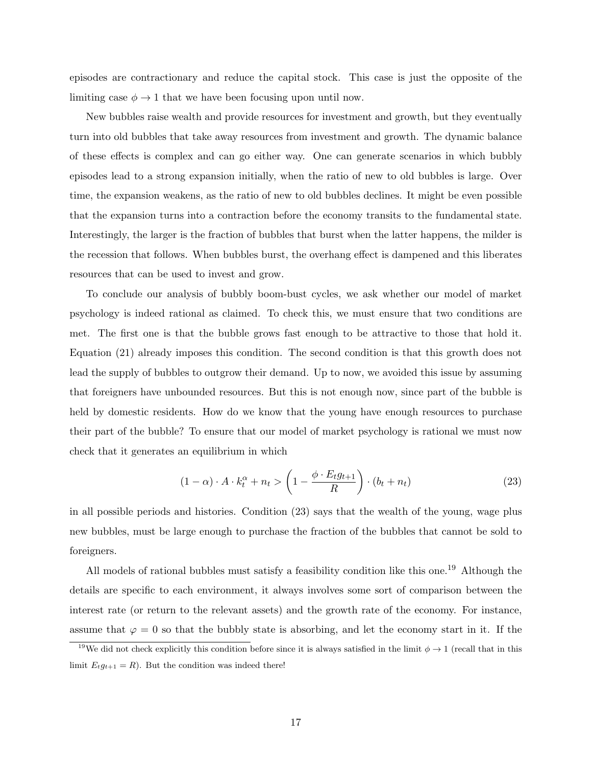episodes are contractionary and reduce the capital stock. This case is just the opposite of the limiting case $\phi \to 1$ that we have been focusing upon until now.

New bubbles raise wealth and provide resources for investment and growth, but they eventually turn into old bubbles that take away resources from investment and growth. The dynamic balance of these effects is complex and can go either way. One can generate scenarios in which bubbly episodes lead to a strong expansion initially, when the ratio of new to old bubbles is large. Over time, the expansion weakens, as the ratio of new to old bubbles declines. It might be even possible that the expansion turns into a contraction before the economy transits to the fundamental state. Interestingly, the larger is the fraction of bubbles that burst when the latter happens, the milder is the recession that follows. When bubbles burst, the overhang effect is dampened and this liberates resources that can be used to invest and grow.

To conclude our analysis of bubbly boom-bust cycles, we ask whether our model of market psychology is indeed rational as claimed. To check this, we must ensure that two conditions are met. The first one is that the bubble grows fast enough to be attractive to those that hold it. Equation (21) already imposes this condition. The second condition is that this growth does not lead the supply of bubbles to outgrow their demand. Up to now, we avoided this issue by assuming that foreigners have unbounded resources. But this is not enough now, since part of the bubble is held by domestic residents. How do we know that the young have enough resources to purchase their part of the bubble? To ensure that our model of market psychology is rational we must now check that it generates an equilibrium in which

$$(1-\alpha) \cdot A \cdot k_t^{\alpha} + n_t > \left(1 - \frac{\phi \cdot E_t g_{t+1}}{R}\right) \cdot (b_t + n_t) \tag{23}$$

in all possible periods and histories. Condition (23) says that the wealth of the young, wage plus new bubbles, must be large enough to purchase the fraction of the bubbles that cannot be sold to foreigners.

All models of rational bubbles must satisfy a feasibility condition like this one.[19] Although the details are specific to each environment, it always involves some sort of comparison between the interest rate (or return to the relevant assets) and the growth rate of the economy. For instance, assume that $\varphi = 0$ so that the bubbly state is absorbing, and let the economy start in it. If the

[19] We did not check explicitly this condition before since it is always satisfied in the limit $\phi \to 1$ (recall that in this limit $E_t g_{t+1} = R$). But the condition was indeed there!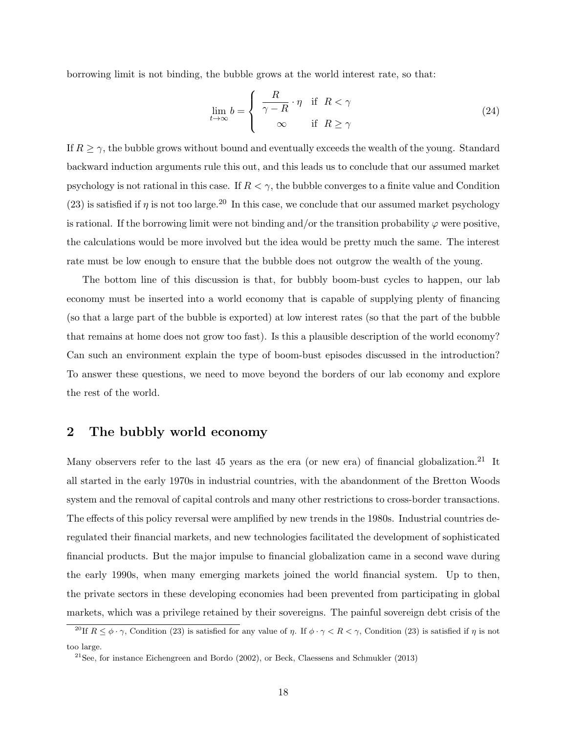borrowing limit is not binding, the bubble grows at the world interest rate, so that:

$$\lim_{t\to\infty} b = \begin{cases} \dfrac{R}{\gamma - R} \cdot \eta & \text{if } R < \gamma \\ \infty & \text{if } R \geq \gamma \end{cases} \tag{24}$$

If $R \geq \gamma$, the bubble grows without bound and eventually exceeds the wealth of the young. Standard backward induction arguments rule this out, and this leads us to conclude that our assumed market psychology is not rational in this case. If $R < \gamma$, the bubble converges to a finite value and Condition (23) is satisfied if $\eta$ is not too large.[20] In this case, we conclude that our assumed market psychology is rational. If the borrowing limit were not binding and/or the transition probability $\varphi$ were positive, the calculations would be more involved but the idea would be pretty much the same. The interest rate must be low enough to ensure that the bubble does not outgrow the wealth of the young.

The bottom line of this discussion is that, for bubbly boom-bust cycles to happen, our lab economy must be inserted into a world economy that is capable of supplying plenty of financing (so that a large part of the bubble is exported) at low interest rates (so that the part of the bubble that remains at home does not grow too fast). Is this a plausible description of the world economy? Can such an environment explain the type of boom-bust episodes discussed in the introduction? To answer these questions, we need to move beyond the borders of our lab economy and explore the rest of the world.

## 2 The bubbly world economy

Many observers refer to the last 45 years as the era (or new era) of financial globalization.[21] It all started in the early 1970s in industrial countries, with the abandonment of the Bretton Woods system and the removal of capital controls and many other restrictions to cross-border transactions. The effects of this policy reversal were amplified by new trends in the 1980s. Industrial countries deregulated their financial markets, and new technologies facilitated the development of sophisticated financial products. But the major impulse to financial globalization came in a second wave during the early 1990s, when many emerging markets joined the world financial system. Up to then, the private sectors in these developing economies had been prevented from participating in global markets, which was a privilege retained by their sovereigns. The painful sovereign debt crisis of the

[20] If $R \leq \phi \cdot \gamma$, Condition (23) is satisfied for any value of $\eta$. If $\phi \cdot \gamma < R < \gamma$, Condition (23) is satisfied if $\eta$ is not too large.

[21] See, for instance Eichengreen and Bordo (2002), or Beck, Claessens and Schmukler (2013)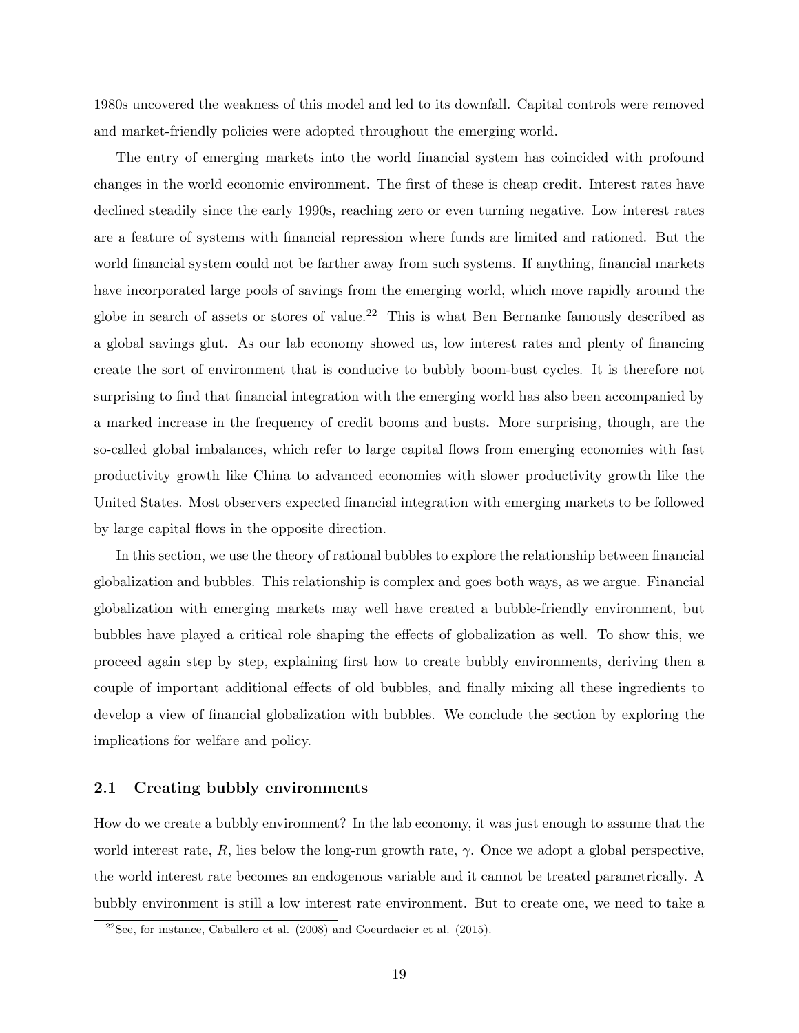1980s uncovered the weakness of this model and led to its downfall. Capital controls were removed and market-friendly policies were adopted throughout the emerging world.

The entry of emerging markets into the world financial system has coincided with profound changes in the world economic environment. The first of these is cheap credit. Interest rates have declined steadily since the early 1990s, reaching zero or even turning negative. Low interest rates are a feature of systems with financial repression where funds are limited and rationed. But the world financial system could not be farther away from such systems. If anything, financial markets have incorporated large pools of savings from the emerging world, which move rapidly around the globe in search of assets or stores of value.[22] This is what Ben Bernanke famously described as a global savings glut. As our lab economy showed us, low interest rates and plenty of financing create the sort of environment that is conducive to bubbly boom-bust cycles. It is therefore not surprising to find that financial integration with the emerging world has also been accompanied by a marked increase in the frequency of credit booms and busts. More surprising, though, are the so-called global imbalances, which refer to large capital flows from emerging economies with fast productivity growth like China to advanced economies with slower productivity growth like the United States. Most observers expected financial integration with emerging markets to be followed by large capital flows in the opposite direction.

In this section, we use the theory of rational bubbles to explore the relationship between financial globalization and bubbles. This relationship is complex and goes both ways, as we argue. Financial globalization with emerging markets may well have created a bubble-friendly environment, but bubbles have played a critical role shaping the effects of globalization as well. To show this, we proceed again step by step, explaining first how to create bubbly environments, deriving then a couple of important additional effects of old bubbles, and finally mixing all these ingredients to develop a view of financial globalization with bubbles. We conclude the section by exploring the implications for welfare and policy.

## 2.1 Creating bubbly environments

How do we create a bubbly environment? In the lab economy, it was just enough to assume that the world interest rate, $R$, lies below the long-run growth rate, $\gamma$. Once we adopt a global perspective, the world interest rate becomes an endogenous variable and it cannot be treated parametrically. A bubbly environment is still a low interest rate environment. But to create one, we need to take a

[22] See, for instance, Caballero et al. (2008) and Coeurdacier et al. (2015).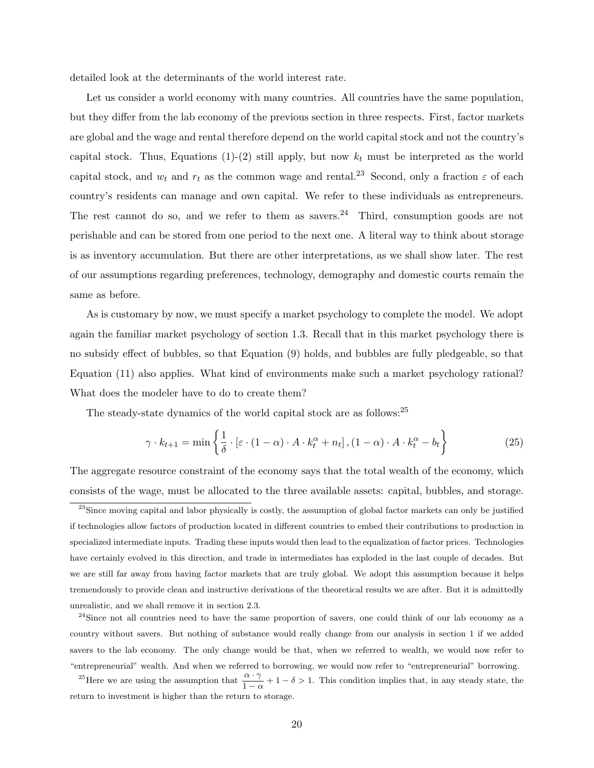detailed look at the determinants of the world interest rate.

Let us consider a world economy with many countries. All countries have the same population, but they differ from the lab economy of the previous section in three respects. First, factor markets are global and the wage and rental therefore depend on the world capital stock and not the country's capital stock. Thus, Equations (1)-(2) still apply, but now $k_t$ must be interpreted as the world capital stock, and $w_t$ and $r_t$ as the common wage and rental.[23] Second, only a fraction $\varepsilon$ of each country's residents can manage and own capital. We refer to these individuals as entrepreneurs. The rest cannot do so, and we refer to them as savers.[24] Third, consumption goods are not perishable and can be stored from one period to the next one. A literal way to think about storage is as inventory accumulation. But there are other interpretations, as we shall show later. The rest of our assumptions regarding preferences, technology, demography and domestic courts remain the same as before.

As is customary by now, we must specify a market psychology to complete the model. We adopt again the familiar market psychology of section 1.3. Recall that in this market psychology there is no subsidy effect of bubbles, so that Equation (9) holds, and bubbles are fully pledgeable, so that Equation (11) also applies. What kind of environments make such a market psychology rational? What does the modeler have to do to create them?

The steady-state dynamics of the world capital stock are as follows:[25]

$$\gamma \cdot k_{t+1} = \min \left\{ \frac{1}{\delta} \cdot \left[ \varepsilon \cdot (1-\alpha) \cdot A \cdot k_t^{\alpha} + n_t \right], (1-\alpha) \cdot A \cdot k_t^{\alpha} - b_t \right\} \tag{25}$$

The aggregate resource constraint of the economy says that the total wealth of the economy, which consists of the wage, must be allocated to the three available assets: capital, bubbles, and storage.

---

[23] Since moving capital and labor physically is costly, the assumption of global factor markets can only be justified if technologies allow factors of production located in different countries to embed their contributions to production in specialized intermediate inputs. Trading these inputs would then lead to the equalization of factor prices. Technologies have certainly evolved in this direction, and trade in intermediates has exploded in the last couple of decades. But we are still far away from having factor markets that are truly global. We adopt this assumption because it helps tremendously to provide clean and instructive derivations of the theoretical results we are after. But it is admittedly unrealistic, and we shall remove it in section 2.3.

[24] Since not all countries need to have the same proportion of savers, one could think of our lab economy as a country without savers. But nothing of substance would really change from our analysis in section 1 if we added savers to the lab economy. The only change would be that, when we referred to wealth, we would now refer to "entrepreneurial" wealth. And when we referred to borrowing, we would now refer to "entrepreneurial" borrowing.

[25] Here we are using the assumption that $\frac{\alpha \cdot \gamma}{1-\alpha} + 1 - \delta > 1$. This condition implies that, in any steady state, the return to investment is higher than the return to storage.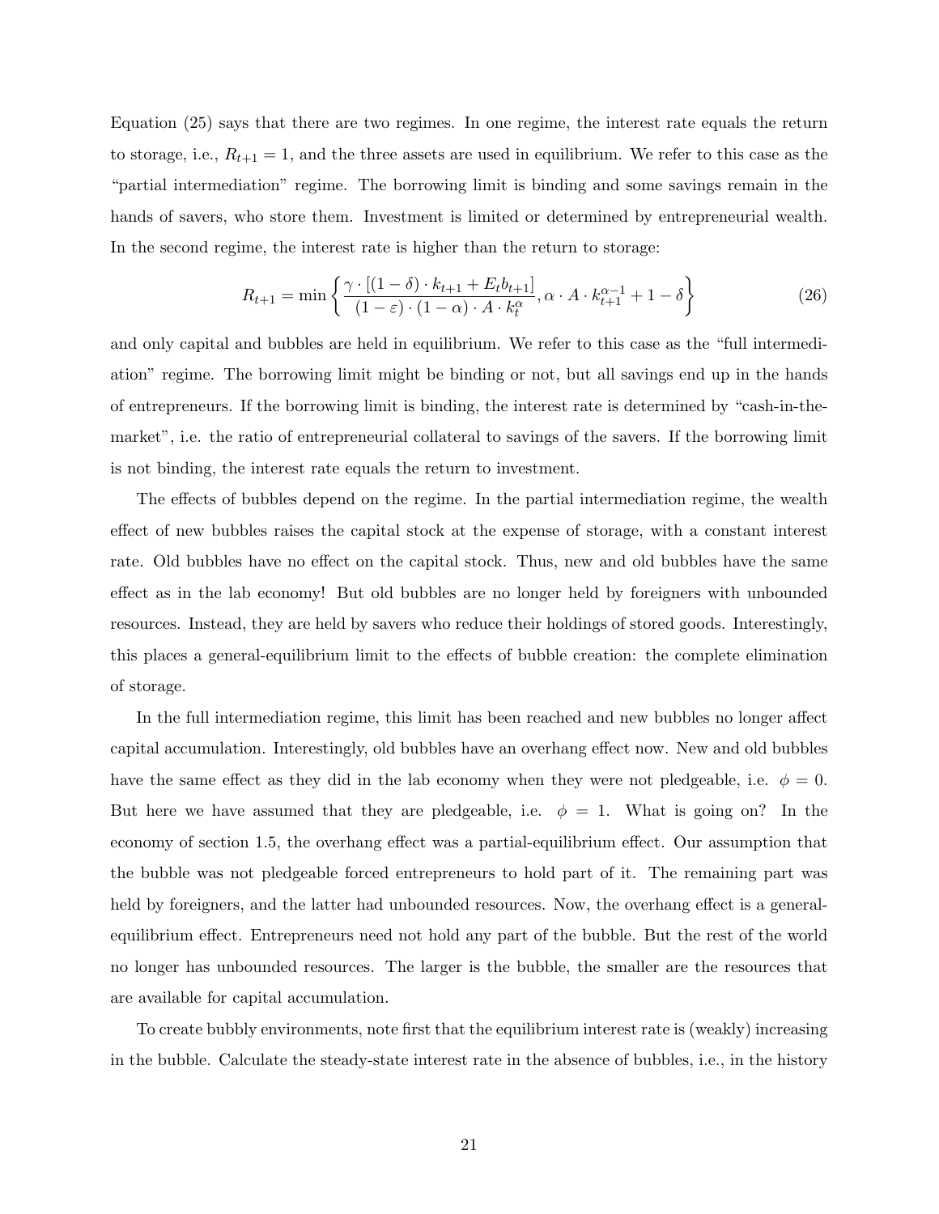Equation (25) says that there are two regimes. In one regime, the interest rate equals the return to storage, i.e., $R_{t+1} = 1$, and the three assets are used in equilibrium. We refer to this case as the "partial intermediation" regime. The borrowing limit is binding and some savings remain in the hands of savers, who store them. Investment is limited or determined by entrepreneurial wealth. In the second regime, the interest rate is higher than the return to storage:

$$R_{t+1} = \min\left\{\frac{\gamma \cdot [(1-\delta) \cdot k_{t+1} + E_t b_{t+1}]}{(1-\varepsilon) \cdot (1-\alpha) \cdot A \cdot k_t^{\alpha}}, \alpha \cdot A \cdot k_{t+1}^{\alpha-1} + 1 - \delta\right\} \tag{26}$$

and only capital and bubbles are held in equilibrium. We refer to this case as the "full intermediation" regime. The borrowing limit might be binding or not, but all savings end up in the hands of entrepreneurs. If the borrowing limit is binding, the interest rate is determined by "cash-in-the-market", i.e. the ratio of entrepreneurial collateral to savings of the savers. If the borrowing limit is not binding, the interest rate equals the return to investment.

The effects of bubbles depend on the regime. In the partial intermediation regime, the wealth effect of new bubbles raises the capital stock at the expense of storage, with a constant interest rate. Old bubbles have no effect on the capital stock. Thus, new and old bubbles have the same effect as in the lab economy! But old bubbles are no longer held by foreigners with unbounded resources. Instead, they are held by savers who reduce their holdings of stored goods. Interestingly, this places a general-equilibrium limit to the effects of bubble creation: the complete elimination of storage.

In the full intermediation regime, this limit has been reached and new bubbles no longer affect capital accumulation. Interestingly, old bubbles have an overhang effect now. New and old bubbles have the same effect as they did in the lab economy when they were not pledgeable, i.e. $\phi = 0$. But here we have assumed that they are pledgeable, i.e. $\phi = 1$. What is going on? In the economy of section 1.5, the overhang effect was a partial-equilibrium effect. Our assumption that the bubble was not pledgeable forced entrepreneurs to hold part of it. The remaining part was held by foreigners, and the latter had unbounded resources. Now, the overhang effect is a general-equilibrium effect. Entrepreneurs need not hold any part of the bubble. But the rest of the world no longer has unbounded resources. The larger is the bubble, the smaller are the resources that are available for capital accumulation.

To create bubbly environments, note first that the equilibrium interest rate is (weakly) increasing in the bubble. Calculate the steady-state interest rate in the absence of bubbles, i.e., in the history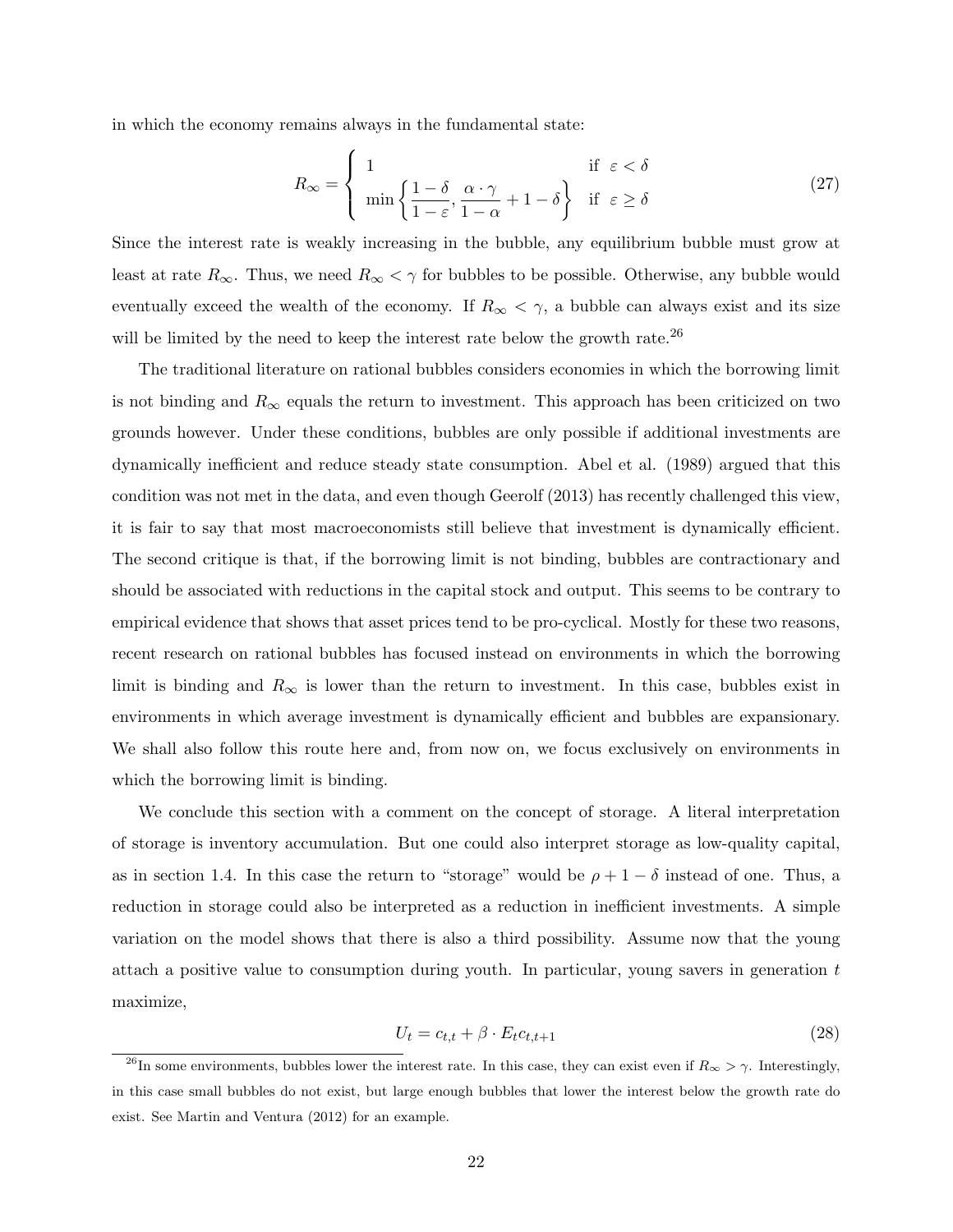in which the economy remains always in the fundamental state:

$$R_{\infty} = \begin{cases} 1 & \text{if } \varepsilon < \delta \\ \min\left\{\dfrac{1-\delta}{1-\varepsilon}, \dfrac{\alpha \cdot \gamma}{1-\alpha} + 1 - \delta\right\} & \text{if } \varepsilon \geq \delta \end{cases} \tag{27}$$

Since the interest rate is weakly increasing in the bubble, any equilibrium bubble must grow at least at rate $R_{\infty}$. Thus, we need $R_{\infty} < \gamma$ for bubbles to be possible. Otherwise, any bubble would eventually exceed the wealth of the economy. If $R_{\infty} < \gamma$, a bubble can always exist and its size will be limited by the need to keep the interest rate below the growth rate.[26]

The traditional literature on rational bubbles considers economies in which the borrowing limit is not binding and $R_{\infty}$ equals the return to investment. This approach has been criticized on two grounds however. Under these conditions, bubbles are only possible if additional investments are dynamically inefficient and reduce steady state consumption. Abel et al. (1989) argued that this condition was not met in the data, and even though Geerolf (2013) has recently challenged this view, it is fair to say that most macroeconomists still believe that investment is dynamically efficient. The second critique is that, if the borrowing limit is not binding, bubbles are contractionary and should be associated with reductions in the capital stock and output. This seems to be contrary to empirical evidence that shows that asset prices tend to be pro-cyclical. Mostly for these two reasons, recent research on rational bubbles has focused instead on environments in which the borrowing limit is binding and $R_{\infty}$ is lower than the return to investment. In this case, bubbles exist in environments in which average investment is dynamically efficient and bubbles are expansionary. We shall also follow this route here and, from now on, we focus exclusively on environments in which the borrowing limit is binding.

We conclude this section with a comment on the concept of storage. A literal interpretation of storage is inventory accumulation. But one could also interpret storage as low-quality capital, as in section 1.4. In this case the return to "storage" would be $\rho + 1 - \delta$ instead of one. Thus, a reduction in storage could also be interpreted as a reduction in inefficient investments. A simple variation on the model shows that there is also a third possibility. Assume now that the young attach a positive value to consumption during youth. In particular, young savers in generation $t$ maximize,

$$U_t = c_{t,t} + \beta \cdot E_t c_{t,t+1} \tag{28}$$

[26] In some environments, bubbles lower the interest rate. In this case, they can exist even if $R_{\infty} > \gamma$. Interestingly, in this case small bubbles do not exist, but large enough bubbles that lower the interest below the growth rate do exist. See Martin and Ventura (2012) for an example.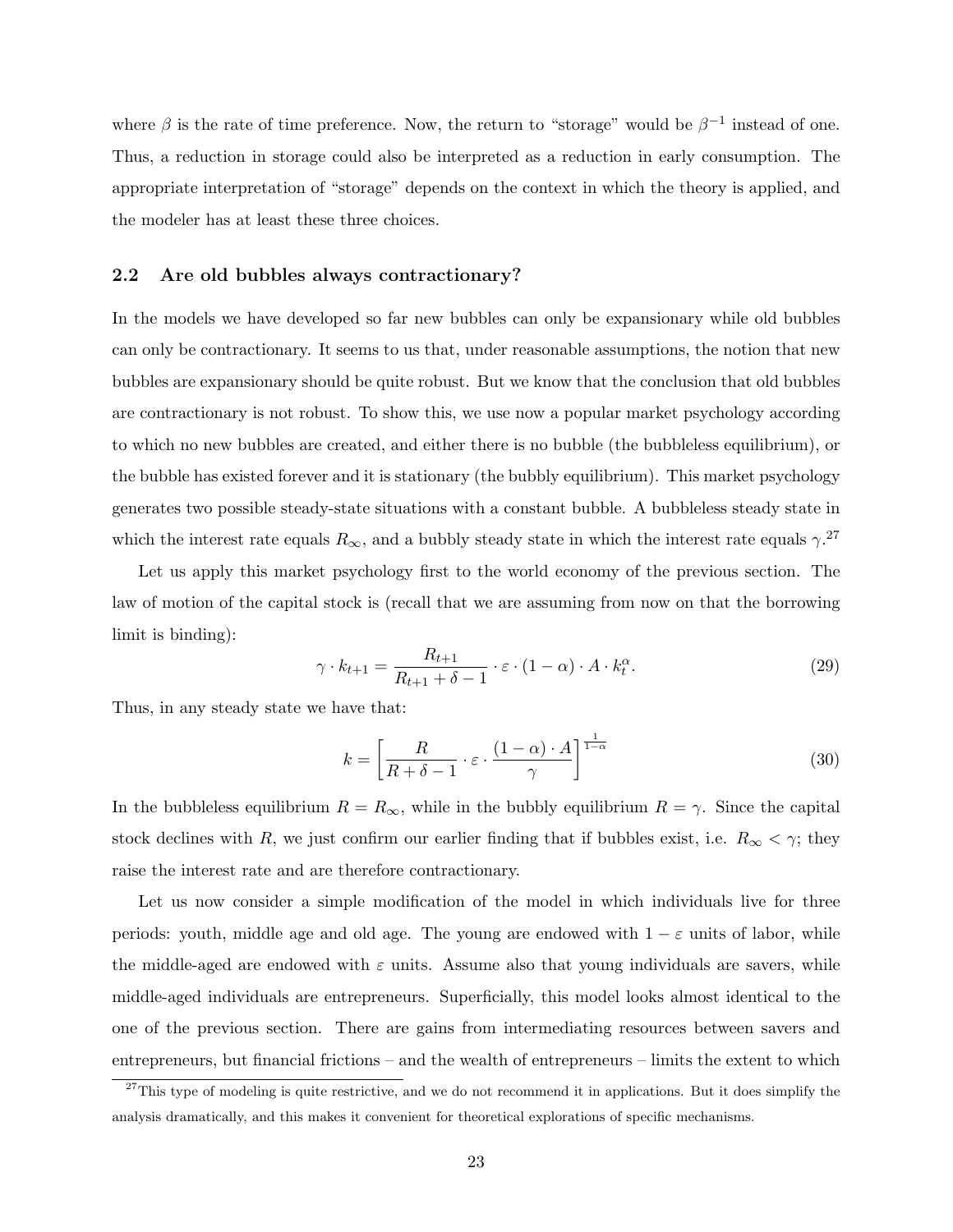where $\beta$ is the rate of time preference. Now, the return to "storage" would be $\beta^{-1}$ instead of one. Thus, a reduction in storage could also be interpreted as a reduction in early consumption. The appropriate interpretation of "storage" depends on the context in which the theory is applied, and the modeler has at least these three choices.

## 2.2 Are old bubbles always contractionary?

In the models we have developed so far new bubbles can only be expansionary while old bubbles can only be contractionary. It seems to us that, under reasonable assumptions, the notion that new bubbles are expansionary should be quite robust. But we know that the conclusion that old bubbles are contractionary is not robust. To show this, we use now a popular market psychology according to which no new bubbles are created, and either there is no bubble (the bubbleless equilibrium), or the bubble has existed forever and it is stationary (the bubbly equilibrium). This market psychology generates two possible steady-state situations with a constant bubble. A bubbleless steady state in which the interest rate equals $R_\infty$, and a bubbly steady state in which the interest rate equals $\gamma$.[27]

Let us apply this market psychology first to the world economy of the previous section. The law of motion of the capital stock is (recall that we are assuming from now on that the borrowing limit is binding):

$$\gamma \cdot k_{t+1} = \frac{R_{t+1}}{R_{t+1} + \delta - 1} \cdot \varepsilon \cdot (1 - \alpha) \cdot A \cdot k_t^\alpha. \tag{29}$$

Thus, in any steady state we have that:

$$k = \left[ \frac{R}{R + \delta - 1} \cdot \varepsilon \cdot \frac{(1 - \alpha) \cdot A}{\gamma} \right]^{\frac{1}{1-\alpha}} \tag{30}$$

In the bubbleless equilibrium $R = R_\infty$, while in the bubbly equilibrium $R = \gamma$. Since the capital stock declines with $R$, we just confirm our earlier finding that if bubbles exist, i.e. $R_\infty < \gamma$; they raise the interest rate and are therefore contractionary.

Let us now consider a simple modification of the model in which individuals live for three periods: youth, middle age and old age. The young are endowed with $1 - \varepsilon$ units of labor, while the middle-aged are endowed with $\varepsilon$ units. Assume also that young individuals are savers, while middle-aged individuals are entrepreneurs. Superficially, this model looks almost identical to the one of the previous section. There are gains from intermediating resources between savers and entrepreneurs, but financial frictions – and the wealth of entrepreneurs – limits the extent to which

[27] This type of modeling is quite restrictive, and we do not recommend it in applications. But it does simplify the analysis dramatically, and this makes it convenient for theoretical explorations of specific mechanisms.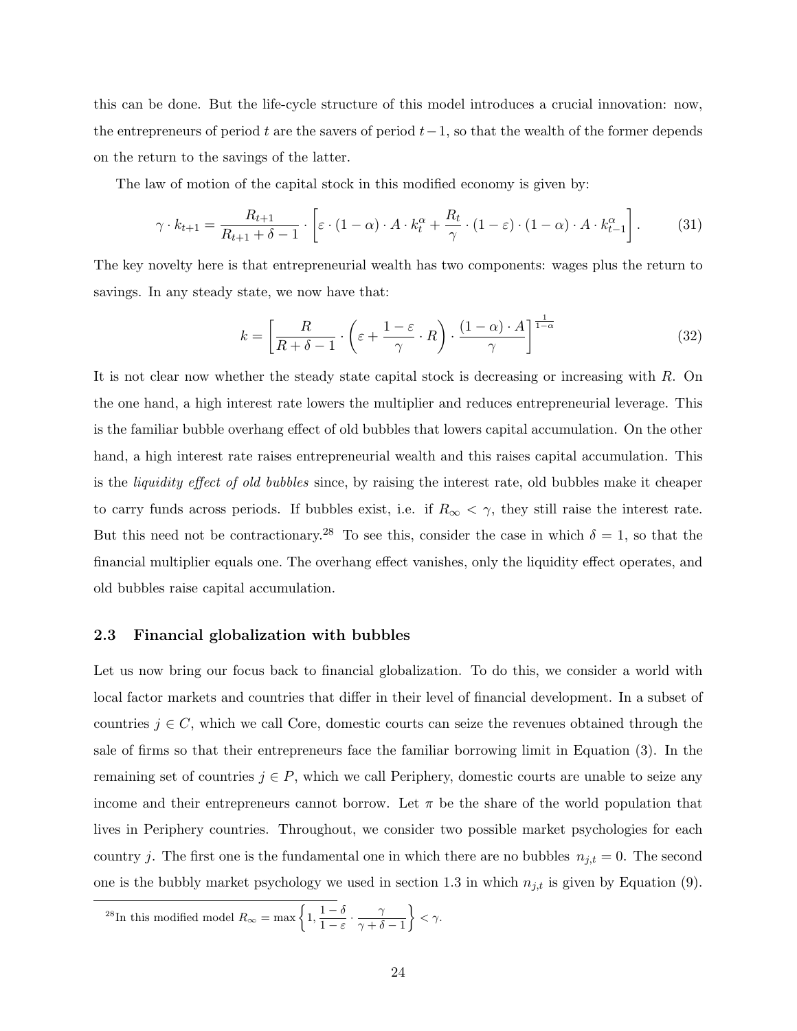this can be done. But the life-cycle structure of this model introduces a crucial innovation: now, the entrepreneurs of period $t$ are the savers of period $t-1$, so that the wealth of the former depends on the return to the savings of the latter.

The law of motion of the capital stock in this modified economy is given by:

$$\gamma \cdot k_{t+1} = \frac{R_{t+1}}{R_{t+1} + \delta - 1} \cdot \left[ \varepsilon \cdot (1-\alpha) \cdot A \cdot k_t^{\alpha} + \frac{R_t}{\gamma} \cdot (1-\varepsilon) \cdot (1-\alpha) \cdot A \cdot k_{t-1}^{\alpha} \right]. \tag{31}$$

The key novelty here is that entrepreneurial wealth has two components: wages plus the return to savings. In any steady state, we now have that:

$$k = \left[ \frac{R}{R + \delta - 1} \cdot \left( \varepsilon + \frac{1-\varepsilon}{\gamma} \cdot R \right) \cdot \frac{(1-\alpha) \cdot A}{\gamma} \right]^{\frac{1}{1-\alpha}} \tag{32}$$

It is not clear now whether the steady state capital stock is decreasing or increasing with $R$. On the one hand, a high interest rate lowers the multiplier and reduces entrepreneurial leverage. This is the familiar bubble overhang effect of old bubbles that lowers capital accumulation. On the other hand, a high interest rate raises entrepreneurial wealth and this raises capital accumulation. This is the *liquidity effect of old bubbles* since, by raising the interest rate, old bubbles make it cheaper to carry funds across periods. If bubbles exist, i.e. if $R_\infty < \gamma$, they still raise the interest rate. But this need not be contractionary.[28] To see this, consider the case in which $\delta = 1$, so that the financial multiplier equals one. The overhang effect vanishes, only the liquidity effect operates, and old bubbles raise capital accumulation.

### 2.3 Financial globalization with bubbles

Let us now bring our focus back to financial globalization. To do this, we consider a world with local factor markets and countries that differ in their level of financial development. In a subset of countries $j \in C$, which we call Core, domestic courts can seize the revenues obtained through the sale of firms so that their entrepreneurs face the familiar borrowing limit in Equation (3). In the remaining set of countries $j \in P$, which we call Periphery, domestic courts are unable to seize any income and their entrepreneurs cannot borrow. Let $\pi$ be the share of the world population that lives in Periphery countries. Throughout, we consider two possible market psychologies for each country $j$. The first one is the fundamental one in which there are no bubbles $n_{j,t} = 0$. The second one is the bubbly market psychology we used in section 1.3 in which $n_{j,t}$ is given by Equation (9).

[28] In this modified model $R_\infty = \max\left\{1, \frac{1-\delta}{1-\varepsilon} \cdot \frac{\gamma}{\gamma + \delta - 1}\right\} < \gamma$.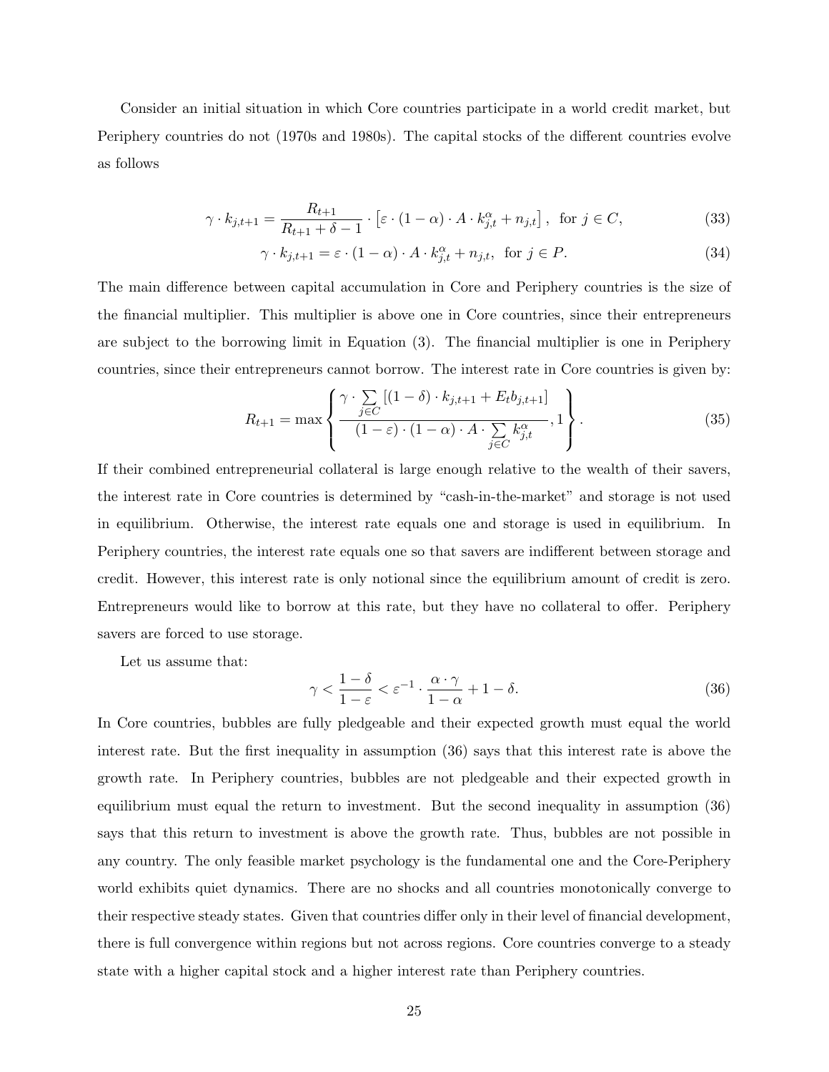Consider an initial situation in which Core countries participate in a world credit market, but Periphery countries do not (1970s and 1980s). The capital stocks of the different countries evolve as follows

$$\gamma \cdot k_{j,t+1} = \frac{R_{t+1}}{R_{t+1} + \delta - 1} \cdot \left[ \varepsilon \cdot (1 - \alpha) \cdot A \cdot k_{j,t}^{\alpha} + n_{j,t} \right], \ \text{ for } j \in C, \tag{33}$$

$$\gamma \cdot k_{j,t+1} = \varepsilon \cdot (1 - \alpha) \cdot A \cdot k_{j,t}^{\alpha} + n_{j,t}, \ \text{ for } j \in P. \tag{34}$$

The main difference between capital accumulation in Core and Periphery countries is the size of the financial multiplier. This multiplier is above one in Core countries, since their entrepreneurs are subject to the borrowing limit in Equation (3). The financial multiplier is one in Periphery countries, since their entrepreneurs cannot borrow. The interest rate in Core countries is given by:

$$R_{t+1} = \max \left\{ \frac{\gamma \cdot \sum_{j \in C} \left[ (1 - \delta) \cdot k_{j,t+1} + E_t b_{j,t+1} \right]}{(1 - \varepsilon) \cdot (1 - \alpha) \cdot A \cdot \sum_{j \in C} k_{j,t}^{\alpha}}, 1 \right\}. \tag{35}$$

If their combined entrepreneurial collateral is large enough relative to the wealth of their savers, the interest rate in Core countries is determined by "cash-in-the-market" and storage is not used in equilibrium. Otherwise, the interest rate equals one and storage is used in equilibrium. In Periphery countries, the interest rate equals one so that savers are indifferent between storage and credit. However, this interest rate is only notional since the equilibrium amount of credit is zero. Entrepreneurs would like to borrow at this rate, but they have no collateral to offer. Periphery savers are forced to use storage.

Let us assume that:

$$\gamma < \frac{1 - \delta}{1 - \varepsilon} < \varepsilon^{-1} \cdot \frac{\alpha \cdot \gamma}{1 - \alpha} + 1 - \delta. \tag{36}$$

In Core countries, bubbles are fully pledgeable and their expected growth must equal the world interest rate. But the first inequality in assumption (36) says that this interest rate is above the growth rate. In Periphery countries, bubbles are not pledgeable and their expected growth in equilibrium must equal the return to investment. But the second inequality in assumption (36) says that this return to investment is above the growth rate. Thus, bubbles are not possible in any country. The only feasible market psychology is the fundamental one and the Core-Periphery world exhibits quiet dynamics. There are no shocks and all countries monotonically converge to their respective steady states. Given that countries differ only in their level of financial development, there is full convergence within regions but not across regions. Core countries converge to a steady state with a higher capital stock and a higher interest rate than Periphery countries.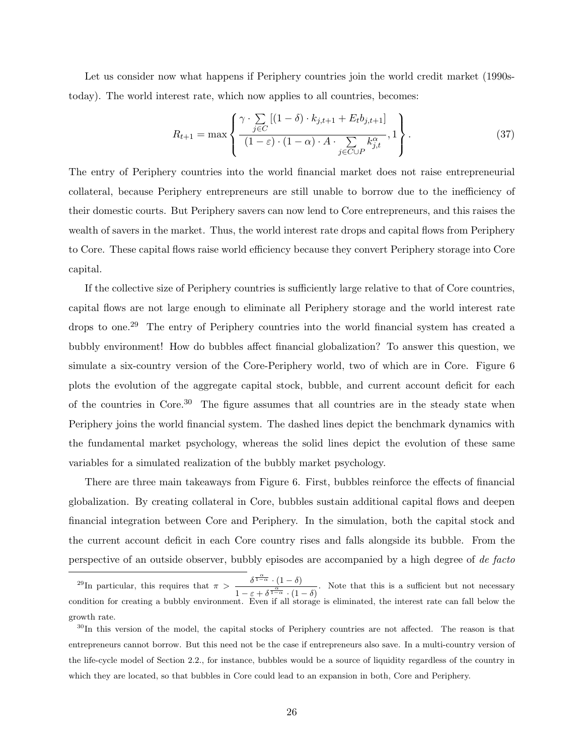Let us consider now what happens if Periphery countries join the world credit market (1990s-today). The world interest rate, which now applies to all countries, becomes:

$$R_{t+1} = \max\left\{ \frac{\gamma \cdot \sum_{j \in C} \left[(1-\delta) \cdot k_{j,t+1} + E_t b_{j,t+1}\right]}{(1-\varepsilon) \cdot (1-\alpha) \cdot A \cdot \sum_{j \in C \cup P} k_{j,t}^{\alpha}}, 1 \right\}. \tag{37}$$

The entry of Periphery countries into the world financial market does not raise entrepreneurial collateral, because Periphery entrepreneurs are still unable to borrow due to the inefficiency of their domestic courts. But Periphery savers can now lend to Core entrepreneurs, and this raises the wealth of savers in the market. Thus, the world interest rate drops and capital flows from Periphery to Core. These capital flows raise world efficiency because they convert Periphery storage into Core capital.

If the collective size of Periphery countries is sufficiently large relative to that of Core countries, capital flows are not large enough to eliminate all Periphery storage and the world interest rate drops to one.[29] The entry of Periphery countries into the world financial system has created a bubbly environment! How do bubbles affect financial globalization? To answer this question, we simulate a six-country version of the Core-Periphery world, two of which are in Core. Figure 6 plots the evolution of the aggregate capital stock, bubble, and current account deficit for each of the countries in Core.[30] The figure assumes that all countries are in the steady state when Periphery joins the world financial system. The dashed lines depict the benchmark dynamics with the fundamental market psychology, whereas the solid lines depict the evolution of these same variables for a simulated realization of the bubbly market psychology.

There are three main takeaways from Figure 6. First, bubbles reinforce the effects of financial globalization. By creating collateral in Core, bubbles sustain additional capital flows and deepen financial integration between Core and Periphery. In the simulation, both the capital stock and the current account deficit in each Core country rises and falls alongside its bubble. From the perspective of an outside observer, bubbly episodes are accompanied by a high degree of *de facto*

[29] In particular, this requires that $\pi > \frac{\delta^{\frac{\alpha}{1-\alpha}} \cdot (1-\delta)}{1-\varepsilon+\delta^{\frac{\alpha}{1-\alpha}} \cdot (1-\delta)}$. Note that this is a sufficient but not necessary condition for creating a bubbly environment. Even if all storage is eliminated, the interest rate can fall below the growth rate.

[30] In this version of the model, the capital stocks of Periphery countries are not affected. The reason is that entrepreneurs cannot borrow. But this need not be the case if entrepreneurs also save. In a multi-country version of the life-cycle model of Section 2.2., for instance, bubbles would be a source of liquidity regardless of the country in which they are located, so that bubbles in Core could lead to an expansion in both, Core and Periphery.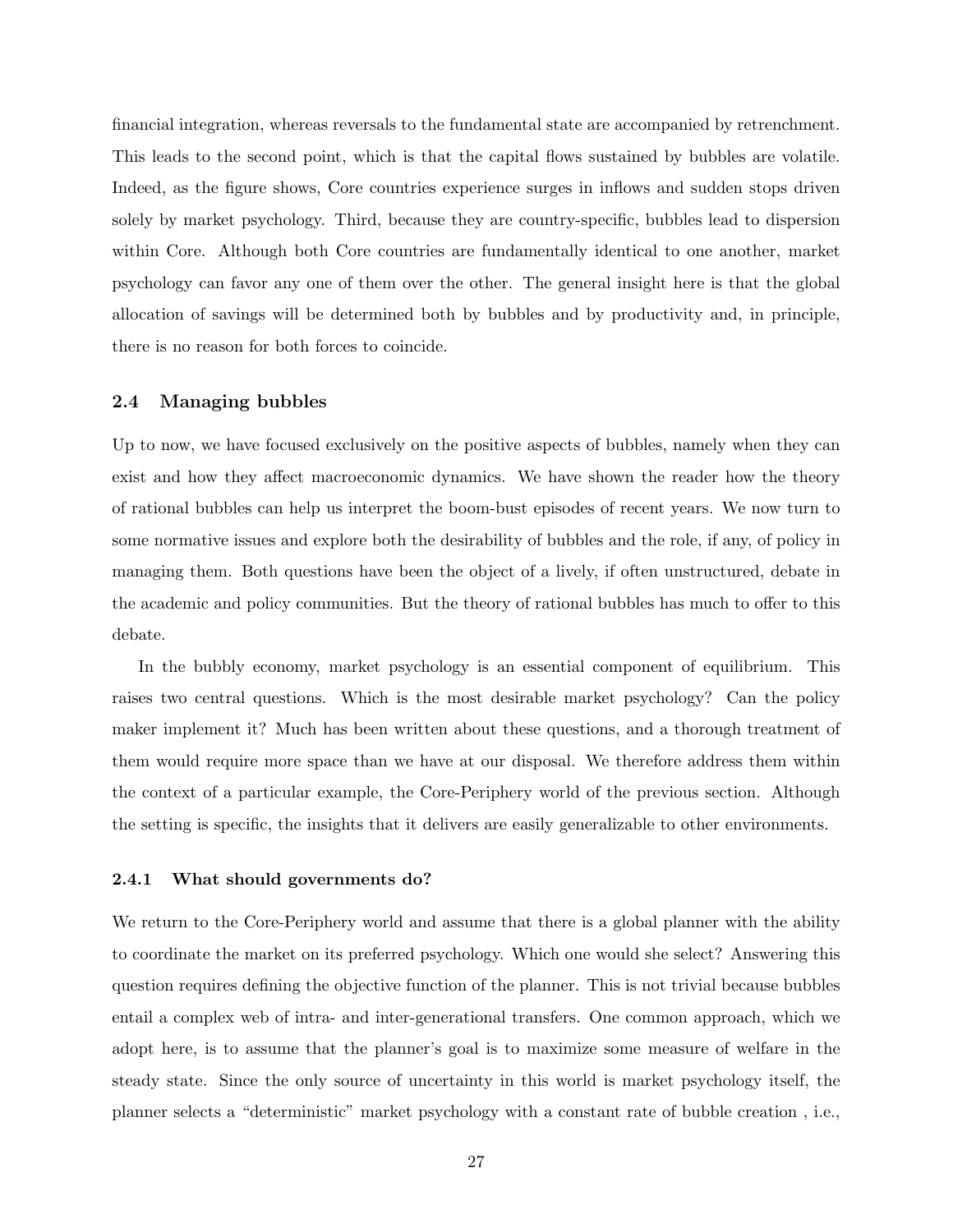financial integration, whereas reversals to the fundamental state are accompanied by retrenchment. This leads to the second point, which is that the capital flows sustained by bubbles are volatile. Indeed, as the figure shows, Core countries experience surges in inflows and sudden stops driven solely by market psychology. Third, because they are country-specific, bubbles lead to dispersion within Core. Although both Core countries are fundamentally identical to one another, market psychology can favor any one of them over the other. The general insight here is that the global allocation of savings will be determined both by bubbles and by productivity and, in principle, there is no reason for both forces to coincide.

### 2.4 Managing bubbles

Up to now, we have focused exclusively on the positive aspects of bubbles, namely when they can exist and how they affect macroeconomic dynamics. We have shown the reader how the theory of rational bubbles can help us interpret the boom-bust episodes of recent years. We now turn to some normative issues and explore both the desirability of bubbles and the role, if any, of policy in managing them. Both questions have been the object of a lively, if often unstructured, debate in the academic and policy communities. But the theory of rational bubbles has much to offer to this debate.

In the bubbly economy, market psychology is an essential component of equilibrium. This raises two central questions. Which is the most desirable market psychology? Can the policy maker implement it? Much has been written about these questions, and a thorough treatment of them would require more space than we have at our disposal. We therefore address them within the context of a particular example, the Core-Periphery world of the previous section. Although the setting is specific, the insights that it delivers are easily generalizable to other environments.

#### 2.4.1 What should governments do?

We return to the Core-Periphery world and assume that there is a global planner with the ability to coordinate the market on its preferred psychology. Which one would she select? Answering this question requires defining the objective function of the planner. This is not trivial because bubbles entail a complex web of intra- and inter-generational transfers. One common approach, which we adopt here, is to assume that the planner's goal is to maximize some measure of welfare in the steady state. Since the only source of uncertainty in this world is market psychology itself, the planner selects a "deterministic" market psychology with a constant rate of bubble creation , i.e.,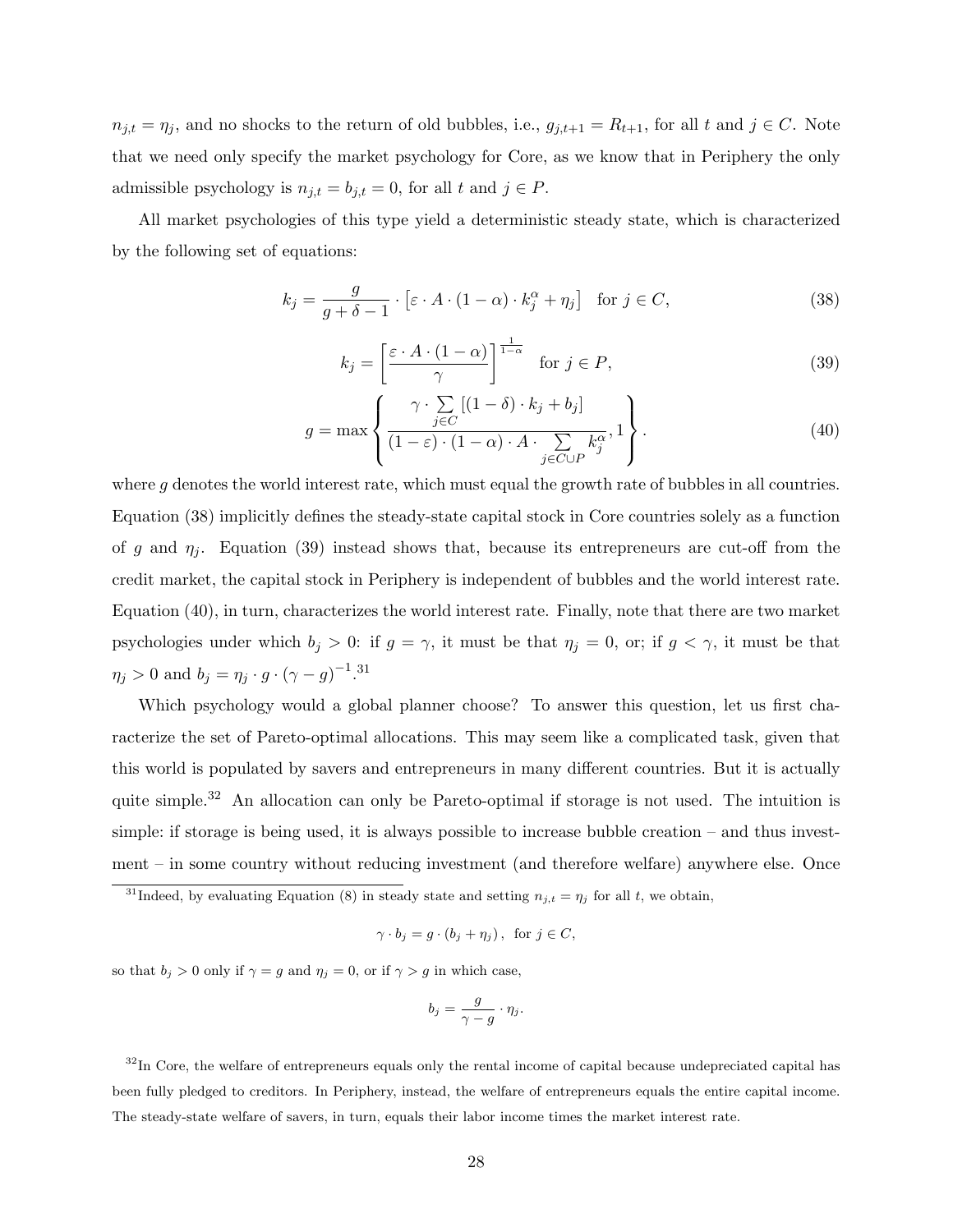$n_{j,t} = \eta_j$, and no shocks to the return of old bubbles, i.e., $g_{j,t+1} = R_{t+1}$, for all $t$ and $j \in C$. Note that we need only specify the market psychology for Core, as we know that in Periphery the only admissible psychology is $n_{j,t} = b_{j,t} = 0$, for all $t$ and $j \in P$.

All market psychologies of this type yield a deterministic steady state, which is characterized by the following set of equations:

$$k_j = \frac{g}{g + \delta - 1} \cdot \left[\varepsilon \cdot A \cdot (1 - \alpha) \cdot k_j^{\alpha} + \eta_j\right] \quad \text{for } j \in C, \tag{38}$$

$$k_j = \left[\frac{\varepsilon \cdot A \cdot (1 - \alpha)}{\gamma}\right]^{\frac{1}{1-\alpha}} \quad \text{for } j \in P, \tag{39}$$

$$g = \max\left\{\frac{\gamma \cdot \sum\limits_{j \in C} \left[(1 - \delta) \cdot k_j + b_j\right]}{(1 - \varepsilon) \cdot (1 - \alpha) \cdot A \cdot \sum\limits_{j \in C \cup P} k_j^{\alpha}}, 1\right\}. \tag{40}$$

where $g$ denotes the world interest rate, which must equal the growth rate of bubbles in all countries. Equation (38) implicitly defines the steady-state capital stock in Core countries solely as a function of $g$ and $\eta_j$. Equation (39) instead shows that, because its entrepreneurs are cut-off from the credit market, the capital stock in Periphery is independent of bubbles and the world interest rate. Equation (40), in turn, characterizes the world interest rate. Finally, note that there are two market psychologies under which $b_j > 0$: if $g = \gamma$, it must be that $\eta_j = 0$, or; if $g < \gamma$, it must be that $\eta_j > 0$ and $b_j = \eta_j \cdot g \cdot (\gamma - g)^{-1}$.[31]

Which psychology would a global planner choose? To answer this question, let us first characterize the set of Pareto-optimal allocations. This may seem like a complicated task, given that this world is populated by savers and entrepreneurs in many different countries. But it is actually quite simple.[32] An allocation can only be Pareto-optimal if storage is not used. The intuition is simple: if storage is being used, it is always possible to increase bubble creation – and thus investment – in some country without reducing investment (and therefore welfare) anywhere else. Once

---

[31] Indeed, by evaluating Equation (8) in steady state and setting $n_{j,t} = \eta_j$ for all $t$, we obtain,

$$\gamma \cdot b_j = g \cdot (b_j + \eta_j), \text{ for } j \in C,$$

so that $b_j > 0$ only if $\gamma = g$ and $\eta_j = 0$, or if $\gamma > g$ in which case,

$$b_j = \frac{g}{\gamma - g} \cdot \eta_j.$$

[32] In Core, the welfare of entrepreneurs equals only the rental income of capital because undepreciated capital has been fully pledged to creditors. In Periphery, instead, the welfare of entrepreneurs equals the entire capital income. The steady-state welfare of savers, in turn, equals their labor income times the market interest rate.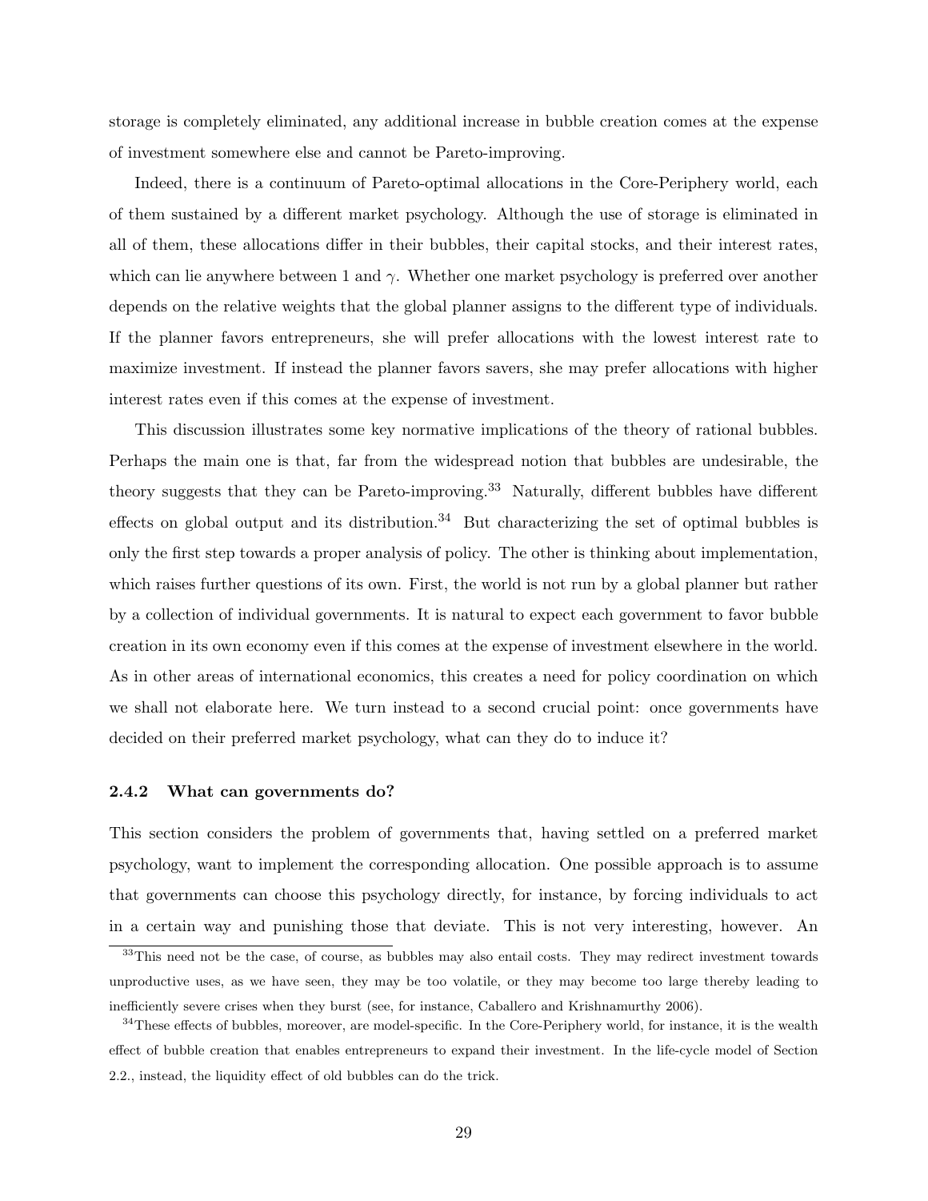storage is completely eliminated, any additional increase in bubble creation comes at the expense of investment somewhere else and cannot be Pareto-improving.

Indeed, there is a continuum of Pareto-optimal allocations in the Core-Periphery world, each of them sustained by a different market psychology. Although the use of storage is eliminated in all of them, these allocations differ in their bubbles, their capital stocks, and their interest rates, which can lie anywhere between 1 and $\gamma$. Whether one market psychology is preferred over another depends on the relative weights that the global planner assigns to the different type of individuals. If the planner favors entrepreneurs, she will prefer allocations with the lowest interest rate to maximize investment. If instead the planner favors savers, she may prefer allocations with higher interest rates even if this comes at the expense of investment.

This discussion illustrates some key normative implications of the theory of rational bubbles. Perhaps the main one is that, far from the widespread notion that bubbles are undesirable, the theory suggests that they can be Pareto-improving.[33] Naturally, different bubbles have different effects on global output and its distribution.[34] But characterizing the set of optimal bubbles is only the first step towards a proper analysis of policy. The other is thinking about implementation, which raises further questions of its own. First, the world is not run by a global planner but rather by a collection of individual governments. It is natural to expect each government to favor bubble creation in its own economy even if this comes at the expense of investment elsewhere in the world. As in other areas of international economics, this creates a need for policy coordination on which we shall not elaborate here. We turn instead to a second crucial point: once governments have decided on their preferred market psychology, what can they do to induce it?

### 2.4.2 What can governments do?

This section considers the problem of governments that, having settled on a preferred market psychology, want to implement the corresponding allocation. One possible approach is to assume that governments can choose this psychology directly, for instance, by forcing individuals to act in a certain way and punishing those that deviate. This is not very interesting, however. An

[33] This need not be the case, of course, as bubbles may also entail costs. They may redirect investment towards unproductive uses, as we have seen, they may be too volatile, or they may become too large thereby leading to inefficiently severe crises when they burst (see, for instance, Caballero and Krishnamurthy 2006).

[34] These effects of bubbles, moreover, are model-specific. In the Core-Periphery world, for instance, it is the wealth effect of bubble creation that enables entrepreneurs to expand their investment. In the life-cycle model of Section 2.2., instead, the liquidity effect of old bubbles can do the trick.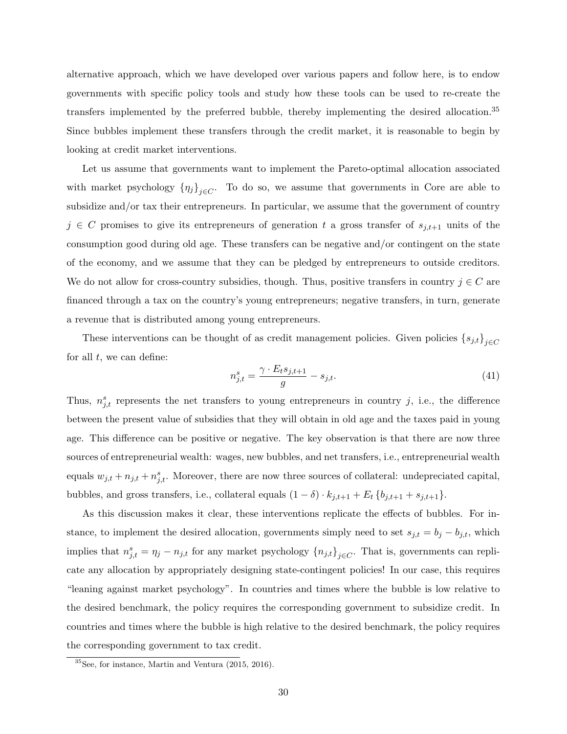alternative approach, which we have developed over various papers and follow here, is to endow governments with specific policy tools and study how these tools can be used to re-create the transfers implemented by the preferred bubble, thereby implementing the desired allocation.[35] Since bubbles implement these transfers through the credit market, it is reasonable to begin by looking at credit market interventions.

Let us assume that governments want to implement the Pareto-optimal allocation associated with market psychology $\{\eta_j\}_{j\in C}$. To do so, we assume that governments in Core are able to subsidize and/or tax their entrepreneurs. In particular, we assume that the government of country $j \in C$ promises to give its entrepreneurs of generation $t$ a gross transfer of $s_{j,t+1}$ units of the consumption good during old age. These transfers can be negative and/or contingent on the state of the economy, and we assume that they can be pledged by entrepreneurs to outside creditors. We do not allow for cross-country subsidies, though. Thus, positive transfers in country $j \in C$ are financed through a tax on the country's young entrepreneurs; negative transfers, in turn, generate a revenue that is distributed among young entrepreneurs.

These interventions can be thought of as credit management policies. Given policies $\{s_{j,t}\}_{j\in C}$ for all $t$, we can define:

$$n^s_{j,t} = \frac{\gamma \cdot E_t s_{j,t+1}}{g} - s_{j,t}. \tag{41}$$

Thus, $n^s_{j,t}$ represents the net transfers to young entrepreneurs in country $j$, i.e., the difference between the present value of subsidies that they will obtain in old age and the taxes paid in young age. This difference can be positive or negative. The key observation is that there are now three sources of entrepreneurial wealth: wages, new bubbles, and net transfers, i.e., entrepreneurial wealth equals $w_{j,t} + n_{j,t} + n^s_{j,t}$. Moreover, there are now three sources of collateral: undepreciated capital, bubbles, and gross transfers, i.e., collateral equals $(1-\delta)\cdot k_{j,t+1} + E_t\{b_{j,t+1} + s_{j,t+1}\}$.

As this discussion makes it clear, these interventions replicate the effects of bubbles. For instance, to implement the desired allocation, governments simply need to set $s_{j,t} = b_j - b_{j,t}$, which implies that $n^s_{j,t} = \eta_j - n_{j,t}$ for any market psychology $\{n_{j,t}\}_{j\in C}$. That is, governments can replicate any allocation by appropriately designing state-contingent policies! In our case, this requires "leaning against market psychology". In countries and times where the bubble is low relative to the desired benchmark, the policy requires the corresponding government to subsidize credit. In countries and times where the bubble is high relative to the desired benchmark, the policy requires the corresponding government to tax credit.

[35] See, for instance, Martin and Ventura (2015, 2016).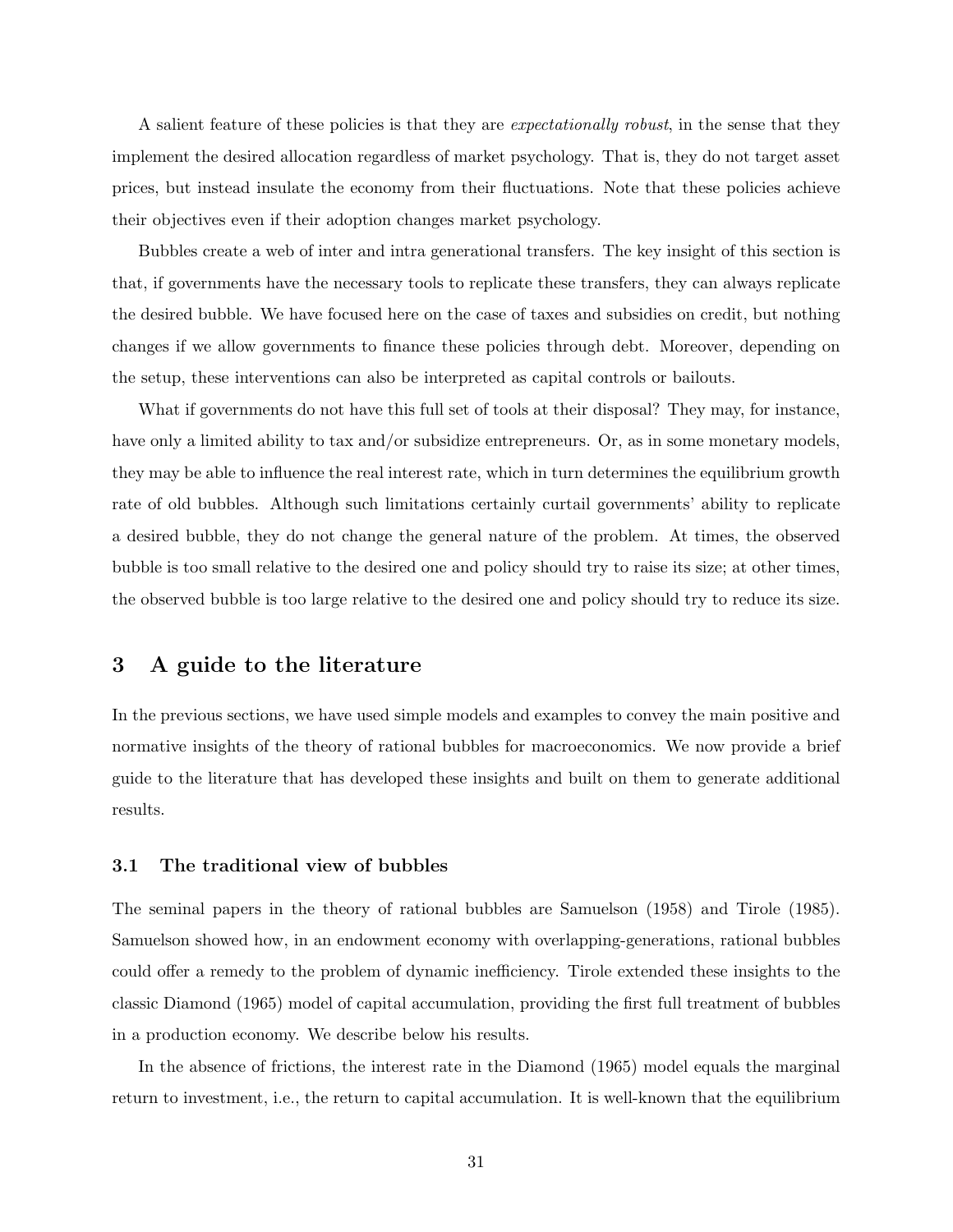A salient feature of these policies is that they are *expectationally robust*, in the sense that they implement the desired allocation regardless of market psychology. That is, they do not target asset prices, but instead insulate the economy from their fluctuations. Note that these policies achieve their objectives even if their adoption changes market psychology.

Bubbles create a web of inter and intra generational transfers. The key insight of this section is that, if governments have the necessary tools to replicate these transfers, they can always replicate the desired bubble. We have focused here on the case of taxes and subsidies on credit, but nothing changes if we allow governments to finance these policies through debt. Moreover, depending on the setup, these interventions can also be interpreted as capital controls or bailouts.

What if governments do not have this full set of tools at their disposal? They may, for instance, have only a limited ability to tax and/or subsidize entrepreneurs. Or, as in some monetary models, they may be able to influence the real interest rate, which in turn determines the equilibrium growth rate of old bubbles. Although such limitations certainly curtail governments' ability to replicate a desired bubble, they do not change the general nature of the problem. At times, the observed bubble is too small relative to the desired one and policy should try to raise its size; at other times, the observed bubble is too large relative to the desired one and policy should try to reduce its size.

# 3 A guide to the literature

In the previous sections, we have used simple models and examples to convey the main positive and normative insights of the theory of rational bubbles for macroeconomics. We now provide a brief guide to the literature that has developed these insights and built on them to generate additional results.

## 3.1 The traditional view of bubbles

The seminal papers in the theory of rational bubbles are Samuelson (1958) and Tirole (1985). Samuelson showed how, in an endowment economy with overlapping-generations, rational bubbles could offer a remedy to the problem of dynamic inefficiency. Tirole extended these insights to the classic Diamond (1965) model of capital accumulation, providing the first full treatment of bubbles in a production economy. We describe below his results.

In the absence of frictions, the interest rate in the Diamond (1965) model equals the marginal return to investment, i.e., the return to capital accumulation. It is well-known that the equilibrium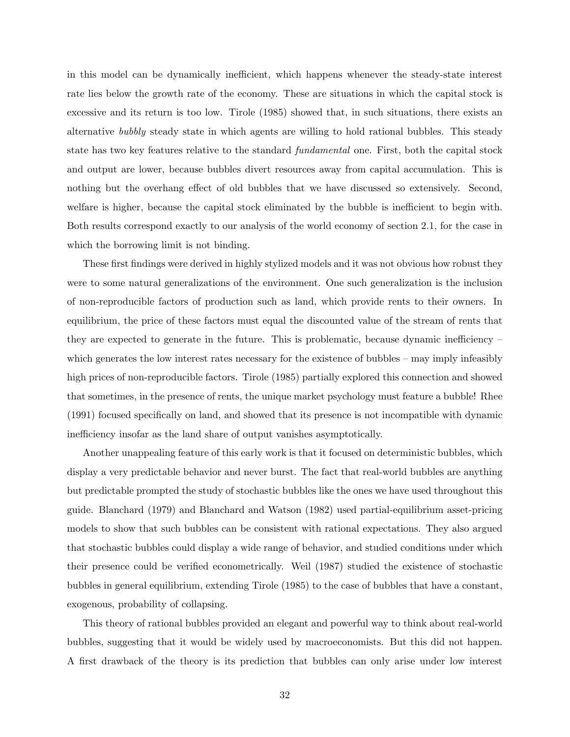in this model can be dynamically inefficient, which happens whenever the steady-state interest rate lies below the growth rate of the economy. These are situations in which the capital stock is excessive and its return is too low. Tirole (1985) showed that, in such situations, there exists an alternative *bubbly* steady state in which agents are willing to hold rational bubbles. This steady state has two key features relative to the standard *fundamental* one. First, both the capital stock and output are lower, because bubbles divert resources away from capital accumulation. This is nothing but the overhang effect of old bubbles that we have discussed so extensively. Second, welfare is higher, because the capital stock eliminated by the bubble is inefficient to begin with. Both results correspond exactly to our analysis of the world economy of section 2.1, for the case in which the borrowing limit is not binding.

These first findings were derived in highly stylized models and it was not obvious how robust they were to some natural generalizations of the environment. One such generalization is the inclusion of non-reproducible factors of production such as land, which provide rents to their owners. In equilibrium, the price of these factors must equal the discounted value of the stream of rents that they are expected to generate in the future. This is problematic, because dynamic inefficiency – which generates the low interest rates necessary for the existence of bubbles – may imply infeasibly high prices of non-reproducible factors. Tirole (1985) partially explored this connection and showed that sometimes, in the presence of rents, the unique market psychology must feature a bubble! Rhee (1991) focused specifically on land, and showed that its presence is not incompatible with dynamic inefficiency insofar as the land share of output vanishes asymptotically.

Another unappealing feature of this early work is that it focused on deterministic bubbles, which display a very predictable behavior and never burst. The fact that real-world bubbles are anything but predictable prompted the study of stochastic bubbles like the ones we have used throughout this guide. Blanchard (1979) and Blanchard and Watson (1982) used partial-equilibrium asset-pricing models to show that such bubbles can be consistent with rational expectations. They also argued that stochastic bubbles could display a wide range of behavior, and studied conditions under which their presence could be verified econometrically. Weil (1987) studied the existence of stochastic bubbles in general equilibrium, extending Tirole (1985) to the case of bubbles that have a constant, exogenous, probability of collapsing.

This theory of rational bubbles provided an elegant and powerful way to think about real-world bubbles, suggesting that it would be widely used by macroeconomists. But this did not happen. A first drawback of the theory is its prediction that bubbles can only arise under low interest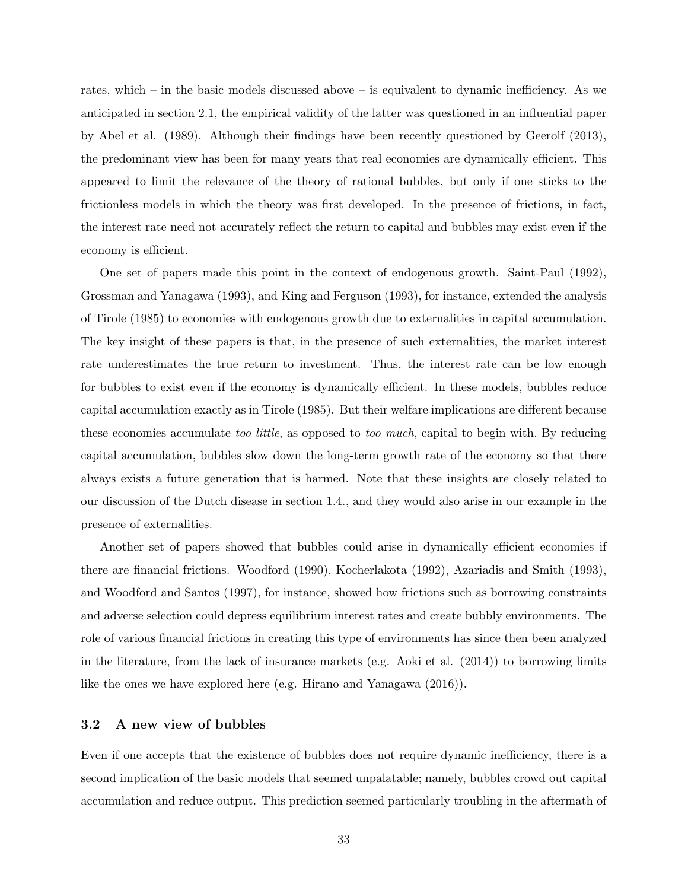rates, which – in the basic models discussed above – is equivalent to dynamic inefficiency. As we anticipated in section 2.1, the empirical validity of the latter was questioned in an influential paper by Abel et al. (1989). Although their findings have been recently questioned by Geerolf (2013), the predominant view has been for many years that real economies are dynamically efficient. This appeared to limit the relevance of the theory of rational bubbles, but only if one sticks to the frictionless models in which the theory was first developed. In the presence of frictions, in fact, the interest rate need not accurately reflect the return to capital and bubbles may exist even if the economy is efficient.

One set of papers made this point in the context of endogenous growth. Saint-Paul (1992), Grossman and Yanagawa (1993), and King and Ferguson (1993), for instance, extended the analysis of Tirole (1985) to economies with endogenous growth due to externalities in capital accumulation. The key insight of these papers is that, in the presence of such externalities, the market interest rate underestimates the true return to investment. Thus, the interest rate can be low enough for bubbles to exist even if the economy is dynamically efficient. In these models, bubbles reduce capital accumulation exactly as in Tirole (1985). But their welfare implications are different because these economies accumulate *too little*, as opposed to *too much*, capital to begin with. By reducing capital accumulation, bubbles slow down the long-term growth rate of the economy so that there always exists a future generation that is harmed. Note that these insights are closely related to our discussion of the Dutch disease in section 1.4., and they would also arise in our example in the presence of externalities.

Another set of papers showed that bubbles could arise in dynamically efficient economies if there are financial frictions. Woodford (1990), Kocherlakota (1992), Azariadis and Smith (1993), and Woodford and Santos (1997), for instance, showed how frictions such as borrowing constraints and adverse selection could depress equilibrium interest rates and create bubbly environments. The role of various financial frictions in creating this type of environments has since then been analyzed in the literature, from the lack of insurance markets (e.g. Aoki et al. (2014)) to borrowing limits like the ones we have explored here (e.g. Hirano and Yanagawa (2016)).

### 3.2 A new view of bubbles

Even if one accepts that the existence of bubbles does not require dynamic inefficiency, there is a second implication of the basic models that seemed unpalatable; namely, bubbles crowd out capital accumulation and reduce output. This prediction seemed particularly troubling in the aftermath of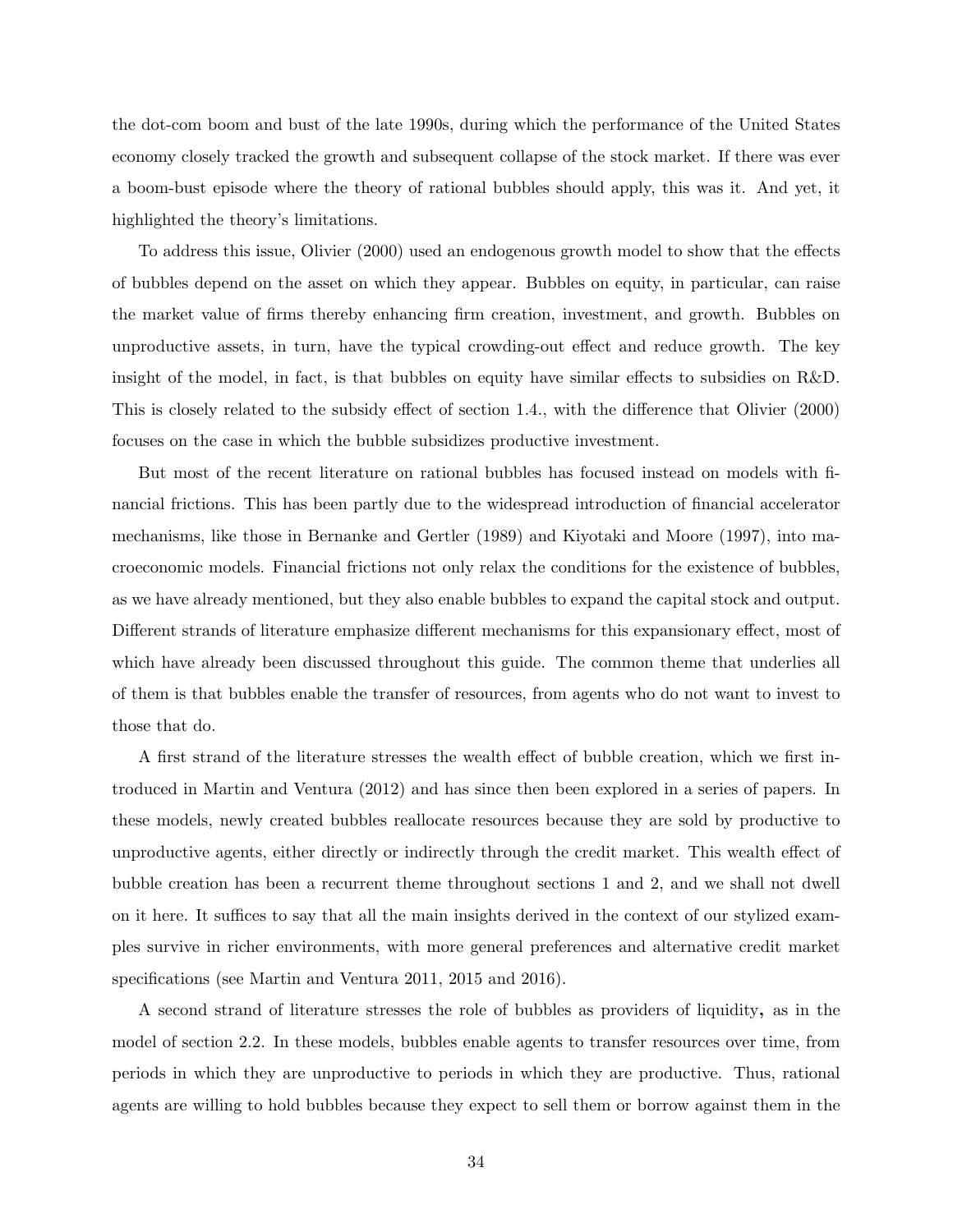the dot-com boom and bust of the late 1990s, during which the performance of the United States economy closely tracked the growth and subsequent collapse of the stock market. If there was ever a boom-bust episode where the theory of rational bubbles should apply, this was it. And yet, it highlighted the theory's limitations.

To address this issue, Olivier (2000) used an endogenous growth model to show that the effects of bubbles depend on the asset on which they appear. Bubbles on equity, in particular, can raise the market value of firms thereby enhancing firm creation, investment, and growth. Bubbles on unproductive assets, in turn, have the typical crowding-out effect and reduce growth. The key insight of the model, in fact, is that bubbles on equity have similar effects to subsidies on R&D. This is closely related to the subsidy effect of section 1.4., with the difference that Olivier (2000) focuses on the case in which the bubble subsidizes productive investment.

But most of the recent literature on rational bubbles has focused instead on models with financial frictions. This has been partly due to the widespread introduction of financial accelerator mechanisms, like those in Bernanke and Gertler (1989) and Kiyotaki and Moore (1997), into macroeconomic models. Financial frictions not only relax the conditions for the existence of bubbles, as we have already mentioned, but they also enable bubbles to expand the capital stock and output. Different strands of literature emphasize different mechanisms for this expansionary effect, most of which have already been discussed throughout this guide. The common theme that underlies all of them is that bubbles enable the transfer of resources, from agents who do not want to invest to those that do.

A first strand of the literature stresses the wealth effect of bubble creation, which we first introduced in Martin and Ventura (2012) and has since then been explored in a series of papers. In these models, newly created bubbles reallocate resources because they are sold by productive to unproductive agents, either directly or indirectly through the credit market. This wealth effect of bubble creation has been a recurrent theme throughout sections 1 and 2, and we shall not dwell on it here. It suffices to say that all the main insights derived in the context of our stylized examples survive in richer environments, with more general preferences and alternative credit market specifications (see Martin and Ventura 2011, 2015 and 2016).

A second strand of literature stresses the role of bubbles as providers of liquidity**,** as in the model of section 2.2. In these models, bubbles enable agents to transfer resources over time, from periods in which they are unproductive to periods in which they are productive. Thus, rational agents are willing to hold bubbles because they expect to sell them or borrow against them in the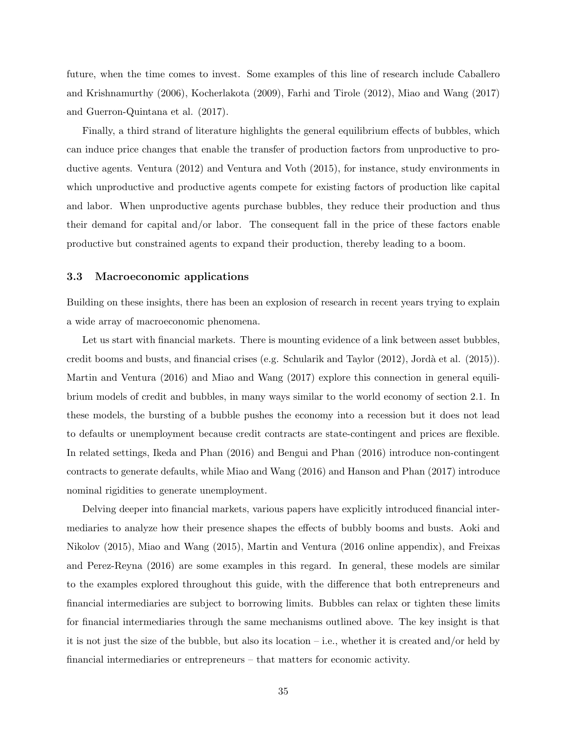future, when the time comes to invest. Some examples of this line of research include Caballero and Krishnamurthy (2006), Kocherlakota (2009), Farhi and Tirole (2012), Miao and Wang (2017) and Guerron-Quintana et al. (2017).

Finally, a third strand of literature highlights the general equilibrium effects of bubbles, which can induce price changes that enable the transfer of production factors from unproductive to productive agents. Ventura (2012) and Ventura and Voth (2015), for instance, study environments in which unproductive and productive agents compete for existing factors of production like capital and labor. When unproductive agents purchase bubbles, they reduce their production and thus their demand for capital and/or labor. The consequent fall in the price of these factors enable productive but constrained agents to expand their production, thereby leading to a boom.

### 3.3 Macroeconomic applications

Building on these insights, there has been an explosion of research in recent years trying to explain a wide array of macroeconomic phenomena.

Let us start with financial markets. There is mounting evidence of a link between asset bubbles, credit booms and busts, and financial crises (e.g. Schularik and Taylor (2012), Jordà et al. (2015)). Martin and Ventura (2016) and Miao and Wang (2017) explore this connection in general equilibrium models of credit and bubbles, in many ways similar to the world economy of section 2.1. In these models, the bursting of a bubble pushes the economy into a recession but it does not lead to defaults or unemployment because credit contracts are state-contingent and prices are flexible. In related settings, Ikeda and Phan (2016) and Bengui and Phan (2016) introduce non-contingent contracts to generate defaults, while Miao and Wang (2016) and Hanson and Phan (2017) introduce nominal rigidities to generate unemployment.

Delving deeper into financial markets, various papers have explicitly introduced financial intermediaries to analyze how their presence shapes the effects of bubbly booms and busts. Aoki and Nikolov (2015), Miao and Wang (2015), Martin and Ventura (2016 online appendix), and Freixas and Perez-Reyna (2016) are some examples in this regard. In general, these models are similar to the examples explored throughout this guide, with the difference that both entrepreneurs and financial intermediaries are subject to borrowing limits. Bubbles can relax or tighten these limits for financial intermediaries through the same mechanisms outlined above. The key insight is that it is not just the size of the bubble, but also its location – i.e., whether it is created and/or held by financial intermediaries or entrepreneurs – that matters for economic activity.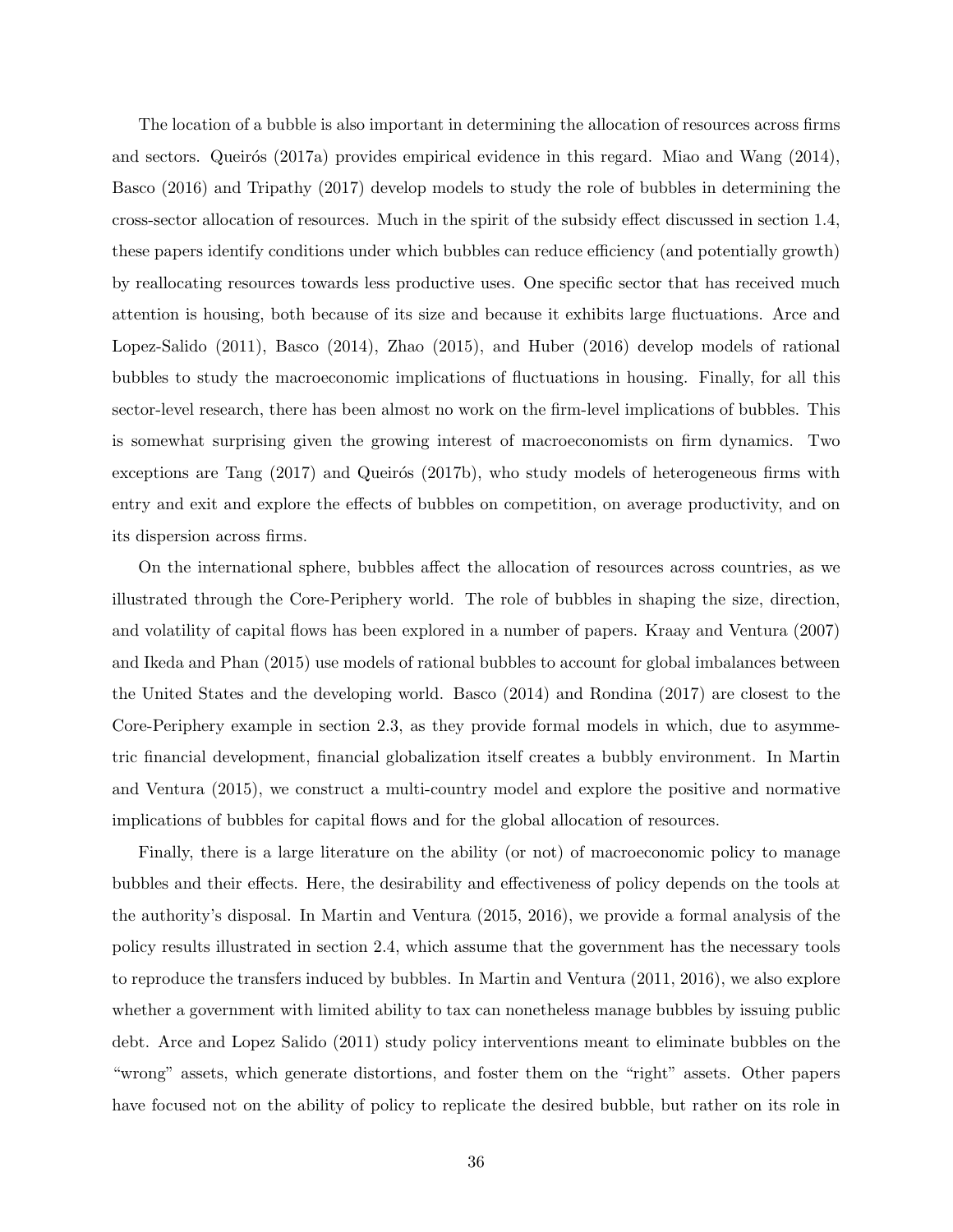The location of a bubble is also important in determining the allocation of resources across firms and sectors. Queirós (2017a) provides empirical evidence in this regard. Miao and Wang (2014), Basco (2016) and Tripathy (2017) develop models to study the role of bubbles in determining the cross-sector allocation of resources. Much in the spirit of the subsidy effect discussed in section 1.4, these papers identify conditions under which bubbles can reduce efficiency (and potentially growth) by reallocating resources towards less productive uses. One specific sector that has received much attention is housing, both because of its size and because it exhibits large fluctuations. Arce and Lopez-Salido (2011), Basco (2014), Zhao (2015), and Huber (2016) develop models of rational bubbles to study the macroeconomic implications of fluctuations in housing. Finally, for all this sector-level research, there has been almost no work on the firm-level implications of bubbles. This is somewhat surprising given the growing interest of macroeconomists on firm dynamics. Two exceptions are Tang (2017) and Queirós (2017b), who study models of heterogeneous firms with entry and exit and explore the effects of bubbles on competition, on average productivity, and on its dispersion across firms.

On the international sphere, bubbles affect the allocation of resources across countries, as we illustrated through the Core-Periphery world. The role of bubbles in shaping the size, direction, and volatility of capital flows has been explored in a number of papers. Kraay and Ventura (2007) and Ikeda and Phan (2015) use models of rational bubbles to account for global imbalances between the United States and the developing world. Basco (2014) and Rondina (2017) are closest to the Core-Periphery example in section 2.3, as they provide formal models in which, due to asymmetric financial development, financial globalization itself creates a bubbly environment. In Martin and Ventura (2015), we construct a multi-country model and explore the positive and normative implications of bubbles for capital flows and for the global allocation of resources.

Finally, there is a large literature on the ability (or not) of macroeconomic policy to manage bubbles and their effects. Here, the desirability and effectiveness of policy depends on the tools at the authority's disposal. In Martin and Ventura (2015, 2016), we provide a formal analysis of the policy results illustrated in section 2.4, which assume that the government has the necessary tools to reproduce the transfers induced by bubbles. In Martin and Ventura (2011, 2016), we also explore whether a government with limited ability to tax can nonetheless manage bubbles by issuing public debt. Arce and Lopez Salido (2011) study policy interventions meant to eliminate bubbles on the "wrong" assets, which generate distortions, and foster them on the "right" assets. Other papers have focused not on the ability of policy to replicate the desired bubble, but rather on its role in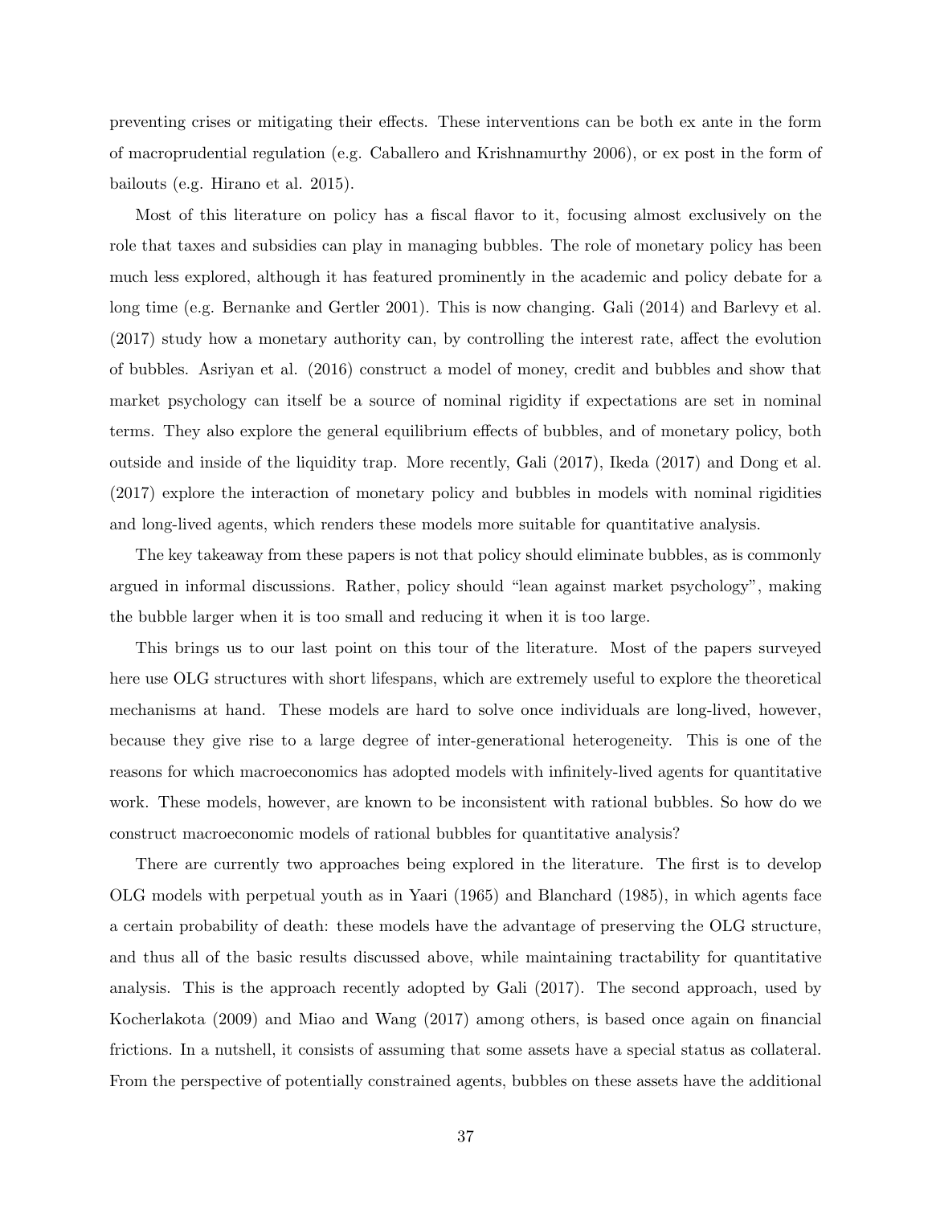preventing crises or mitigating their effects. These interventions can be both ex ante in the form of macroprudential regulation (e.g. Caballero and Krishnamurthy 2006), or ex post in the form of bailouts (e.g. Hirano et al. 2015).

Most of this literature on policy has a fiscal flavor to it, focusing almost exclusively on the role that taxes and subsidies can play in managing bubbles. The role of monetary policy has been much less explored, although it has featured prominently in the academic and policy debate for a long time (e.g. Bernanke and Gertler 2001). This is now changing. Gali (2014) and Barlevy et al. (2017) study how a monetary authority can, by controlling the interest rate, affect the evolution of bubbles. Asriyan et al. (2016) construct a model of money, credit and bubbles and show that market psychology can itself be a source of nominal rigidity if expectations are set in nominal terms. They also explore the general equilibrium effects of bubbles, and of monetary policy, both outside and inside of the liquidity trap. More recently, Gali (2017), Ikeda (2017) and Dong et al. (2017) explore the interaction of monetary policy and bubbles in models with nominal rigidities and long-lived agents, which renders these models more suitable for quantitative analysis.

The key takeaway from these papers is not that policy should eliminate bubbles, as is commonly argued in informal discussions. Rather, policy should "lean against market psychology", making the bubble larger when it is too small and reducing it when it is too large.

This brings us to our last point on this tour of the literature. Most of the papers surveyed here use OLG structures with short lifespans, which are extremely useful to explore the theoretical mechanisms at hand. These models are hard to solve once individuals are long-lived, however, because they give rise to a large degree of inter-generational heterogeneity. This is one of the reasons for which macroeconomics has adopted models with infinitely-lived agents for quantitative work. These models, however, are known to be inconsistent with rational bubbles. So how do we construct macroeconomic models of rational bubbles for quantitative analysis?

There are currently two approaches being explored in the literature. The first is to develop OLG models with perpetual youth as in Yaari (1965) and Blanchard (1985), in which agents face a certain probability of death: these models have the advantage of preserving the OLG structure, and thus all of the basic results discussed above, while maintaining tractability for quantitative analysis. This is the approach recently adopted by Gali (2017). The second approach, used by Kocherlakota (2009) and Miao and Wang (2017) among others, is based once again on financial frictions. In a nutshell, it consists of assuming that some assets have a special status as collateral. From the perspective of potentially constrained agents, bubbles on these assets have the additional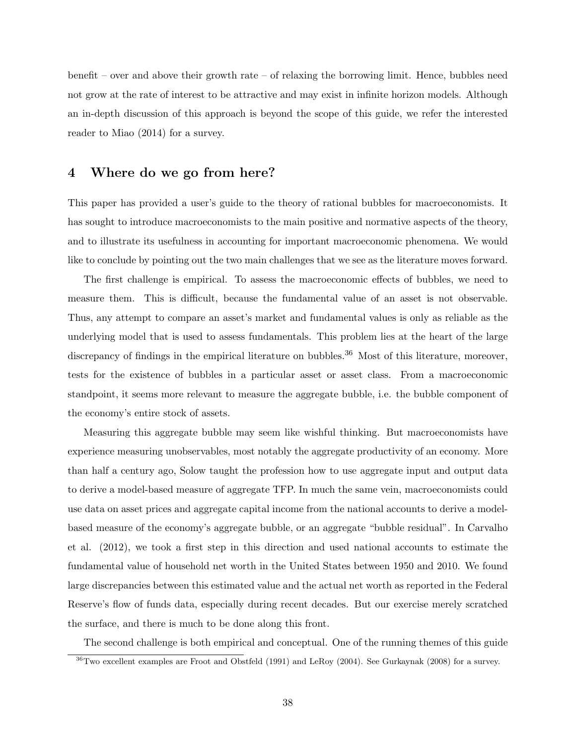benefit – over and above their growth rate – of relaxing the borrowing limit. Hence, bubbles need not grow at the rate of interest to be attractive and may exist in infinite horizon models. Although an in-depth discussion of this approach is beyond the scope of this guide, we refer the interested reader to Miao (2014) for a survey.

## 4 Where do we go from here?

This paper has provided a user's guide to the theory of rational bubbles for macroeconomists. It has sought to introduce macroeconomists to the main positive and normative aspects of the theory, and to illustrate its usefulness in accounting for important macroeconomic phenomena. We would like to conclude by pointing out the two main challenges that we see as the literature moves forward.

The first challenge is empirical. To assess the macroeconomic effects of bubbles, we need to measure them. This is difficult, because the fundamental value of an asset is not observable. Thus, any attempt to compare an asset's market and fundamental values is only as reliable as the underlying model that is used to assess fundamentals. This problem lies at the heart of the large discrepancy of findings in the empirical literature on bubbles.[36] Most of this literature, moreover, tests for the existence of bubbles in a particular asset or asset class. From a macroeconomic standpoint, it seems more relevant to measure the aggregate bubble, i.e. the bubble component of the economy's entire stock of assets.

Measuring this aggregate bubble may seem like wishful thinking. But macroeconomists have experience measuring unobservables, most notably the aggregate productivity of an economy. More than half a century ago, Solow taught the profession how to use aggregate input and output data to derive a model-based measure of aggregate TFP. In much the same vein, macroeconomists could use data on asset prices and aggregate capital income from the national accounts to derive a model-based measure of the economy's aggregate bubble, or an aggregate "bubble residual". In Carvalho et al. (2012), we took a first step in this direction and used national accounts to estimate the fundamental value of household net worth in the United States between 1950 and 2010. We found large discrepancies between this estimated value and the actual net worth as reported in the Federal Reserve's flow of funds data, especially during recent decades. But our exercise merely scratched the surface, and there is much to be done along this front.

The second challenge is both empirical and conceptual. One of the running themes of this guide

[36] Two excellent examples are Froot and Obstfeld (1991) and LeRoy (2004). See Gurkaynak (2008) for a survey.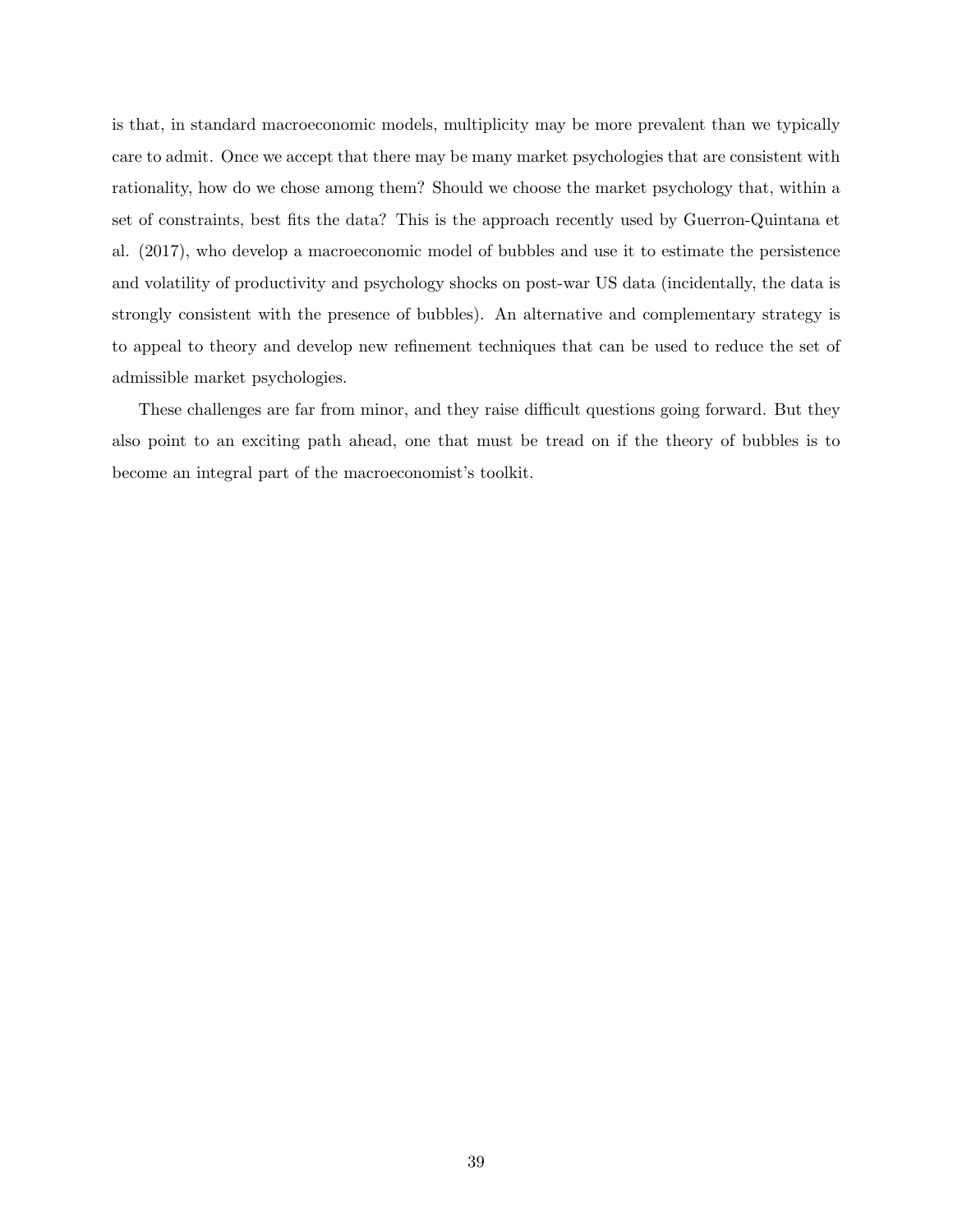is that, in standard macroeconomic models, multiplicity may be more prevalent than we typically care to admit. Once we accept that there may be many market psychologies that are consistent with rationality, how do we chose among them? Should we choose the market psychology that, within a set of constraints, best fits the data? This is the approach recently used by Guerron-Quintana et al. (2017), who develop a macroeconomic model of bubbles and use it to estimate the persistence and volatility of productivity and psychology shocks on post-war US data (incidentally, the data is strongly consistent with the presence of bubbles). An alternative and complementary strategy is to appeal to theory and develop new refinement techniques that can be used to reduce the set of admissible market psychologies.

These challenges are far from minor, and they raise difficult questions going forward. But they also point to an exciting path ahead, one that must be tread on if the theory of bubbles is to become an integral part of the macroeconomist's toolkit.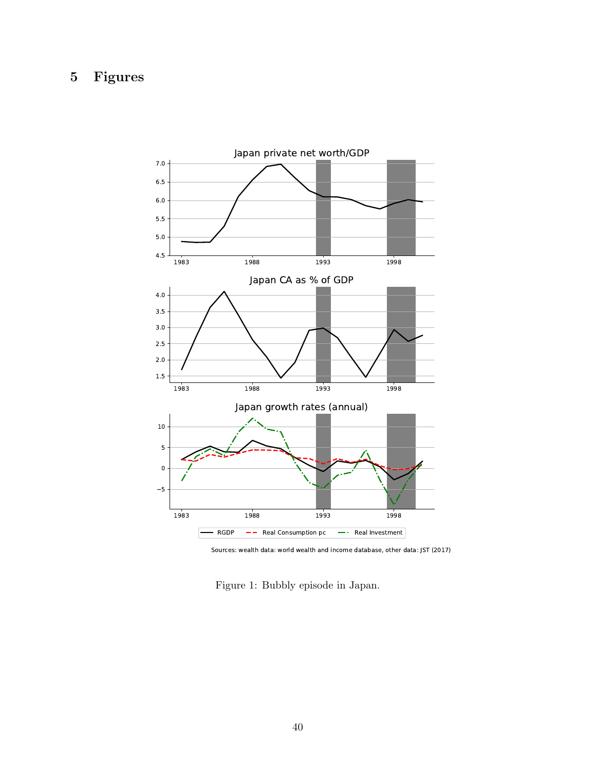# 5 Figures

Figure 1: Bubbly episode in Japan.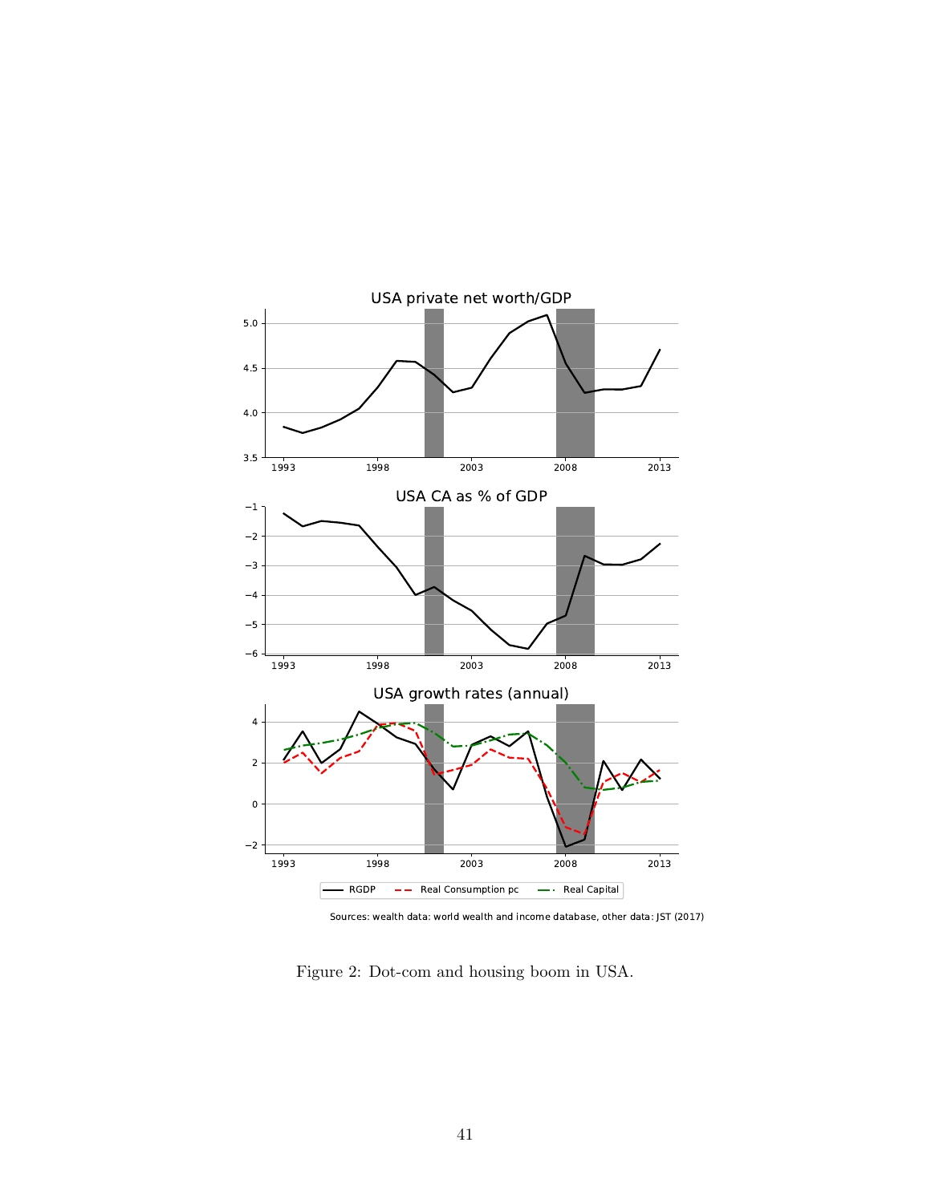Sources: wealth data: world wealth and income database, other data: JST (2017)

Figure 2: Dot-com and housing boom in USA.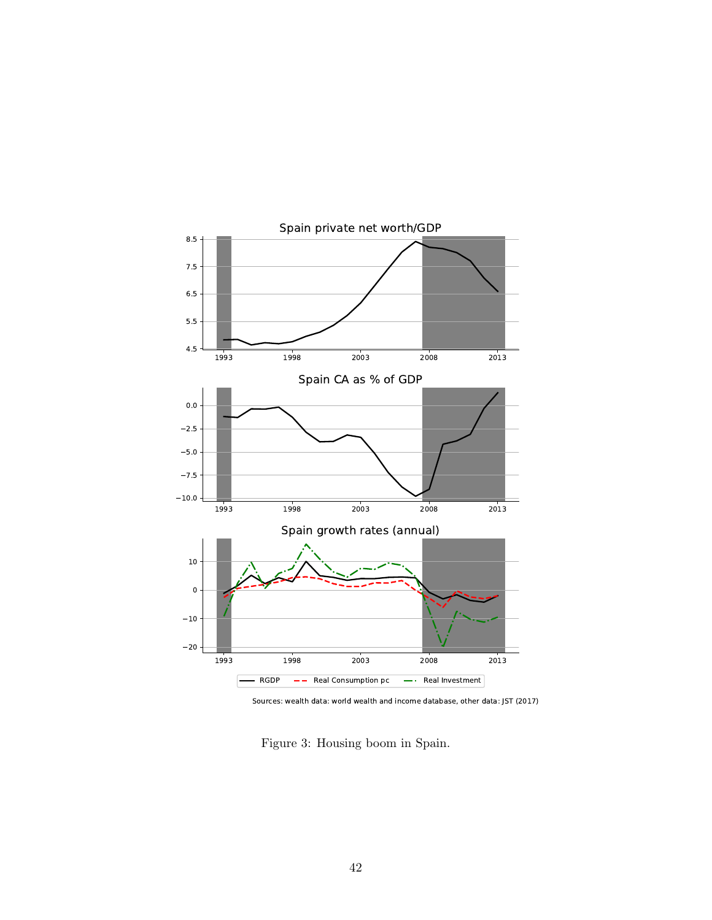Sources: wealth data: world wealth and income database, other data: JST (2017)

Figure 3: Housing boom in Spain.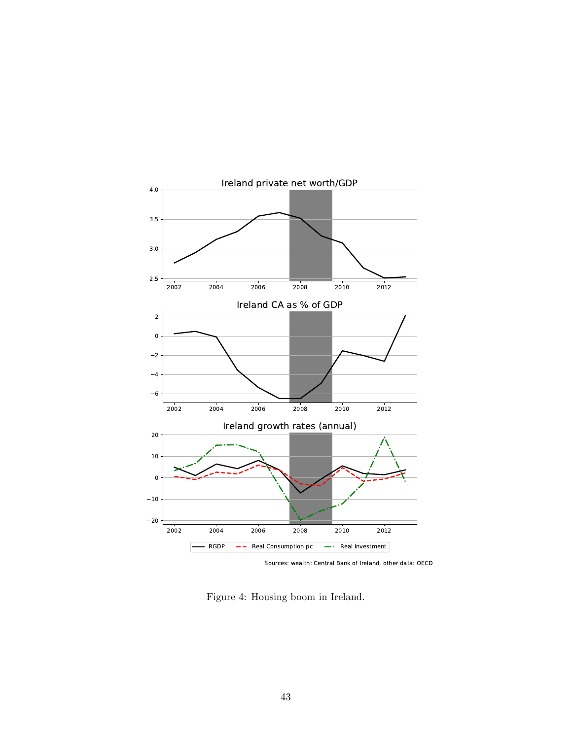Figure 4: Housing boom in Ireland.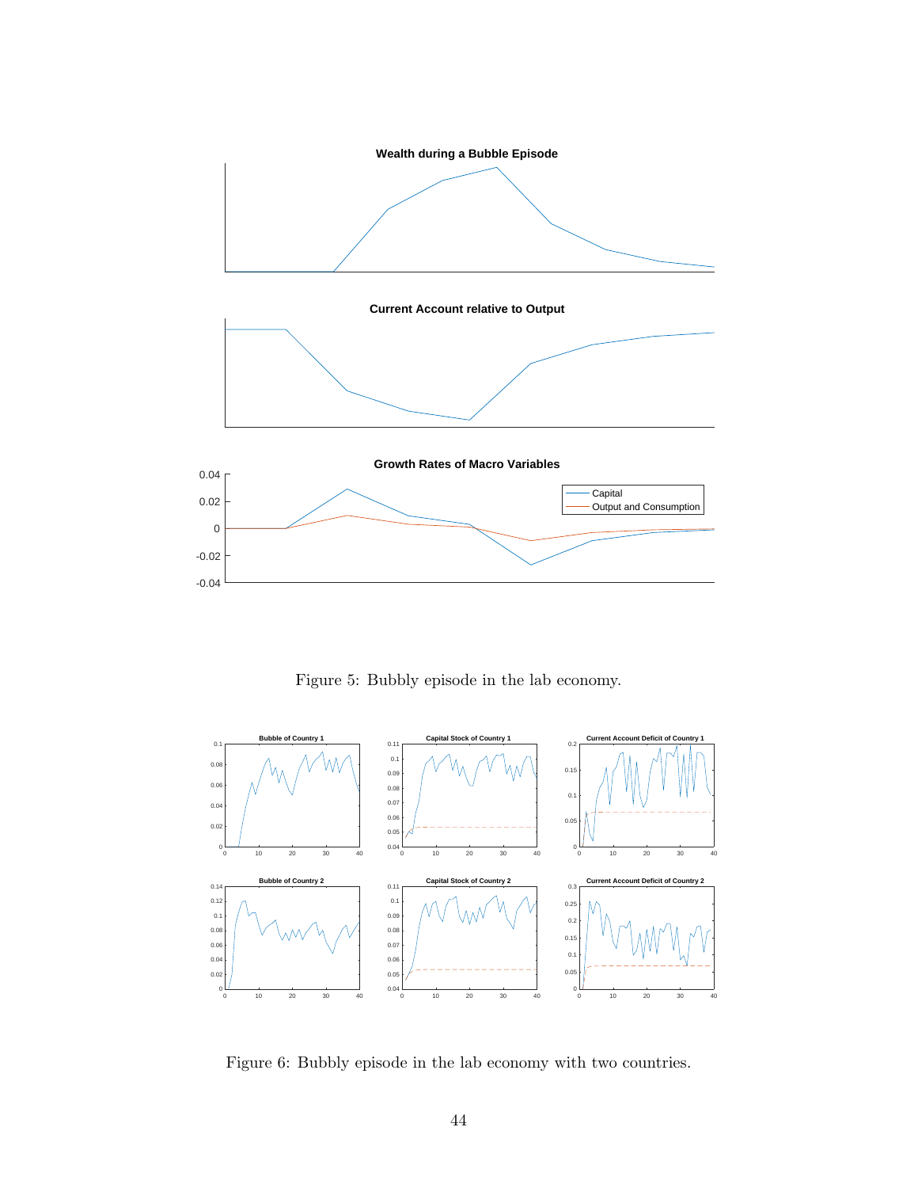Figure 5: Bubbly episode in the lab economy.

Figure 6: Bubbly episode in the lab economy with two countries.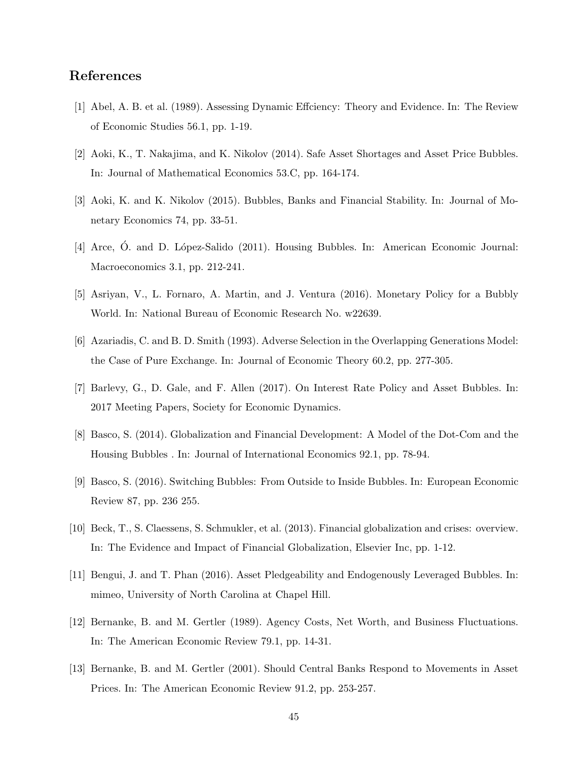## References

[1] Abel, A. B. et al. (1989). Assessing Dynamic Effciency: Theory and Evidence. In: The Review of Economic Studies 56.1, pp. 1-19.

[2] Aoki, K., T. Nakajima, and K. Nikolov (2014). Safe Asset Shortages and Asset Price Bubbles. In: Journal of Mathematical Economics 53.C, pp. 164-174.

[3] Aoki, K. and K. Nikolov (2015). Bubbles, Banks and Financial Stability. In: Journal of Monetary Economics 74, pp. 33-51.

[4] Arce, Ó. and D. López-Salido (2011). Housing Bubbles. In: American Economic Journal: Macroeconomics 3.1, pp. 212-241.

[5] Asriyan, V., L. Fornaro, A. Martin, and J. Ventura (2016). Monetary Policy for a Bubbly World. In: National Bureau of Economic Research No. w22639.

[6] Azariadis, C. and B. D. Smith (1993). Adverse Selection in the Overlapping Generations Model: the Case of Pure Exchange. In: Journal of Economic Theory 60.2, pp. 277-305.

[7] Barlevy, G., D. Gale, and F. Allen (2017). On Interest Rate Policy and Asset Bubbles. In: 2017 Meeting Papers, Society for Economic Dynamics.

[8] Basco, S. (2014). Globalization and Financial Development: A Model of the Dot-Com and the Housing Bubbles . In: Journal of International Economics 92.1, pp. 78-94.

[9] Basco, S. (2016). Switching Bubbles: From Outside to Inside Bubbles. In: European Economic Review 87, pp. 236 255.

[10] Beck, T., S. Claessens, S. Schmukler, et al. (2013). Financial globalization and crises: overview. In: The Evidence and Impact of Financial Globalization, Elsevier Inc, pp. 1-12.

[11] Bengui, J. and T. Phan (2016). Asset Pledgeability and Endogenously Leveraged Bubbles. In: mimeo, University of North Carolina at Chapel Hill.

[12] Bernanke, B. and M. Gertler (1989). Agency Costs, Net Worth, and Business Fluctuations. In: The American Economic Review 79.1, pp. 14-31.

[13] Bernanke, B. and M. Gertler (2001). Should Central Banks Respond to Movements in Asset Prices. In: The American Economic Review 91.2, pp. 253-257.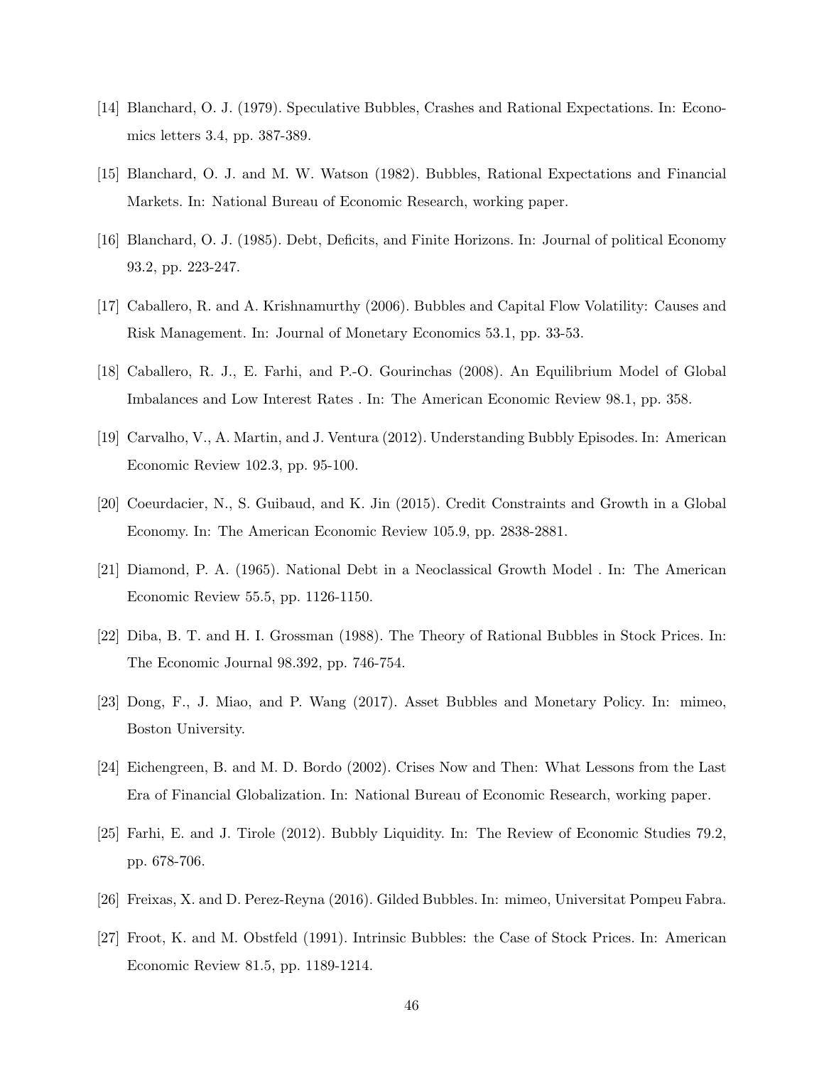[14] Blanchard, O. J. (1979). Speculative Bubbles, Crashes and Rational Expectations. In: Economics letters 3.4, pp. 387-389.

[15] Blanchard, O. J. and M. W. Watson (1982). Bubbles, Rational Expectations and Financial Markets. In: National Bureau of Economic Research, working paper.

[16] Blanchard, O. J. (1985). Debt, Deficits, and Finite Horizons. In: Journal of political Economy 93.2, pp. 223-247.

[17] Caballero, R. and A. Krishnamurthy (2006). Bubbles and Capital Flow Volatility: Causes and Risk Management. In: Journal of Monetary Economics 53.1, pp. 33-53.

[18] Caballero, R. J., E. Farhi, and P.-O. Gourinchas (2008). An Equilibrium Model of Global Imbalances and Low Interest Rates . In: The American Economic Review 98.1, pp. 358.

[19] Carvalho, V., A. Martin, and J. Ventura (2012). Understanding Bubbly Episodes. In: American Economic Review 102.3, pp. 95-100.

[20] Coeurdacier, N., S. Guibaud, and K. Jin (2015). Credit Constraints and Growth in a Global Economy. In: The American Economic Review 105.9, pp. 2838-2881.

[21] Diamond, P. A. (1965). National Debt in a Neoclassical Growth Model . In: The American Economic Review 55.5, pp. 1126-1150.

[22] Diba, B. T. and H. I. Grossman (1988). The Theory of Rational Bubbles in Stock Prices. In: The Economic Journal 98.392, pp. 746-754.

[23] Dong, F., J. Miao, and P. Wang (2017). Asset Bubbles and Monetary Policy. In: mimeo, Boston University.

[24] Eichengreen, B. and M. D. Bordo (2002). Crises Now and Then: What Lessons from the Last Era of Financial Globalization. In: National Bureau of Economic Research, working paper.

[25] Farhi, E. and J. Tirole (2012). Bubbly Liquidity. In: The Review of Economic Studies 79.2, pp. 678-706.

[26] Freixas, X. and D. Perez-Reyna (2016). Gilded Bubbles. In: mimeo, Universitat Pompeu Fabra.

[27] Froot, K. and M. Obstfeld (1991). Intrinsic Bubbles: the Case of Stock Prices. In: American Economic Review 81.5, pp. 1189-1214.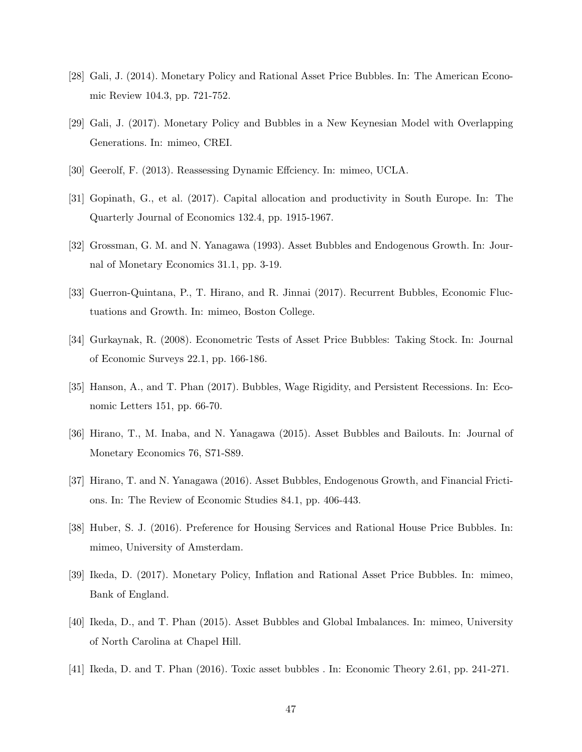[28] Gali, J. (2014). Monetary Policy and Rational Asset Price Bubbles. In: The American Economic Review 104.3, pp. 721-752.

[29] Gali, J. (2017). Monetary Policy and Bubbles in a New Keynesian Model with Overlapping Generations. In: mimeo, CREI.

[30] Geerolf, F. (2013). Reassessing Dynamic Effciency. In: mimeo, UCLA.

[31] Gopinath, G., et al. (2017). Capital allocation and productivity in South Europe. In: The Quarterly Journal of Economics 132.4, pp. 1915-1967.

[32] Grossman, G. M. and N. Yanagawa (1993). Asset Bubbles and Endogenous Growth. In: Journal of Monetary Economics 31.1, pp. 3-19.

[33] Guerron-Quintana, P., T. Hirano, and R. Jinnai (2017). Recurrent Bubbles, Economic Fluctuations and Growth. In: mimeo, Boston College.

[34] Gurkaynak, R. (2008). Econometric Tests of Asset Price Bubbles: Taking Stock. In: Journal of Economic Surveys 22.1, pp. 166-186.

[35] Hanson, A., and T. Phan (2017). Bubbles, Wage Rigidity, and Persistent Recessions. In: Economic Letters 151, pp. 66-70.

[36] Hirano, T., M. Inaba, and N. Yanagawa (2015). Asset Bubbles and Bailouts. In: Journal of Monetary Economics 76, S71-S89.

[37] Hirano, T. and N. Yanagawa (2016). Asset Bubbles, Endogenous Growth, and Financial Frictions. In: The Review of Economic Studies 84.1, pp. 406-443.

[38] Huber, S. J. (2016). Preference for Housing Services and Rational House Price Bubbles. In: mimeo, University of Amsterdam.

[39] Ikeda, D. (2017). Monetary Policy, Inflation and Rational Asset Price Bubbles. In: mimeo, Bank of England.

[40] Ikeda, D., and T. Phan (2015). Asset Bubbles and Global Imbalances. In: mimeo, University of North Carolina at Chapel Hill.

[41] Ikeda, D. and T. Phan (2016). Toxic asset bubbles . In: Economic Theory 2.61, pp. 241-271.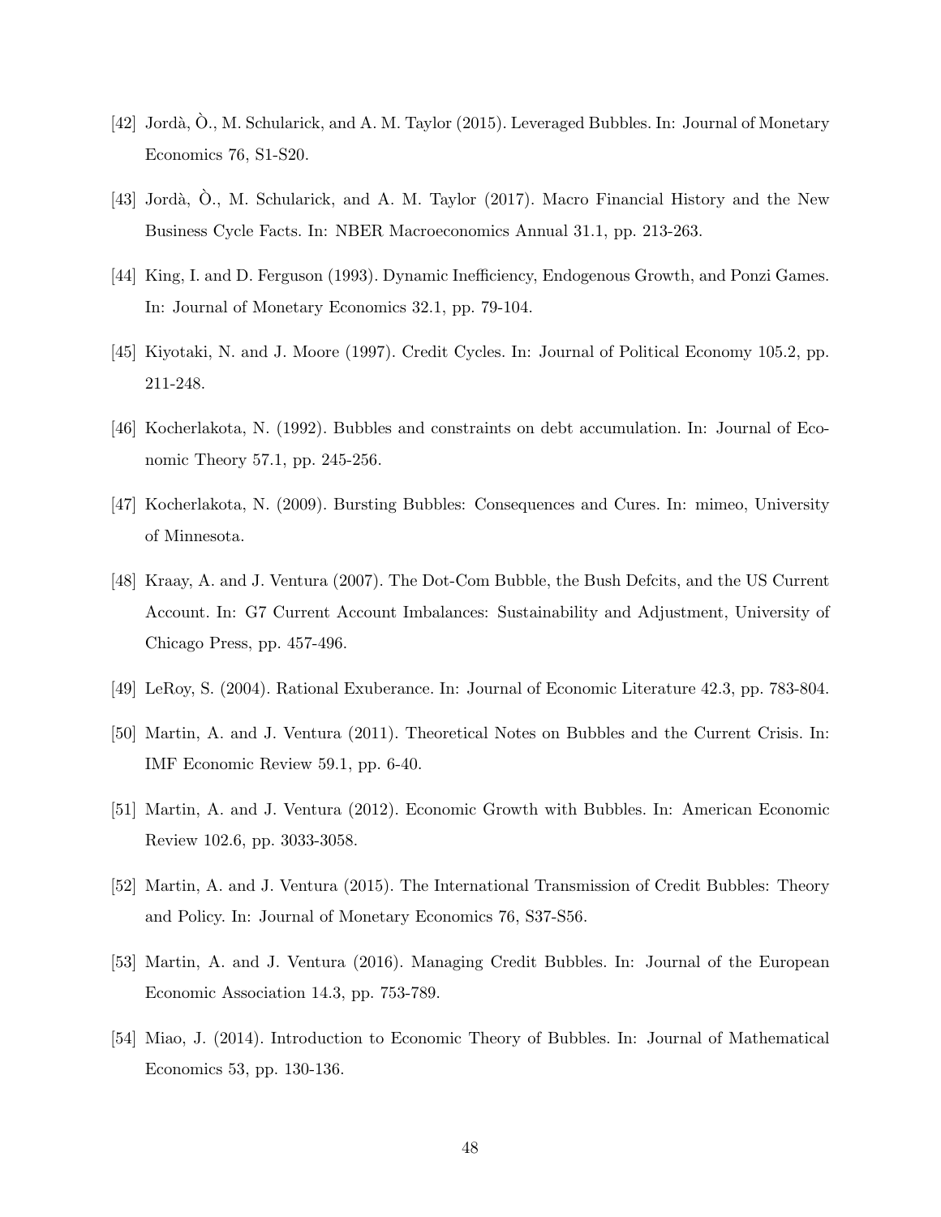[42] Jordà, Ò., M. Schularick, and A. M. Taylor (2015). Leveraged Bubbles. In: Journal of Monetary Economics 76, S1-S20.

[43] Jordà, Ò., M. Schularick, and A. M. Taylor (2017). Macro Financial History and the New Business Cycle Facts. In: NBER Macroeconomics Annual 31.1, pp. 213-263.

[44] King, I. and D. Ferguson (1993). Dynamic Inefficiency, Endogenous Growth, and Ponzi Games. In: Journal of Monetary Economics 32.1, pp. 79-104.

[45] Kiyotaki, N. and J. Moore (1997). Credit Cycles. In: Journal of Political Economy 105.2, pp. 211-248.

[46] Kocherlakota, N. (1992). Bubbles and constraints on debt accumulation. In: Journal of Economic Theory 57.1, pp. 245-256.

[47] Kocherlakota, N. (2009). Bursting Bubbles: Consequences and Cures. In: mimeo, University of Minnesota.

[48] Kraay, A. and J. Ventura (2007). The Dot-Com Bubble, the Bush Defcits, and the US Current Account. In: G7 Current Account Imbalances: Sustainability and Adjustment, University of Chicago Press, pp. 457-496.

[49] LeRoy, S. (2004). Rational Exuberance. In: Journal of Economic Literature 42.3, pp. 783-804.

[50] Martin, A. and J. Ventura (2011). Theoretical Notes on Bubbles and the Current Crisis. In: IMF Economic Review 59.1, pp. 6-40.

[51] Martin, A. and J. Ventura (2012). Economic Growth with Bubbles. In: American Economic Review 102.6, pp. 3033-3058.

[52] Martin, A. and J. Ventura (2015). The International Transmission of Credit Bubbles: Theory and Policy. In: Journal of Monetary Economics 76, S37-S56.

[53] Martin, A. and J. Ventura (2016). Managing Credit Bubbles. In: Journal of the European Economic Association 14.3, pp. 753-789.

[54] Miao, J. (2014). Introduction to Economic Theory of Bubbles. In: Journal of Mathematical Economics 53, pp. 130-136.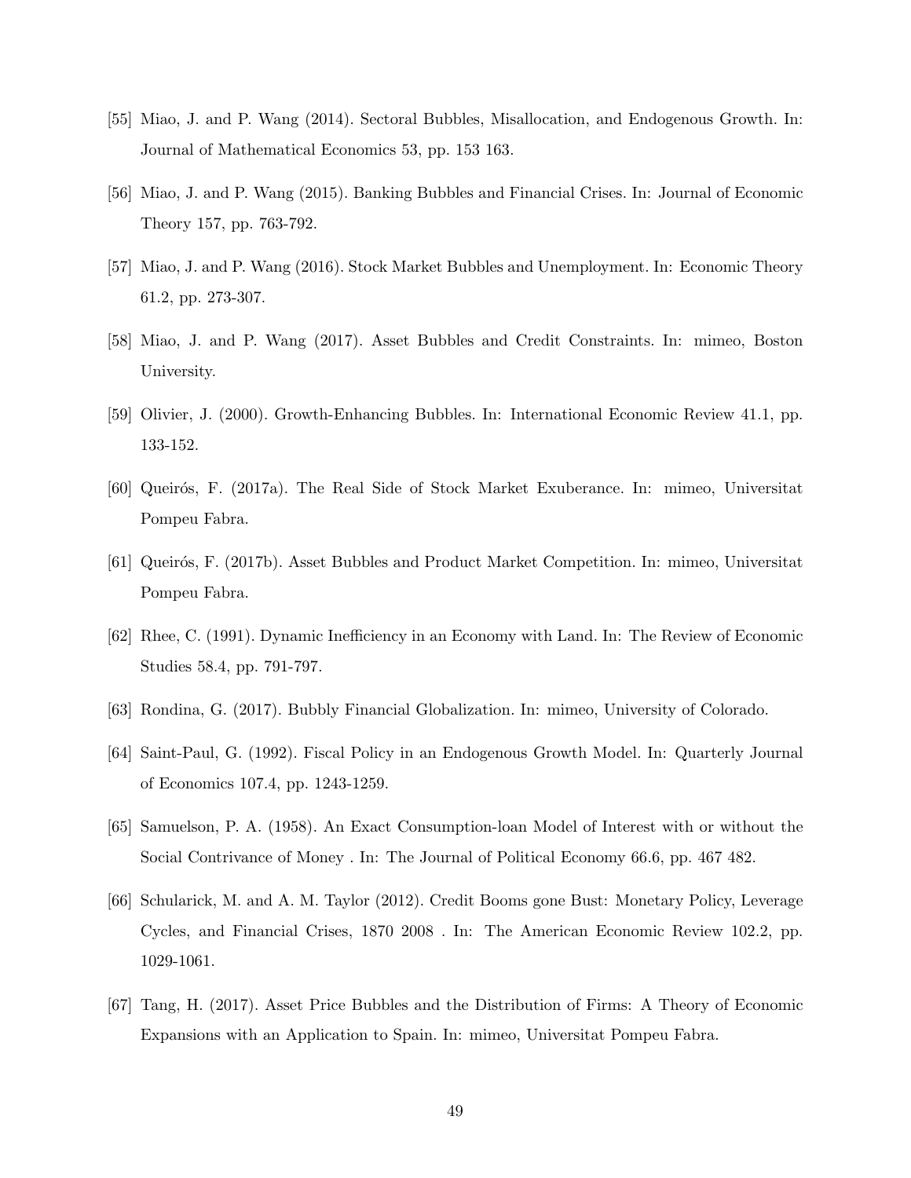[55] Miao, J. and P. Wang (2014). Sectoral Bubbles, Misallocation, and Endogenous Growth. In: Journal of Mathematical Economics 53, pp. 153 163.

[56] Miao, J. and P. Wang (2015). Banking Bubbles and Financial Crises. In: Journal of Economic Theory 157, pp. 763-792.

[57] Miao, J. and P. Wang (2016). Stock Market Bubbles and Unemployment. In: Economic Theory 61.2, pp. 273-307.

[58] Miao, J. and P. Wang (2017). Asset Bubbles and Credit Constraints. In: mimeo, Boston University.

[59] Olivier, J. (2000). Growth-Enhancing Bubbles. In: International Economic Review 41.1, pp. 133-152.

[60] Queirós, F. (2017a). The Real Side of Stock Market Exuberance. In: mimeo, Universitat Pompeu Fabra.

[61] Queirós, F. (2017b). Asset Bubbles and Product Market Competition. In: mimeo, Universitat Pompeu Fabra.

[62] Rhee, C. (1991). Dynamic Inefficiency in an Economy with Land. In: The Review of Economic Studies 58.4, pp. 791-797.

[63] Rondina, G. (2017). Bubbly Financial Globalization. In: mimeo, University of Colorado.

[64] Saint-Paul, G. (1992). Fiscal Policy in an Endogenous Growth Model. In: Quarterly Journal of Economics 107.4, pp. 1243-1259.

[65] Samuelson, P. A. (1958). An Exact Consumption-loan Model of Interest with or without the Social Contrivance of Money . In: The Journal of Political Economy 66.6, pp. 467 482.

[66] Schularick, M. and A. M. Taylor (2012). Credit Booms gone Bust: Monetary Policy, Leverage Cycles, and Financial Crises, 1870 2008 . In: The American Economic Review 102.2, pp. 1029-1061.

[67] Tang, H. (2017). Asset Price Bubbles and the Distribution of Firms: A Theory of Economic Expansions with an Application to Spain. In: mimeo, Universitat Pompeu Fabra.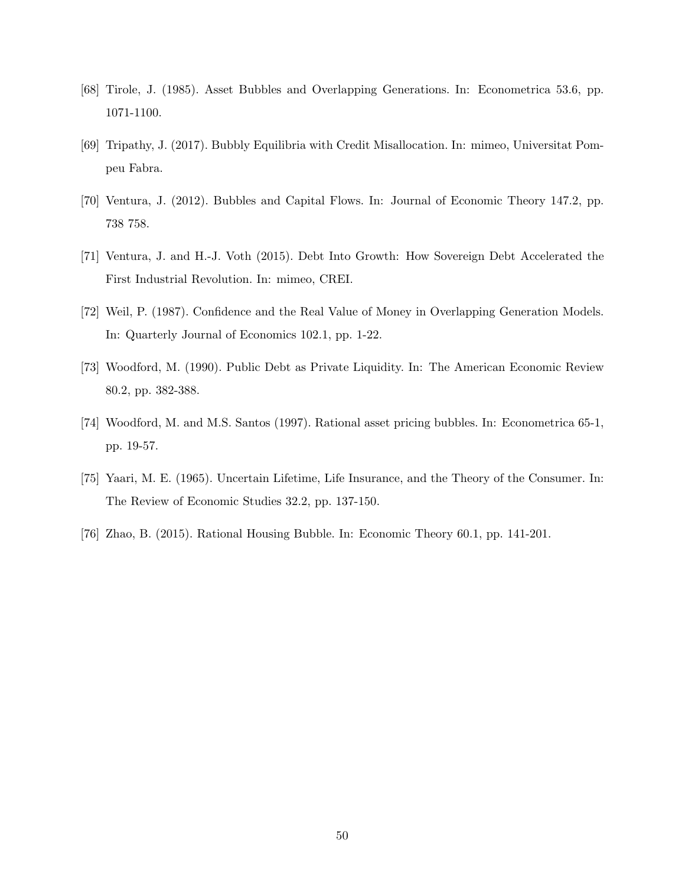[68] Tirole, J. (1985). Asset Bubbles and Overlapping Generations. In: Econometrica 53.6, pp. 1071-1100.

[69] Tripathy, J. (2017). Bubbly Equilibria with Credit Misallocation. In: mimeo, Universitat Pompeu Fabra.

[70] Ventura, J. (2012). Bubbles and Capital Flows. In: Journal of Economic Theory 147.2, pp. 738 758.

[71] Ventura, J. and H.-J. Voth (2015). Debt Into Growth: How Sovereign Debt Accelerated the First Industrial Revolution. In: mimeo, CREI.

[72] Weil, P. (1987). Confidence and the Real Value of Money in Overlapping Generation Models. In: Quarterly Journal of Economics 102.1, pp. 1-22.

[73] Woodford, M. (1990). Public Debt as Private Liquidity. In: The American Economic Review 80.2, pp. 382-388.

[74] Woodford, M. and M.S. Santos (1997). Rational asset pricing bubbles. In: Econometrica 65-1, pp. 19-57.

[75] Yaari, M. E. (1965). Uncertain Lifetime, Life Insurance, and the Theory of the Consumer. In: The Review of Economic Studies 32.2, pp. 137-150.

[76] Zhao, B. (2015). Rational Housing Bubble. In: Economic Theory 60.1, pp. 141-201.